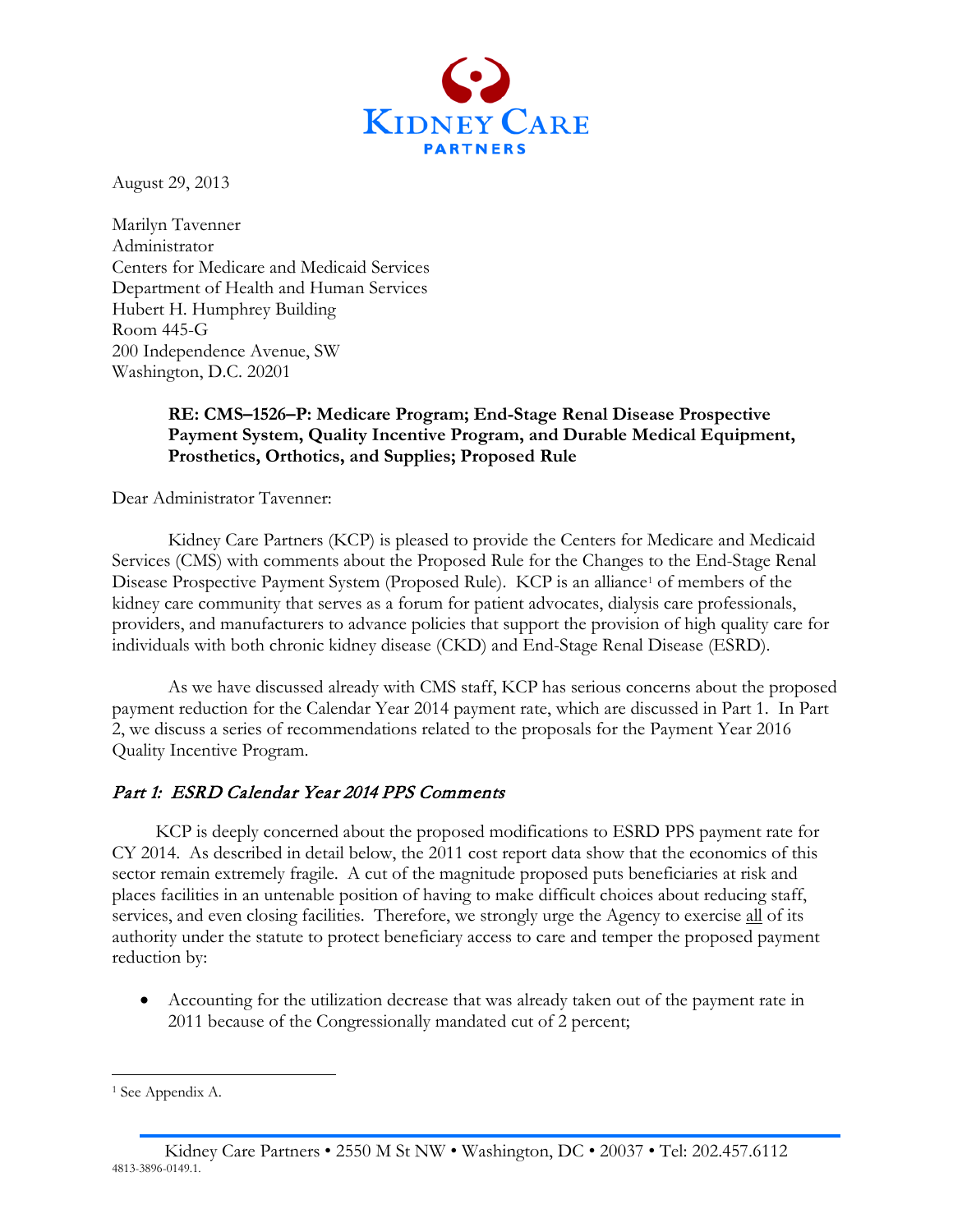KIDNEY CARE PARTNERS

August 29, 2013

Marilyn Tavenner
Administrator
Centers for Medicare and Medicaid Services
Department of Health and Human Services
Hubert H. Humphrey Building
Room 445-G
200 Independence Avenue, SW
Washington, D.C. 20201

**RE: CMS–1526–P: Medicare Program; End-Stage Renal Disease Prospective Payment System, Quality Incentive Program, and Durable Medical Equipment, Prosthetics, Orthotics, and Supplies; Proposed Rule**

Dear Administrator Tavenner:

Kidney Care Partners (KCP) is pleased to provide the Centers for Medicare and Medicaid Services (CMS) with comments about the Proposed Rule for the Changes to the End-Stage Renal Disease Prospective Payment System (Proposed Rule). KCP is an alliance[1] of members of the kidney care community that serves as a forum for patient advocates, dialysis care professionals, providers, and manufacturers to advance policies that support the provision of high quality care for individuals with both chronic kidney disease (CKD) and End-Stage Renal Disease (ESRD).

As we have discussed already with CMS staff, KCP has serious concerns about the proposed payment reduction for the Calendar Year 2014 payment rate, which are discussed in Part 1. In Part 2, we discuss a series of recommendations related to the proposals for the Payment Year 2016 Quality Incentive Program.

## *Part 1: ESRD Calendar Year 2014 PPS Comments*

KCP is deeply concerned about the proposed modifications to ESRD PPS payment rate for CY 2014. As described in detail below, the 2011 cost report data show that the economics of this sector remain extremely fragile. A cut of the magnitude proposed puts beneficiaries at risk and places facilities in an untenable position of having to make difficult choices about reducing staff, services, and even closing facilities. Therefore, we strongly urge the Agency to exercise all of its authority under the statute to protect beneficiary access to care and temper the proposed payment reduction by:

- Accounting for the utilization decrease that was already taken out of the payment rate in 2011 because of the Congressionally mandated cut of 2 percent;

[1] See Appendix A.

Kidney Care Partners • 2550 M St NW • Washington, DC • 20037 • Tel: 202.457.6112
4813-3896-0149.1.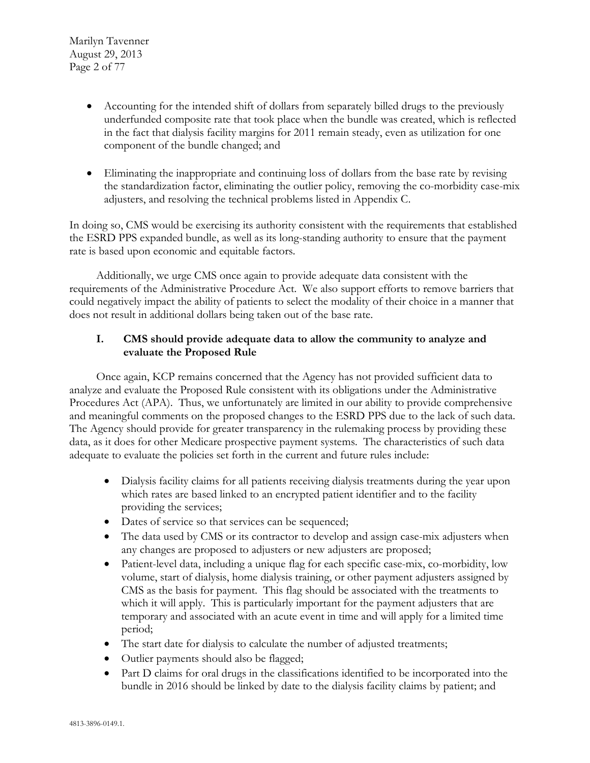- Accounting for the intended shift of dollars from separately billed drugs to the previously underfunded composite rate that took place when the bundle was created, which is reflected in the fact that dialysis facility margins for 2011 remain steady, even as utilization for one component of the bundle changed; and
- Eliminating the inappropriate and continuing loss of dollars from the base rate by revising the standardization factor, eliminating the outlier policy, removing the co-morbidity case-mix adjusters, and resolving the technical problems listed in Appendix C.

In doing so, CMS would be exercising its authority consistent with the requirements that established the ESRD PPS expanded bundle, as well as its long-standing authority to ensure that the payment rate is based upon economic and equitable factors.

Additionally, we urge CMS once again to provide adequate data consistent with the requirements of the Administrative Procedure Act. We also support efforts to remove barriers that could negatively impact the ability of patients to select the modality of their choice in a manner that does not result in additional dollars being taken out of the base rate.

## I. CMS should provide adequate data to allow the community to analyze and evaluate the Proposed Rule

Once again, KCP remains concerned that the Agency has not provided sufficient data to analyze and evaluate the Proposed Rule consistent with its obligations under the Administrative Procedures Act (APA). Thus, we unfortunately are limited in our ability to provide comprehensive and meaningful comments on the proposed changes to the ESRD PPS due to the lack of such data. The Agency should provide for greater transparency in the rulemaking process by providing these data, as it does for other Medicare prospective payment systems. The characteristics of such data adequate to evaluate the policies set forth in the current and future rules include:

- Dialysis facility claims for all patients receiving dialysis treatments during the year upon which rates are based linked to an encrypted patient identifier and to the facility providing the services;
- Dates of service so that services can be sequenced;
- The data used by CMS or its contractor to develop and assign case-mix adjusters when any changes are proposed to adjusters or new adjusters are proposed;
- Patient-level data, including a unique flag for each specific case-mix, co-morbidity, low volume, start of dialysis, home dialysis training, or other payment adjusters assigned by CMS as the basis for payment. This flag should be associated with the treatments to which it will apply. This is particularly important for the payment adjusters that are temporary and associated with an acute event in time and will apply for a limited time period;
- The start date for dialysis to calculate the number of adjusted treatments;
- Outlier payments should also be flagged;
- Part D claims for oral drugs in the classifications identified to be incorporated into the bundle in 2016 should be linked by date to the dialysis facility claims by patient; and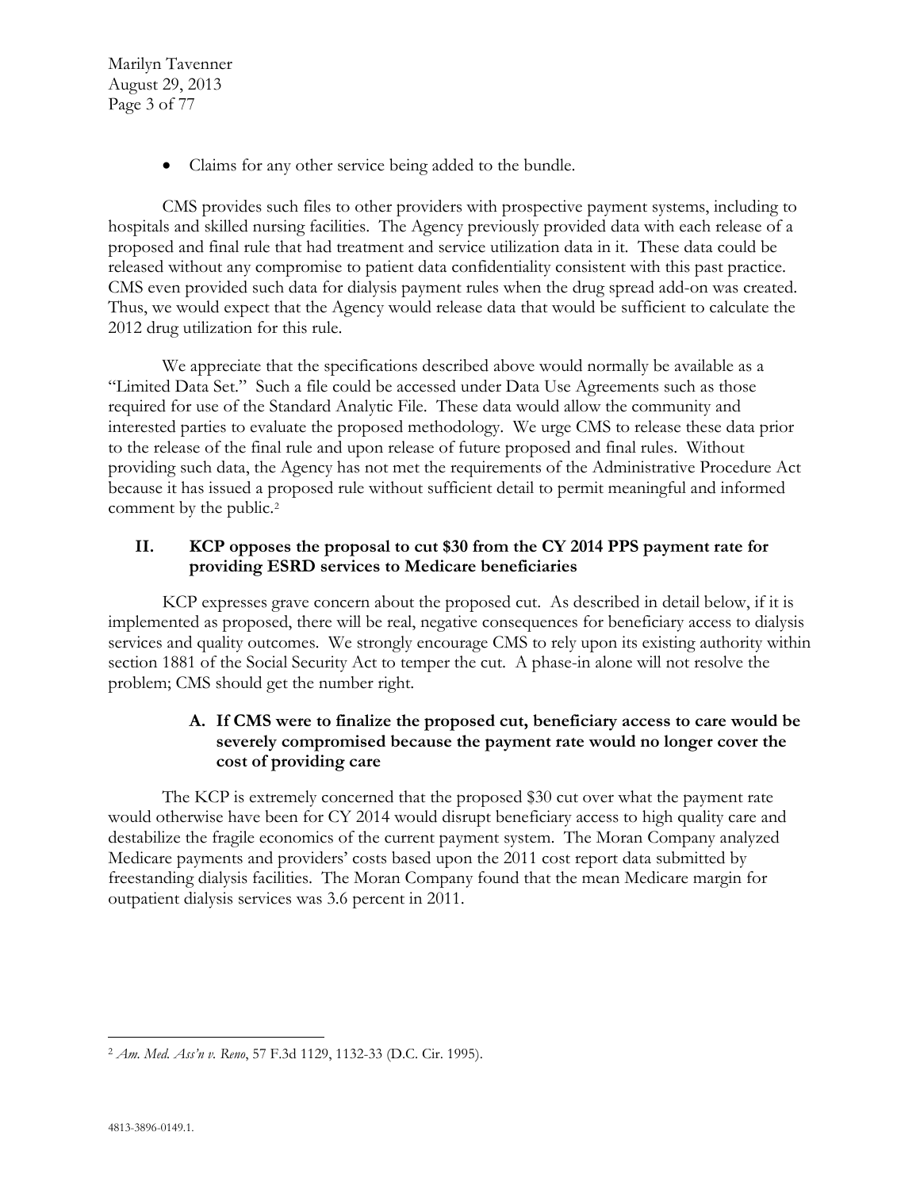- Claims for any other service being added to the bundle.

CMS provides such files to other providers with prospective payment systems, including to hospitals and skilled nursing facilities. The Agency previously provided data with each release of a proposed and final rule that had treatment and service utilization data in it. These data could be released without any compromise to patient data confidentiality consistent with this past practice. CMS even provided such data for dialysis payment rules when the drug spread add-on was created. Thus, we would expect that the Agency would release data that would be sufficient to calculate the 2012 drug utilization for this rule.

We appreciate that the specifications described above would normally be available as a "Limited Data Set." Such a file could be accessed under Data Use Agreements such as those required for use of the Standard Analytic File. These data would allow the community and interested parties to evaluate the proposed methodology. We urge CMS to release these data prior to the release of the final rule and upon release of future proposed and final rules. Without providing such data, the Agency has not met the requirements of the Administrative Procedure Act because it has issued a proposed rule without sufficient detail to permit meaningful and informed comment by the public.[2]

## II. KCP opposes the proposal to cut $30 from the CY 2014 PPS payment rate for providing ESRD services to Medicare beneficiaries

KCP expresses grave concern about the proposed cut. As described in detail below, if it is implemented as proposed, there will be real, negative consequences for beneficiary access to dialysis services and quality outcomes. We strongly encourage CMS to rely upon its existing authority within section 1881 of the Social Security Act to temper the cut. A phase-in alone will not resolve the problem; CMS should get the number right.

### A. If CMS were to finalize the proposed cut, beneficiary access to care would be severely compromised because the payment rate would no longer cover the cost of providing care

The KCP is extremely concerned that the proposed $30 cut over what the payment rate would otherwise have been for CY 2014 would disrupt beneficiary access to high quality care and destabilize the fragile economics of the current payment system. The Moran Company analyzed Medicare payments and providers' costs based upon the 2011 cost report data submitted by freestanding dialysis facilities. The Moran Company found that the mean Medicare margin for outpatient dialysis services was 3.6 percent in 2011.

---

[2] *Am. Med. Ass'n v. Reno*, 57 F.3d 1129, 1132-33 (D.C. Cir. 1995).

4813-3896-0149.1.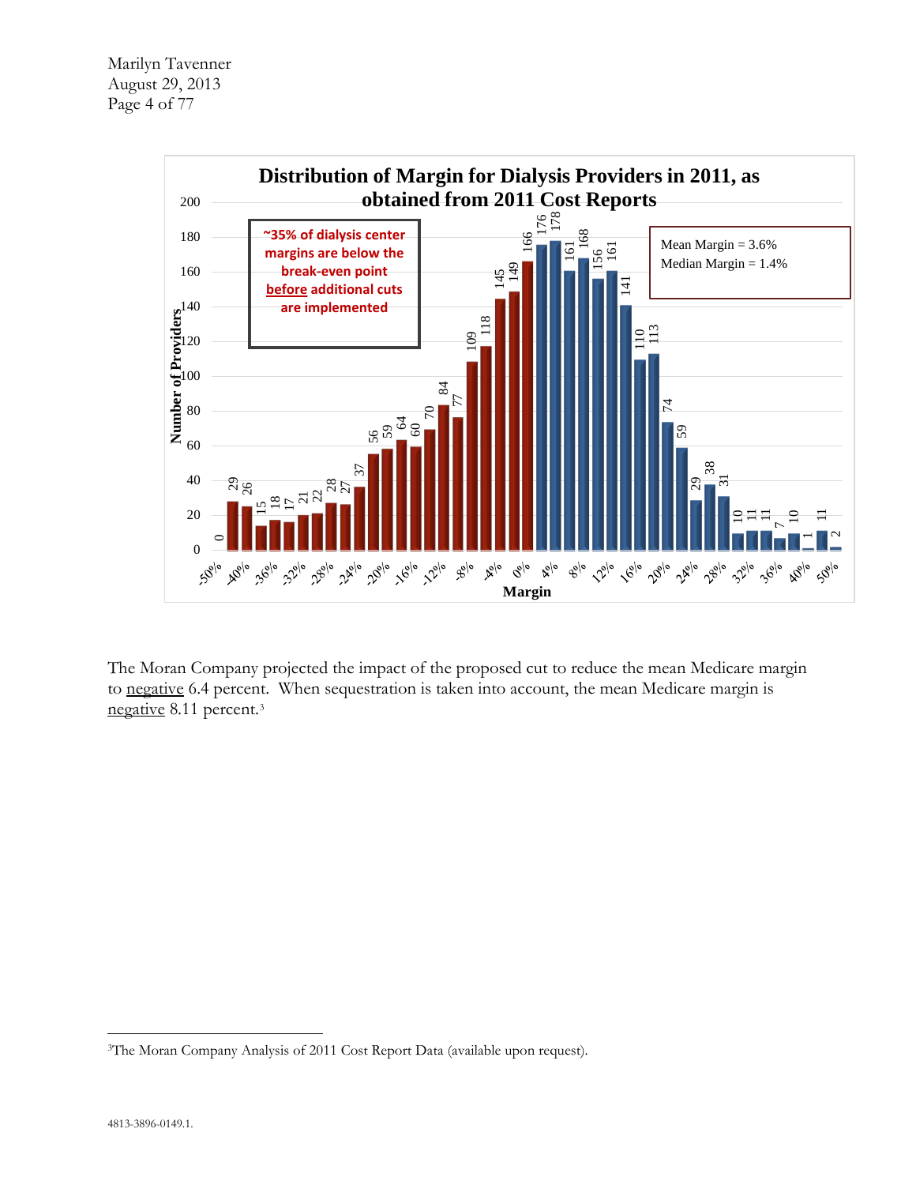**Distribution of Margin for Dialysis Providers in 2011, as obtained from 2011 Cost Reports**

~35% of dialysis center margins are below the break-even point before additional cuts are implemented

Mean Margin = 3.6%
Median Margin = 1.4%

| Margin | Number of Providers |
|---|---|
| -50% | 0 |
|  | 29 |
| -40% | 26 |
|  | 15 |
| -36% | 18 |
|  | 17 |
| -32% | 21 |
|  | 22 |
| -28% | 28 |
|  | 27 |
| -24% | 37 |
|  | 56 |
| -20% | 59 |
|  | 64 |
| -16% | 60 |
|  | 70 |
| -12% | 84 |
|  | 77 |
| -8% | 109 |
|  | 118 |
| -4% | 145 |
|  | 149 |
| 0% | 166 |
|  | 176 |
| 4% | 178 |
|  | 161 |
| 8% | 168 |
|  | 156 |
| 12% | 161 |
|  | 141 |
| 16% | 110 |
|  | 113 |
| 20% | 74 |
|  | 59 |
| 24% | 29 |
|  | 38 |
| 28% | 31 |
|  | 10 |
| 32% | 11 |
|  | 11 |
| 36% | 7 |
|  | 10 |
| 40% | 1 |
|  | 11 |
| 50% | 2 |

The Moran Company projected the impact of the proposed cut to reduce the mean Medicare margin to negative 6.4 percent. When sequestration is taken into account, the mean Medicare margin is negative 8.11 percent.[3]

---

[3] The Moran Company Analysis of 2011 Cost Report Data (available upon request).

4813-3896-0149.1.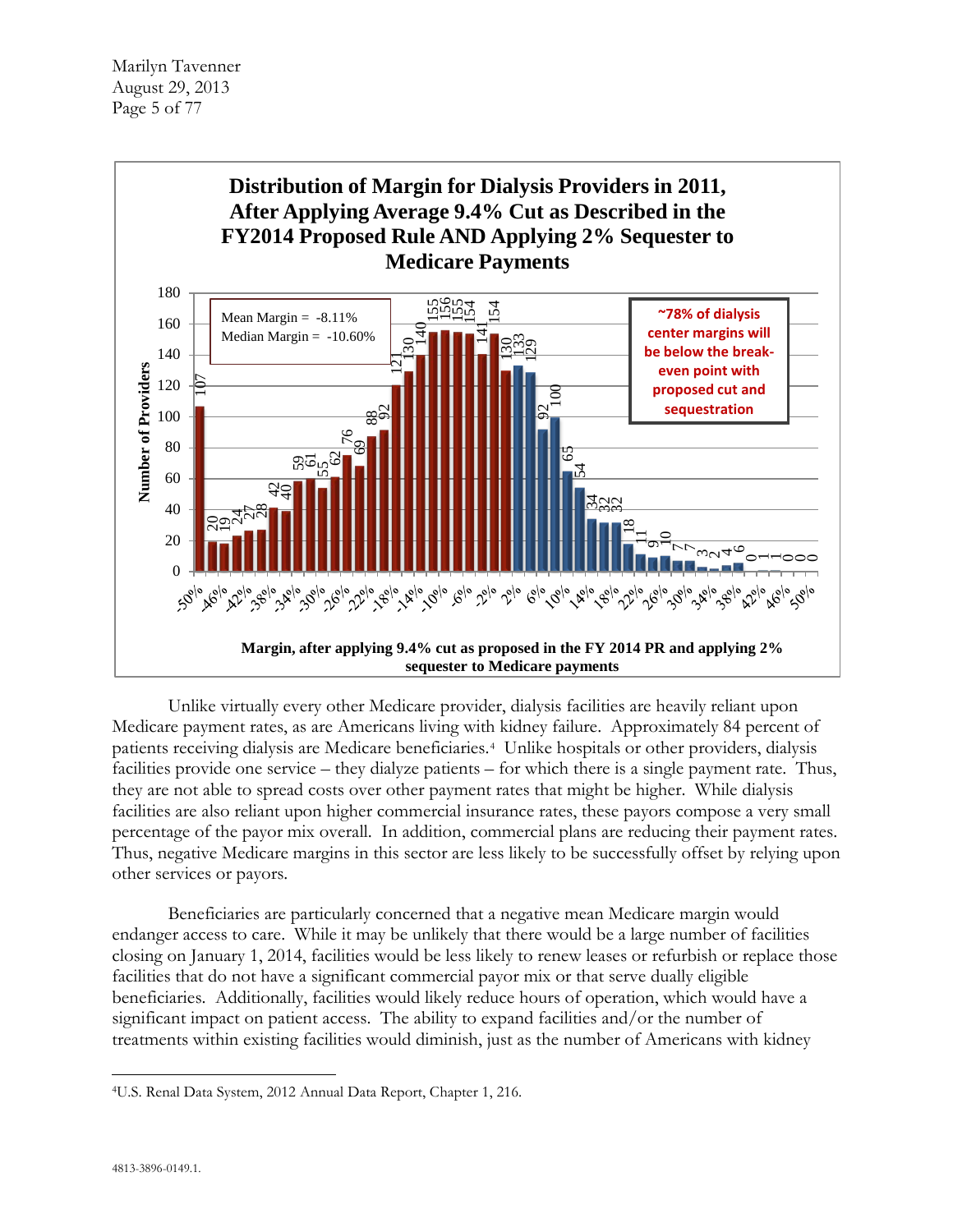**Distribution of Margin for Dialysis Providers in 2011, After Applying Average 9.4% Cut as Described in the FY2014 Proposed Rule AND Applying 2% Sequester to Medicare Payments**

Mean Margin = -8.11%
Median Margin = -10.60%

~78% of dialysis center margins will be below the break-even point with proposed cut and sequestration

| Margin | Number of Providers |
|---|---|
| -50% | 107 |
| -48% | 20 |
| -46% | 19 |
| -44% | 24 |
| -42% | 27 |
| -40% | 28 |
| -38% | 42 |
| -36% | 40 |
| -34% | 59 |
| -32% | 61 |
| -30% | 55 |
| -28% | 62 |
| -26% | 76 |
| -24% | 69 |
| -22% | 88 |
| -20% | 92 |
| -18% | 121 |
| -16% | 130 |
| -14% | 140 |
| -12% | 155 |
| -10% | 156 |
| -8% | 155 |
| -6% | 154 |
| -4% | 141 |
| -2% | 154 |
| 0% | 130 |
| 2% | 133 |
| 4% | 129 |
| 6% | 92 |
| 8% | 100 |
| 10% | 65 |
| 12% | 54 |
| 14% | 34 |
| 16% | 32 |
| 18% | 32 |
| 20% | 18 |
| 22% | 11 |
| 24% | 9 |
| 26% | 10 |
| 28% | 7 |
| 30% | 7 |
| 32% | 3 |
| 34% | 2 |
| 36% | 4 |
| 38% | 6 |
| 40% | 0 |
| 42% | 1 |
| 44% | 1 |
| 46% | 0 |
| 48% | 0 |
| 50% | 0 |

Margin, after applying 9.4% cut as proposed in the FY 2014 PR and applying 2% sequester to Medicare payments

Unlike virtually every other Medicare provider, dialysis facilities are heavily reliant upon Medicare payment rates, as are Americans living with kidney failure. Approximately 84 percent of patients receiving dialysis are Medicare beneficiaries.[4] Unlike hospitals or other providers, dialysis facilities provide one service – they dialyze patients – for which there is a single payment rate. Thus, they are not able to spread costs over other payment rates that might be higher. While dialysis facilities are also reliant upon higher commercial insurance rates, these payors compose a very small percentage of the payor mix overall. In addition, commercial plans are reducing their payment rates. Thus, negative Medicare margins in this sector are less likely to be successfully offset by relying upon other services or payors.

Beneficiaries are particularly concerned that a negative mean Medicare margin would endanger access to care. While it may be unlikely that there would be a large number of facilities closing on January 1, 2014, facilities would be less likely to renew leases or refurbish or replace those facilities that do not have a significant commercial payor mix or that serve dually eligible beneficiaries. Additionally, facilities would likely reduce hours of operation, which would have a significant impact on patient access. The ability to expand facilities and/or the number of treatments within existing facilities would diminish, just as the number of Americans with kidney

[4] U.S. Renal Data System, 2012 Annual Data Report, Chapter 1, 216.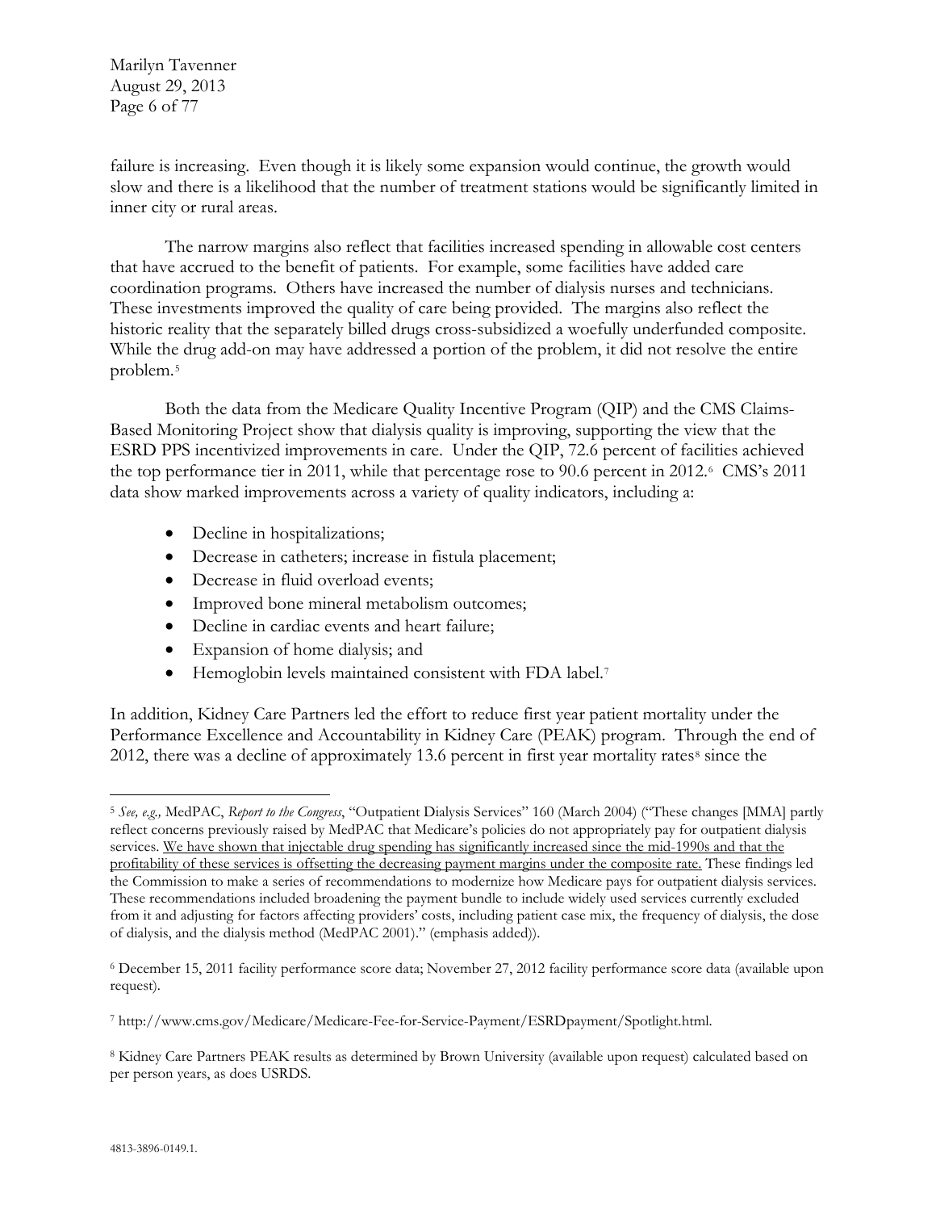failure is increasing. Even though it is likely some expansion would continue, the growth would slow and there is a likelihood that the number of treatment stations would be significantly limited in inner city or rural areas.

The narrow margins also reflect that facilities increased spending in allowable cost centers that have accrued to the benefit of patients. For example, some facilities have added care coordination programs. Others have increased the number of dialysis nurses and technicians. These investments improved the quality of care being provided. The margins also reflect the historic reality that the separately billed drugs cross-subsidized a woefully underfunded composite. While the drug add-on may have addressed a portion of the problem, it did not resolve the entire problem.[5]

Both the data from the Medicare Quality Incentive Program (QIP) and the CMS Claims-Based Monitoring Project show that dialysis quality is improving, supporting the view that the ESRD PPS incentivized improvements in care. Under the QIP, 72.6 percent of facilities achieved the top performance tier in 2011, while that percentage rose to 90.6 percent in 2012.[6] CMS's 2011 data show marked improvements across a variety of quality indicators, including a:

- Decline in hospitalizations;
- Decrease in catheters; increase in fistula placement;
- Decrease in fluid overload events;
- Improved bone mineral metabolism outcomes;
- Decline in cardiac events and heart failure;
- Expansion of home dialysis; and
- Hemoglobin levels maintained consistent with FDA label.[7]

In addition, Kidney Care Partners led the effort to reduce first year patient mortality under the Performance Excellence and Accountability in Kidney Care (PEAK) program. Through the end of 2012, there was a decline of approximately 13.6 percent in first year mortality rates[8] since the

---

[5] *See, e.g.,* MedPAC, *Report to the Congress*, "Outpatient Dialysis Services" 160 (March 2004) ("These changes [MMA] partly reflect concerns previously raised by MedPAC that Medicare's policies do not appropriately pay for outpatient dialysis services. <u>We have shown that injectable drug spending has significantly increased since the mid-1990s and that the profitability of these services is offsetting the decreasing payment margins under the composite rate.</u> These findings led the Commission to make a series of recommendations to modernize how Medicare pays for outpatient dialysis services. These recommendations included broadening the payment bundle to include widely used services currently excluded from it and adjusting for factors affecting providers' costs, including patient case mix, the frequency of dialysis, the dose of dialysis, and the dialysis method (MedPAC 2001)." (emphasis added)).

[6] December 15, 2011 facility performance score data; November 27, 2012 facility performance score data (available upon request).

[7] http://www.cms.gov/Medicare/Medicare-Fee-for-Service-Payment/ESRDpayment/Spotlight.html.

[8] Kidney Care Partners PEAK results as determined by Brown University (available upon request) calculated based on per person years, as does USRDS.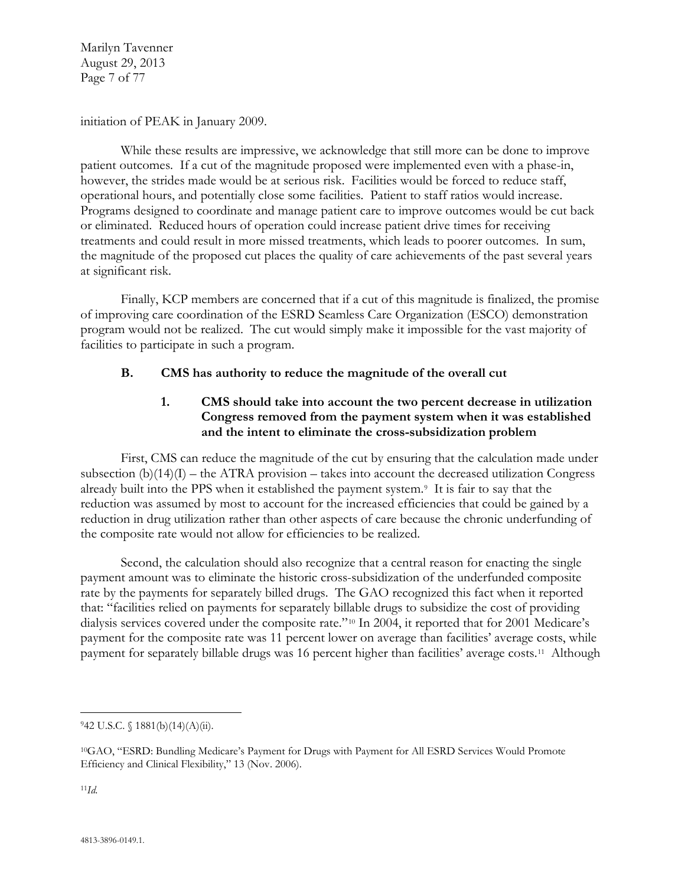initiation of PEAK in January 2009.

While these results are impressive, we acknowledge that still more can be done to improve patient outcomes. If a cut of the magnitude proposed were implemented even with a phase-in, however, the strides made would be at serious risk. Facilities would be forced to reduce staff, operational hours, and potentially close some facilities. Patient to staff ratios would increase. Programs designed to coordinate and manage patient care to improve outcomes would be cut back or eliminated. Reduced hours of operation could increase patient drive times for receiving treatments and could result in more missed treatments, which leads to poorer outcomes. In sum, the magnitude of the proposed cut places the quality of care achievements of the past several years at significant risk.

Finally, KCP members are concerned that if a cut of this magnitude is finalized, the promise of improving care coordination of the ESRD Seamless Care Organization (ESCO) demonstration program would not be realized. The cut would simply make it impossible for the vast majority of facilities to participate in such a program.

### B. CMS has authority to reduce the magnitude of the overall cut

#### 1. CMS should take into account the two percent decrease in utilization Congress removed from the payment system when it was established and the intent to eliminate the cross-subsidization problem

First, CMS can reduce the magnitude of the cut by ensuring that the calculation made under subsection (b)(14)(I) – the ATRA provision – takes into account the decreased utilization Congress already built into the PPS when it established the payment system.[9] It is fair to say that the reduction was assumed by most to account for the increased efficiencies that could be gained by a reduction in drug utilization rather than other aspects of care because the chronic underfunding of the composite rate would not allow for efficiencies to be realized.

Second, the calculation should also recognize that a central reason for enacting the single payment amount was to eliminate the historic cross-subsidization of the underfunded composite rate by the payments for separately billed drugs. The GAO recognized this fact when it reported that: "facilities relied on payments for separately billable drugs to subsidize the cost of providing dialysis services covered under the composite rate."[10] In 2004, it reported that for 2001 Medicare's payment for the composite rate was 11 percent lower on average than facilities' average costs, while payment for separately billable drugs was 16 percent higher than facilities' average costs.[11] Although

---

[9] 42 U.S.C. § 1881(b)(14)(A)(ii).

[10] GAO, "ESRD: Bundling Medicare's Payment for Drugs with Payment for All ESRD Services Would Promote Efficiency and Clinical Flexibility," 13 (Nov. 2006).

[11] *Id.*

4813-3896-0149.1.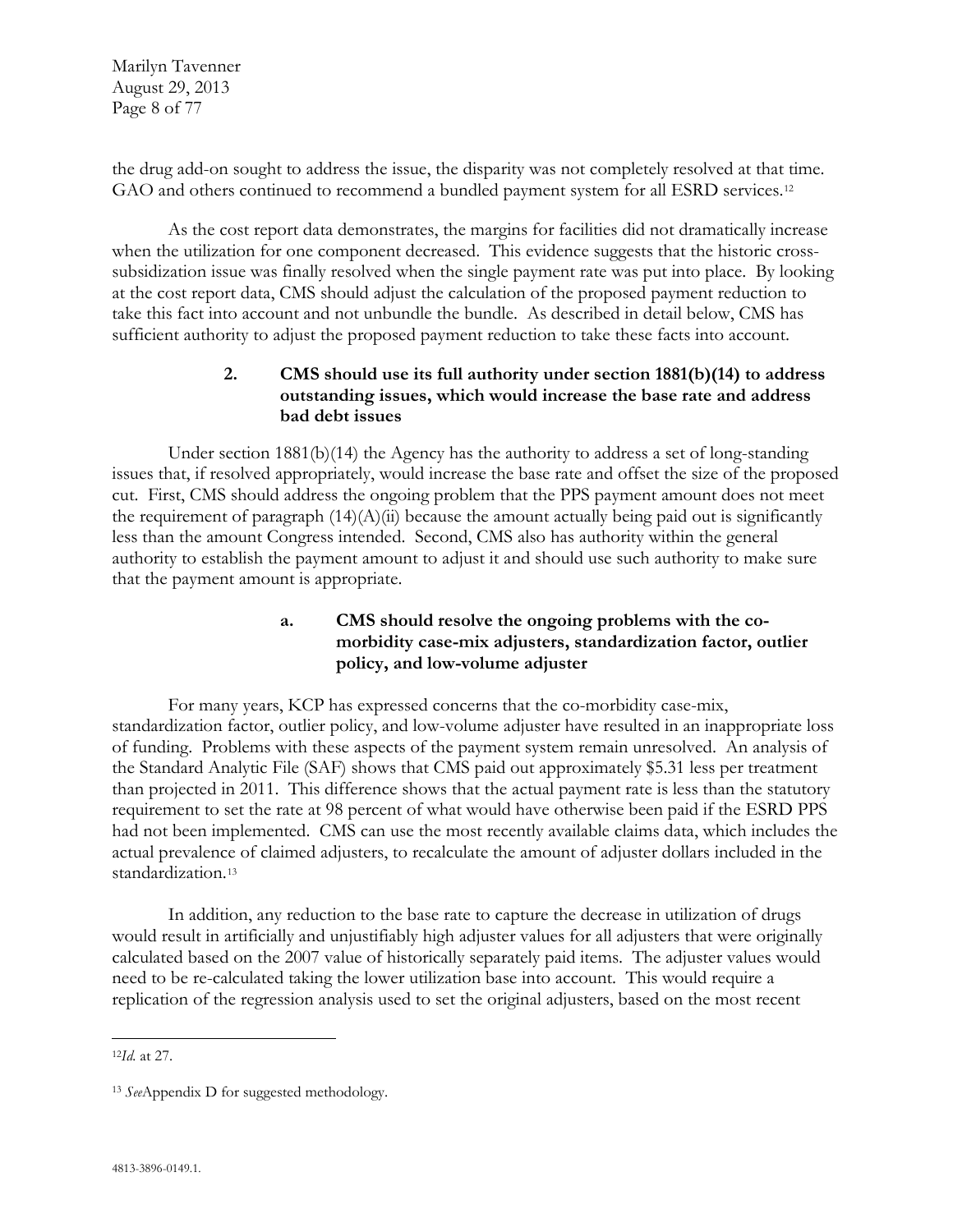the drug add-on sought to address the issue, the disparity was not completely resolved at that time. GAO and others continued to recommend a bundled payment system for all ESRD services.[12]

As the cost report data demonstrates, the margins for facilities did not dramatically increase when the utilization for one component decreased. This evidence suggests that the historic cross-subsidization issue was finally resolved when the single payment rate was put into place. By looking at the cost report data, CMS should adjust the calculation of the proposed payment reduction to take this fact into account and not unbundle the bundle. As described in detail below, CMS has sufficient authority to adjust the proposed payment reduction to take these facts into account.

### 2. CMS should use its full authority under section 1881(b)(14) to address outstanding issues, which would increase the base rate and address bad debt issues

Under section 1881(b)(14) the Agency has the authority to address a set of long-standing issues that, if resolved appropriately, would increase the base rate and offset the size of the proposed cut. First, CMS should address the ongoing problem that the PPS payment amount does not meet the requirement of paragraph (14)(A)(ii) because the amount actually being paid out is significantly less than the amount Congress intended. Second, CMS also has authority within the general authority to establish the payment amount to adjust it and should use such authority to make sure that the payment amount is appropriate.

#### a. CMS should resolve the ongoing problems with the co-morbidity case-mix adjusters, standardization factor, outlier policy, and low-volume adjuster

For many years, KCP has expressed concerns that the co-morbidity case-mix, standardization factor, outlier policy, and low-volume adjuster have resulted in an inappropriate loss of funding. Problems with these aspects of the payment system remain unresolved. An analysis of the Standard Analytic File (SAF) shows that CMS paid out approximately $5.31 less per treatment than projected in 2011. This difference shows that the actual payment rate is less than the statutory requirement to set the rate at 98 percent of what would have otherwise been paid if the ESRD PPS had not been implemented. CMS can use the most recently available claims data, which includes the actual prevalence of claimed adjusters, to recalculate the amount of adjuster dollars included in the standardization.[13]

In addition, any reduction to the base rate to capture the decrease in utilization of drugs would result in artificially and unjustifiably high adjuster values for all adjusters that were originally calculated based on the 2007 value of historically separately paid items. The adjuster values would need to be re-calculated taking the lower utilization base into account. This would require a replication of the regression analysis used to set the original adjusters, based on the most recent

---

[12] *Id.* at 27.

[13] *See* Appendix D for suggested methodology.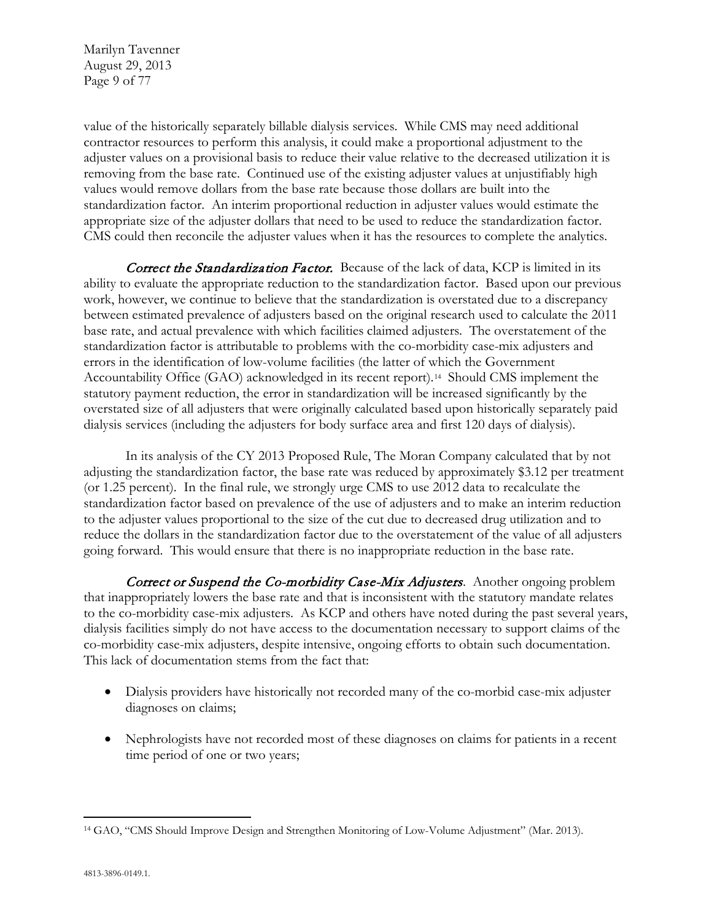value of the historically separately billable dialysis services. While CMS may need additional contractor resources to perform this analysis, it could make a proportional adjustment to the adjuster values on a provisional basis to reduce their value relative to the decreased utilization it is removing from the base rate. Continued use of the existing adjuster values at unjustifiably high values would remove dollars from the base rate because those dollars are built into the standardization factor. An interim proportional reduction in adjuster values would estimate the appropriate size of the adjuster dollars that need to be used to reduce the standardization factor. CMS could then reconcile the adjuster values when it has the resources to complete the analytics.

*Correct the Standardization Factor.* Because of the lack of data, KCP is limited in its ability to evaluate the appropriate reduction to the standardization factor. Based upon our previous work, however, we continue to believe that the standardization is overstated due to a discrepancy between estimated prevalence of adjusters based on the original research used to calculate the 2011 base rate, and actual prevalence with which facilities claimed adjusters. The overstatement of the standardization factor is attributable to problems with the co-morbidity case-mix adjusters and errors in the identification of low-volume facilities (the latter of which the Government Accountability Office (GAO) acknowledged in its recent report).[14] Should CMS implement the statutory payment reduction, the error in standardization will be increased significantly by the overstated size of all adjusters that were originally calculated based upon historically separately paid dialysis services (including the adjusters for body surface area and first 120 days of dialysis).

In its analysis of the CY 2013 Proposed Rule, The Moran Company calculated that by not adjusting the standardization factor, the base rate was reduced by approximately $3.12 per treatment (or 1.25 percent). In the final rule, we strongly urge CMS to use 2012 data to recalculate the standardization factor based on prevalence of the use of adjusters and to make an interim reduction to the adjuster values proportional to the size of the cut due to decreased drug utilization and to reduce the dollars in the standardization factor due to the overstatement of the value of all adjusters going forward. This would ensure that there is no inappropriate reduction in the base rate.

*Correct or Suspend the Co-morbidity Case-Mix Adjusters.* Another ongoing problem that inappropriately lowers the base rate and that is inconsistent with the statutory mandate relates to the co-morbidity case-mix adjusters. As KCP and others have noted during the past several years, dialysis facilities simply do not have access to the documentation necessary to support claims of the co-morbidity case-mix adjusters, despite intensive, ongoing efforts to obtain such documentation. This lack of documentation stems from the fact that:

- Dialysis providers have historically not recorded many of the co-morbid case-mix adjuster diagnoses on claims;
- Nephrologists have not recorded most of these diagnoses on claims for patients in a recent time period of one or two years;

---

[14] GAO, "CMS Should Improve Design and Strengthen Monitoring of Low-Volume Adjustment" (Mar. 2013).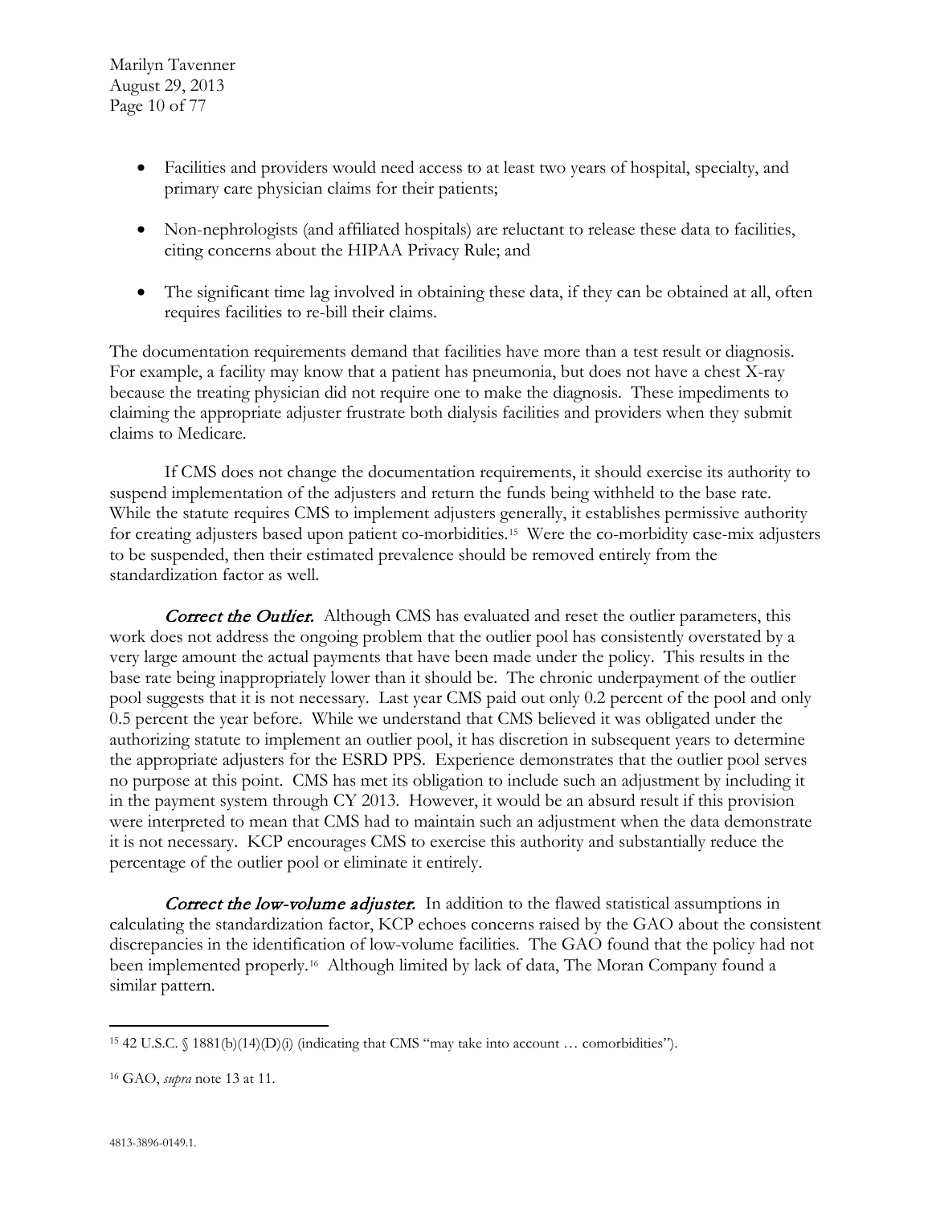- Facilities and providers would need access to at least two years of hospital, specialty, and primary care physician claims for their patients;
- Non-nephrologists (and affiliated hospitals) are reluctant to release these data to facilities, citing concerns about the HIPAA Privacy Rule; and
- The significant time lag involved in obtaining these data, if they can be obtained at all, often requires facilities to re-bill their claims.

The documentation requirements demand that facilities have more than a test result or diagnosis. For example, a facility may know that a patient has pneumonia, but does not have a chest X-ray because the treating physician did not require one to make the diagnosis. These impediments to claiming the appropriate adjuster frustrate both dialysis facilities and providers when they submit claims to Medicare.

If CMS does not change the documentation requirements, it should exercise its authority to suspend implementation of the adjusters and return the funds being withheld to the base rate. While the statute requires CMS to implement adjusters generally, it establishes permissive authority for creating adjusters based upon patient co-morbidities.[15] Were the co-morbidity case-mix adjusters to be suspended, then their estimated prevalence should be removed entirely from the standardization factor as well.

*Correct the Outlier.* Although CMS has evaluated and reset the outlier parameters, this work does not address the ongoing problem that the outlier pool has consistently overstated by a very large amount the actual payments that have been made under the policy. This results in the base rate being inappropriately lower than it should be. The chronic underpayment of the outlier pool suggests that it is not necessary. Last year CMS paid out only 0.2 percent of the pool and only 0.5 percent the year before. While we understand that CMS believed it was obligated under the authorizing statute to implement an outlier pool, it has discretion in subsequent years to determine the appropriate adjusters for the ESRD PPS. Experience demonstrates that the outlier pool serves no purpose at this point. CMS has met its obligation to include such an adjustment by including it in the payment system through CY 2013. However, it would be an absurd result if this provision were interpreted to mean that CMS had to maintain such an adjustment when the data demonstrate it is not necessary. KCP encourages CMS to exercise this authority and substantially reduce the percentage of the outlier pool or eliminate it entirely.

*Correct the low-volume adjuster.* In addition to the flawed statistical assumptions in calculating the standardization factor, KCP echoes concerns raised by the GAO about the consistent discrepancies in the identification of low-volume facilities. The GAO found that the policy had not been implemented properly.[16] Although limited by lack of data, The Moran Company found a similar pattern.

---

[15] 42 U.S.C. § 1881(b)(14)(D)(i) (indicating that CMS "may take into account … comorbidities").

[16] GAO, *supra* note 13 at 11.

4813-3896-0149.1.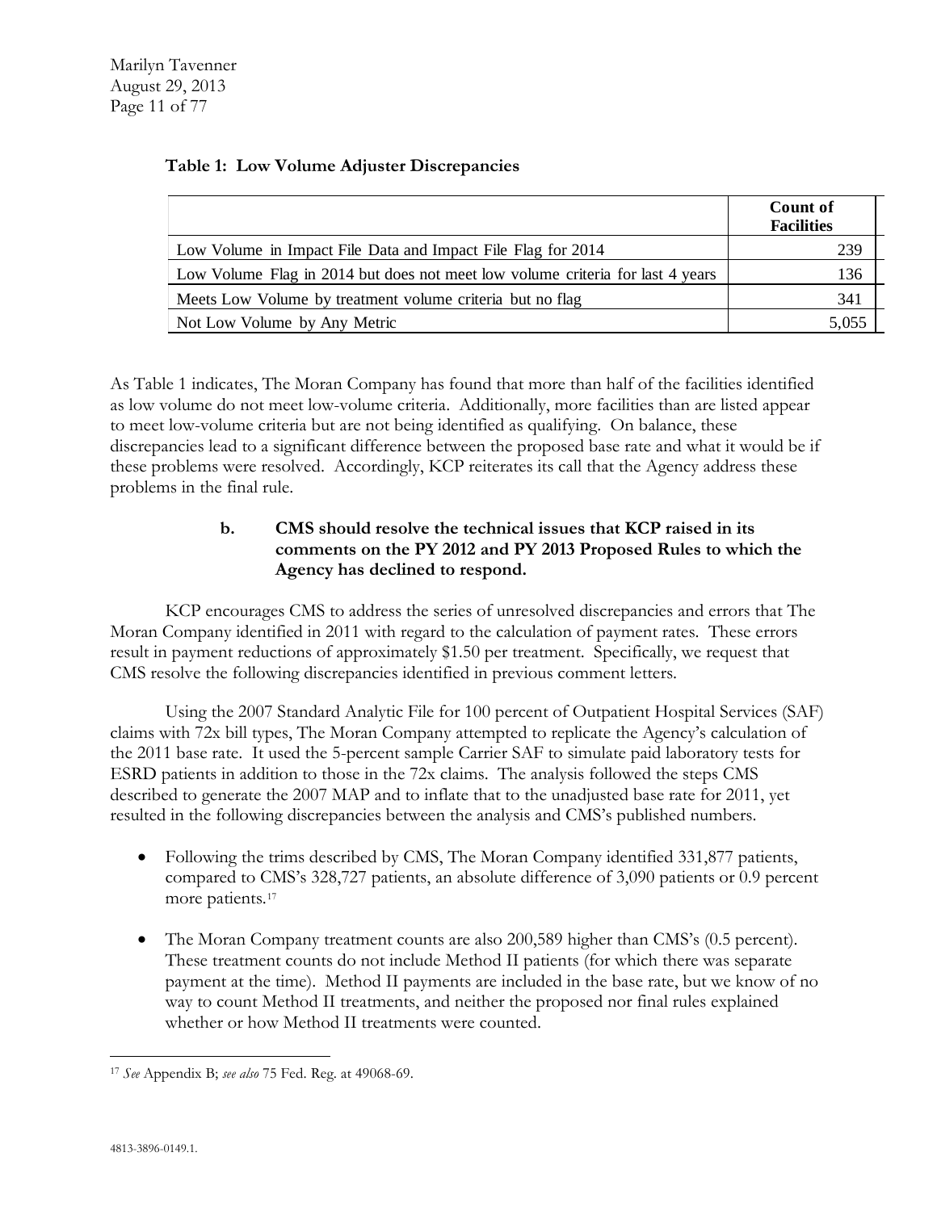**Table 1: Low Volume Adjuster Discrepancies**

| | Count of Facilities |
|---|---:|
| Low Volume in Impact File Data and Impact File Flag for 2014 | 239 |
| Low Volume Flag in 2014 but does not meet low volume criteria for last 4 years | 136 |
| Meets Low Volume by treatment volume criteria but no flag | 341 |
| Not Low Volume by Any Metric | 5,055 |

As Table 1 indicates, The Moran Company has found that more than half of the facilities identified as low volume do not meet low-volume criteria. Additionally, more facilities than are listed appear to meet low-volume criteria but are not being identified as qualifying. On balance, these discrepancies lead to a significant difference between the proposed base rate and what it would be if these problems were resolved. Accordingly, KCP reiterates its call that the Agency address these problems in the final rule.

**b. CMS should resolve the technical issues that KCP raised in its comments on the PY 2012 and PY 2013 Proposed Rules to which the Agency has declined to respond.**

KCP encourages CMS to address the series of unresolved discrepancies and errors that The Moran Company identified in 2011 with regard to the calculation of payment rates. These errors result in payment reductions of approximately $1.50 per treatment. Specifically, we request that CMS resolve the following discrepancies identified in previous comment letters.

Using the 2007 Standard Analytic File for 100 percent of Outpatient Hospital Services (SAF) claims with 72x bill types, The Moran Company attempted to replicate the Agency's calculation of the 2011 base rate. It used the 5-percent sample Carrier SAF to simulate paid laboratory tests for ESRD patients in addition to those in the 72x claims. The analysis followed the steps CMS described to generate the 2007 MAP and to inflate that to the unadjusted base rate for 2011, yet resulted in the following discrepancies between the analysis and CMS's published numbers.

- Following the trims described by CMS, The Moran Company identified 331,877 patients, compared to CMS's 328,727 patients, an absolute difference of 3,090 patients or 0.9 percent more patients.[17]

- The Moran Company treatment counts are also 200,589 higher than CMS's (0.5 percent). These treatment counts do not include Method II patients (for which there was separate payment at the time). Method II payments are included in the base rate, but we know of no way to count Method II treatments, and neither the proposed nor final rules explained whether or how Method II treatments were counted.

---

[17] *See* Appendix B; *see also* 75 Fed. Reg. at 49068-69.

4813-3896-0149.1.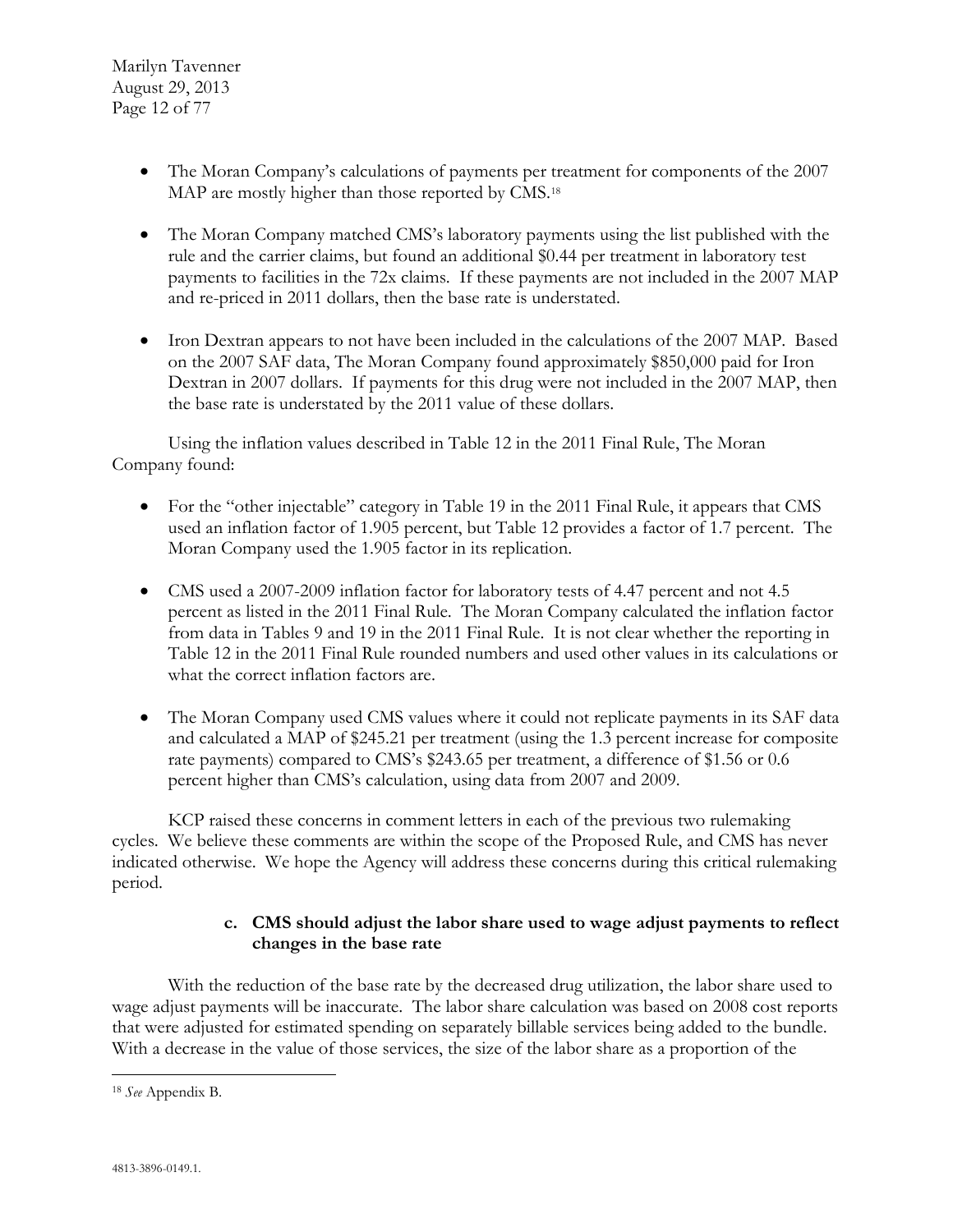- The Moran Company's calculations of payments per treatment for components of the 2007 MAP are mostly higher than those reported by CMS.[18]

- The Moran Company matched CMS's laboratory payments using the list published with the rule and the carrier claims, but found an additional $0.44 per treatment in laboratory test payments to facilities in the 72x claims. If these payments are not included in the 2007 MAP and re-priced in 2011 dollars, then the base rate is understated.

- Iron Dextran appears to not have been included in the calculations of the 2007 MAP. Based on the 2007 SAF data, The Moran Company found approximately $850,000 paid for Iron Dextran in 2007 dollars. If payments for this drug were not included in the 2007 MAP, then the base rate is understated by the 2011 value of these dollars.

Using the inflation values described in Table 12 in the 2011 Final Rule, The Moran Company found:

- For the "other injectable" category in Table 19 in the 2011 Final Rule, it appears that CMS used an inflation factor of 1.905 percent, but Table 12 provides a factor of 1.7 percent. The Moran Company used the 1.905 factor in its replication.

- CMS used a 2007-2009 inflation factor for laboratory tests of 4.47 percent and not 4.5 percent as listed in the 2011 Final Rule. The Moran Company calculated the inflation factor from data in Tables 9 and 19 in the 2011 Final Rule. It is not clear whether the reporting in Table 12 in the 2011 Final Rule rounded numbers and used other values in its calculations or what the correct inflation factors are.

- The Moran Company used CMS values where it could not replicate payments in its SAF data and calculated a MAP of $245.21 per treatment (using the 1.3 percent increase for composite rate payments) compared to CMS's $243.65 per treatment, a difference of $1.56 or 0.6 percent higher than CMS's calculation, using data from 2007 and 2009.

KCP raised these concerns in comment letters in each of the previous two rulemaking cycles. We believe these comments are within the scope of the Proposed Rule, and CMS has never indicated otherwise. We hope the Agency will address these concerns during this critical rulemaking period.

### c. CMS should adjust the labor share used to wage adjust payments to reflect changes in the base rate

With the reduction of the base rate by the decreased drug utilization, the labor share used to wage adjust payments will be inaccurate. The labor share calculation was based on 2008 cost reports that were adjusted for estimated spending on separately billable services being added to the bundle. With a decrease in the value of those services, the size of the labor share as a proportion of the

---

[18] *See* Appendix B.

4813-3896-0149.1.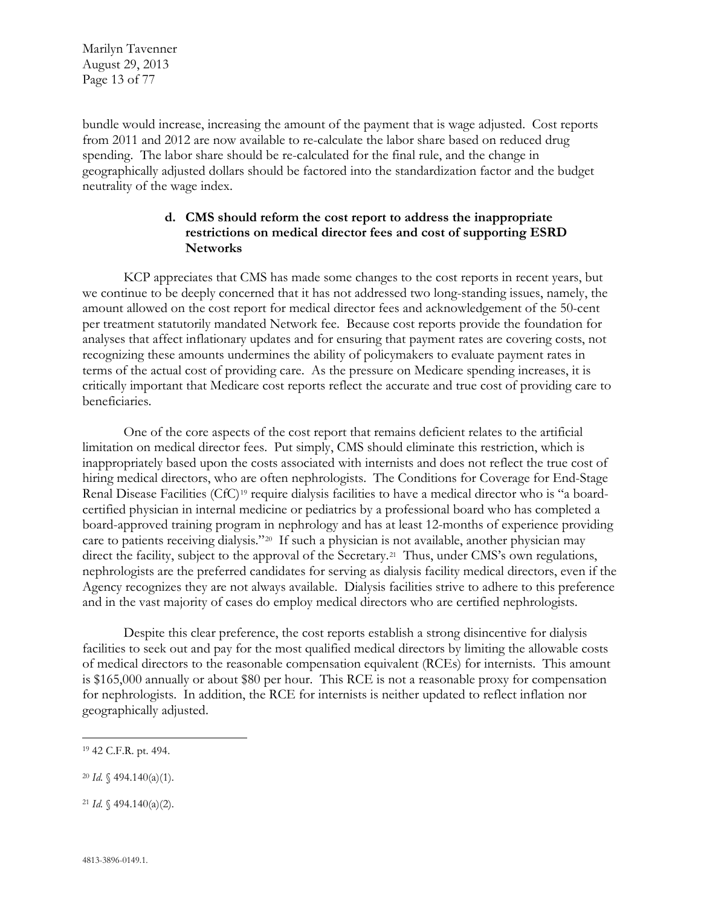bundle would increase, increasing the amount of the payment that is wage adjusted. Cost reports from 2011 and 2012 are now available to re-calculate the labor share based on reduced drug spending. The labor share should be re-calculated for the final rule, and the change in geographically adjusted dollars should be factored into the standardization factor and the budget neutrality of the wage index.

**d. CMS should reform the cost report to address the inappropriate restrictions on medical director fees and cost of supporting ESRD Networks**

KCP appreciates that CMS has made some changes to the cost reports in recent years, but we continue to be deeply concerned that it has not addressed two long-standing issues, namely, the amount allowed on the cost report for medical director fees and acknowledgement of the 50-cent per treatment statutorily mandated Network fee. Because cost reports provide the foundation for analyses that affect inflationary updates and for ensuring that payment rates are covering costs, not recognizing these amounts undermines the ability of policymakers to evaluate payment rates in terms of the actual cost of providing care. As the pressure on Medicare spending increases, it is critically important that Medicare cost reports reflect the accurate and true cost of providing care to beneficiaries.

One of the core aspects of the cost report that remains deficient relates to the artificial limitation on medical director fees. Put simply, CMS should eliminate this restriction, which is inappropriately based upon the costs associated with internists and does not reflect the true cost of hiring medical directors, who are often nephrologists. The Conditions for Coverage for End-Stage Renal Disease Facilities (CfC)[19] require dialysis facilities to have a medical director who is "a board-certified physician in internal medicine or pediatrics by a professional board who has completed a board-approved training program in nephrology and has at least 12-months of experience providing care to patients receiving dialysis."[20] If such a physician is not available, another physician may direct the facility, subject to the approval of the Secretary.[21] Thus, under CMS's own regulations, nephrologists are the preferred candidates for serving as dialysis facility medical directors, even if the Agency recognizes they are not always available. Dialysis facilities strive to adhere to this preference and in the vast majority of cases do employ medical directors who are certified nephrologists.

Despite this clear preference, the cost reports establish a strong disincentive for dialysis facilities to seek out and pay for the most qualified medical directors by limiting the allowable costs of medical directors to the reasonable compensation equivalent (RCEs) for internists. This amount is $165,000 annually or about $80 per hour. This RCE is not a reasonable proxy for compensation for nephrologists. In addition, the RCE for internists is neither updated to reflect inflation nor geographically adjusted.

---

[19] 42 C.F.R. pt. 494.

[20] *Id.* § 494.140(a)(1).

[21] *Id.* § 494.140(a)(2).

4813-3896-0149.1.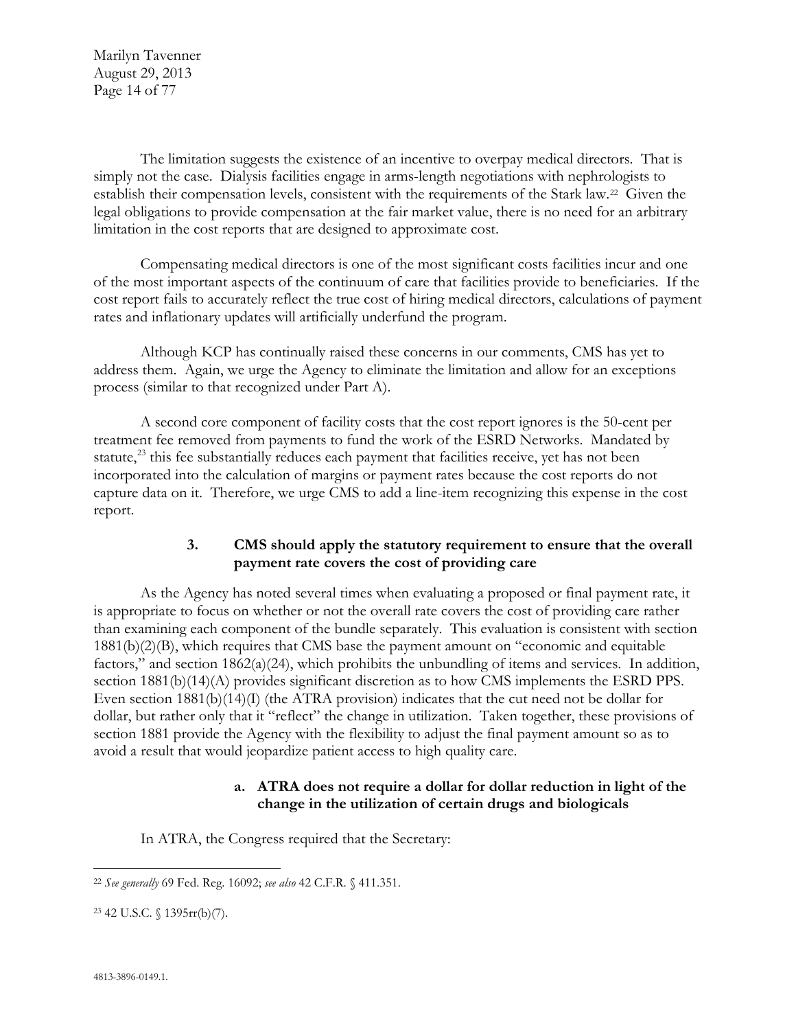The limitation suggests the existence of an incentive to overpay medical directors. That is simply not the case. Dialysis facilities engage in arms-length negotiations with nephrologists to establish their compensation levels, consistent with the requirements of the Stark law.[22] Given the legal obligations to provide compensation at the fair market value, there is no need for an arbitrary limitation in the cost reports that are designed to approximate cost.

Compensating medical directors is one of the most significant costs facilities incur and one of the most important aspects of the continuum of care that facilities provide to beneficiaries. If the cost report fails to accurately reflect the true cost of hiring medical directors, calculations of payment rates and inflationary updates will artificially underfund the program.

Although KCP has continually raised these concerns in our comments, CMS has yet to address them. Again, we urge the Agency to eliminate the limitation and allow for an exceptions process (similar to that recognized under Part A).

A second core component of facility costs that the cost report ignores is the 50-cent per treatment fee removed from payments to fund the work of the ESRD Networks. Mandated by statute,[23] this fee substantially reduces each payment that facilities receive, yet has not been incorporated into the calculation of margins or payment rates because the cost reports do not capture data on it. Therefore, we urge CMS to add a line-item recognizing this expense in the cost report.

### 3. CMS should apply the statutory requirement to ensure that the overall payment rate covers the cost of providing care

As the Agency has noted several times when evaluating a proposed or final payment rate, it is appropriate to focus on whether or not the overall rate covers the cost of providing care rather than examining each component of the bundle separately. This evaluation is consistent with section 1881(b)(2)(B), which requires that CMS base the payment amount on "economic and equitable factors," and section 1862(a)(24), which prohibits the unbundling of items and services. In addition, section 1881(b)(14)(A) provides significant discretion as to how CMS implements the ESRD PPS. Even section 1881(b)(14)(I) (the ATRA provision) indicates that the cut need not be dollar for dollar, but rather only that it "reflect" the change in utilization. Taken together, these provisions of section 1881 provide the Agency with the flexibility to adjust the final payment amount so as to avoid a result that would jeopardize patient access to high quality care.

#### a. ATRA does not require a dollar for dollar reduction in light of the change in the utilization of certain drugs and biologicals

In ATRA, the Congress required that the Secretary:

---

[22] *See generally* 69 Fed. Reg. 16092; *see also* 42 C.F.R. § 411.351.

[23] 42 U.S.C. § 1395rr(b)(7).

4813-3896-0149.1.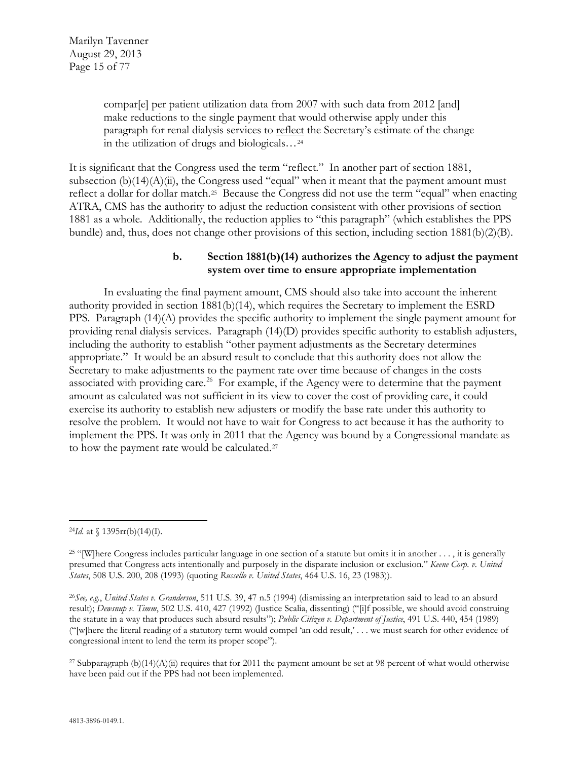> compar[e] per patient utilization data from 2007 with such data from 2012 [and] make reductions to the single payment that would otherwise apply under this paragraph for renal dialysis services to reflect the Secretary's estimate of the change in the utilization of drugs and biologicals…[24]

It is significant that the Congress used the term "reflect." In another part of section 1881, subsection (b)(14)(A)(ii), the Congress used "equal" when it meant that the payment amount must reflect a dollar for dollar match.[25] Because the Congress did not use the term "equal" when enacting ATRA, CMS has the authority to adjust the reduction consistent with other provisions of section 1881 as a whole. Additionally, the reduction applies to "this paragraph" (which establishes the PPS bundle) and, thus, does not change other provisions of this section, including section 1881(b)(2)(B).

#### b. Section 1881(b)(14) authorizes the Agency to adjust the payment system over time to ensure appropriate implementation

In evaluating the final payment amount, CMS should also take into account the inherent authority provided in section 1881(b)(14), which requires the Secretary to implement the ESRD PPS. Paragraph (14)(A) provides the specific authority to implement the single payment amount for providing renal dialysis services. Paragraph (14)(D) provides specific authority to establish adjusters, including the authority to establish "other payment adjustments as the Secretary determines appropriate." It would be an absurd result to conclude that this authority does not allow the Secretary to make adjustments to the payment rate over time because of changes in the costs associated with providing care.[26] For example, if the Agency were to determine that the payment amount as calculated was not sufficient in its view to cover the cost of providing care, it could exercise its authority to establish new adjusters or modify the base rate under this authority to resolve the problem. It would not have to wait for Congress to act because it has the authority to implement the PPS. It was only in 2011 that the Agency was bound by a Congressional mandate as to how the payment rate would be calculated.[27]

---

[24] *Id.* at § 1395rr(b)(14)(I).

[25] "[W]here Congress includes particular language in one section of a statute but omits it in another . . . , it is generally presumed that Congress acts intentionally and purposely in the disparate inclusion or exclusion." *Keene Corp. v. United States*, 508 U.S. 200, 208 (1993) (quoting *Russello v. United States*, 464 U.S. 16, 23 (1983)).

[26] *See, e.g.*, *United States v. Granderson*, 511 U.S. 39, 47 n.5 (1994) (dismissing an interpretation said to lead to an absurd result); *Dewsnup v. Timm*, 502 U.S. 410, 427 (1992) (Justice Scalia, dissenting) ("[i]f possible, we should avoid construing the statute in a way that produces such absurd results"); *Public Citizen v. Department of Justice*, 491 U.S. 440, 454 (1989) ("[w]here the literal reading of a statutory term would compel 'an odd result,' . . . we must search for other evidence of congressional intent to lend the term its proper scope").

[27] Subparagraph (b)(14)(A)(ii) requires that for 2011 the payment amount be set at 98 percent of what would otherwise have been paid out if the PPS had not been implemented.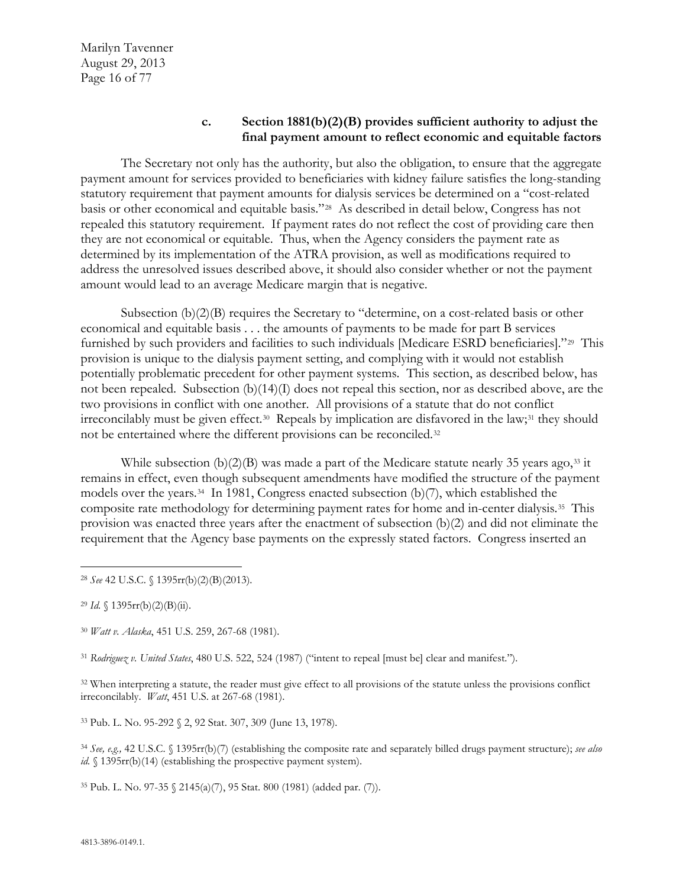### c. Section 1881(b)(2)(B) provides sufficient authority to adjust the final payment amount to reflect economic and equitable factors

The Secretary not only has the authority, but also the obligation, to ensure that the aggregate payment amount for services provided to beneficiaries with kidney failure satisfies the long-standing statutory requirement that payment amounts for dialysis services be determined on a "cost-related basis or other economical and equitable basis."[28] As described in detail below, Congress has not repealed this statutory requirement. If payment rates do not reflect the cost of providing care then they are not economical or equitable. Thus, when the Agency considers the payment rate as determined by its implementation of the ATRA provision, as well as modifications required to address the unresolved issues described above, it should also consider whether or not the payment amount would lead to an average Medicare margin that is negative.

Subsection (b)(2)(B) requires the Secretary to "determine, on a cost-related basis or other economical and equitable basis . . . the amounts of payments to be made for part B services furnished by such providers and facilities to such individuals [Medicare ESRD beneficiaries]."[29] This provision is unique to the dialysis payment setting, and complying with it would not establish potentially problematic precedent for other payment systems. This section, as described below, has not been repealed. Subsection (b)(14)(I) does not repeal this section, nor as described above, are the two provisions in conflict with one another. All provisions of a statute that do not conflict irreconcilably must be given effect.[30] Repeals by implication are disfavored in the law;[31] they should not be entertained where the different provisions can be reconciled.[32]

While subsection (b)(2)(B) was made a part of the Medicare statute nearly 35 years ago,[33] it remains in effect, even though subsequent amendments have modified the structure of the payment models over the years.[34] In 1981, Congress enacted subsection (b)(7), which established the composite rate methodology for determining payment rates for home and in-center dialysis.[35] This provision was enacted three years after the enactment of subsection (b)(2) and did not eliminate the requirement that the Agency base payments on the expressly stated factors. Congress inserted an

---

[28] *See* 42 U.S.C. § 1395rr(b)(2)(B)(2013).

[29] *Id.* § 1395rr(b)(2)(B)(ii).

[30] *Watt v. Alaska*, 451 U.S. 259, 267-68 (1981).

[31] *Rodriguez v. United States*, 480 U.S. 522, 524 (1987) ("intent to repeal [must be] clear and manifest.").

[32] When interpreting a statute, the reader must give effect to all provisions of the statute unless the provisions conflict irreconcilably. *Watt*, 451 U.S. at 267-68 (1981).

[33] Pub. L. No. 95-292 § 2, 92 Stat. 307, 309 (June 13, 1978).

[34] *See, e.g.,* 42 U.S.C. § 1395rr(b)(7) (establishing the composite rate and separately billed drugs payment structure); *see also id.* § 1395rr(b)(14) (establishing the prospective payment system).

[35] Pub. L. No. 97-35 § 2145(a)(7), 95 Stat. 800 (1981) (added par. (7)).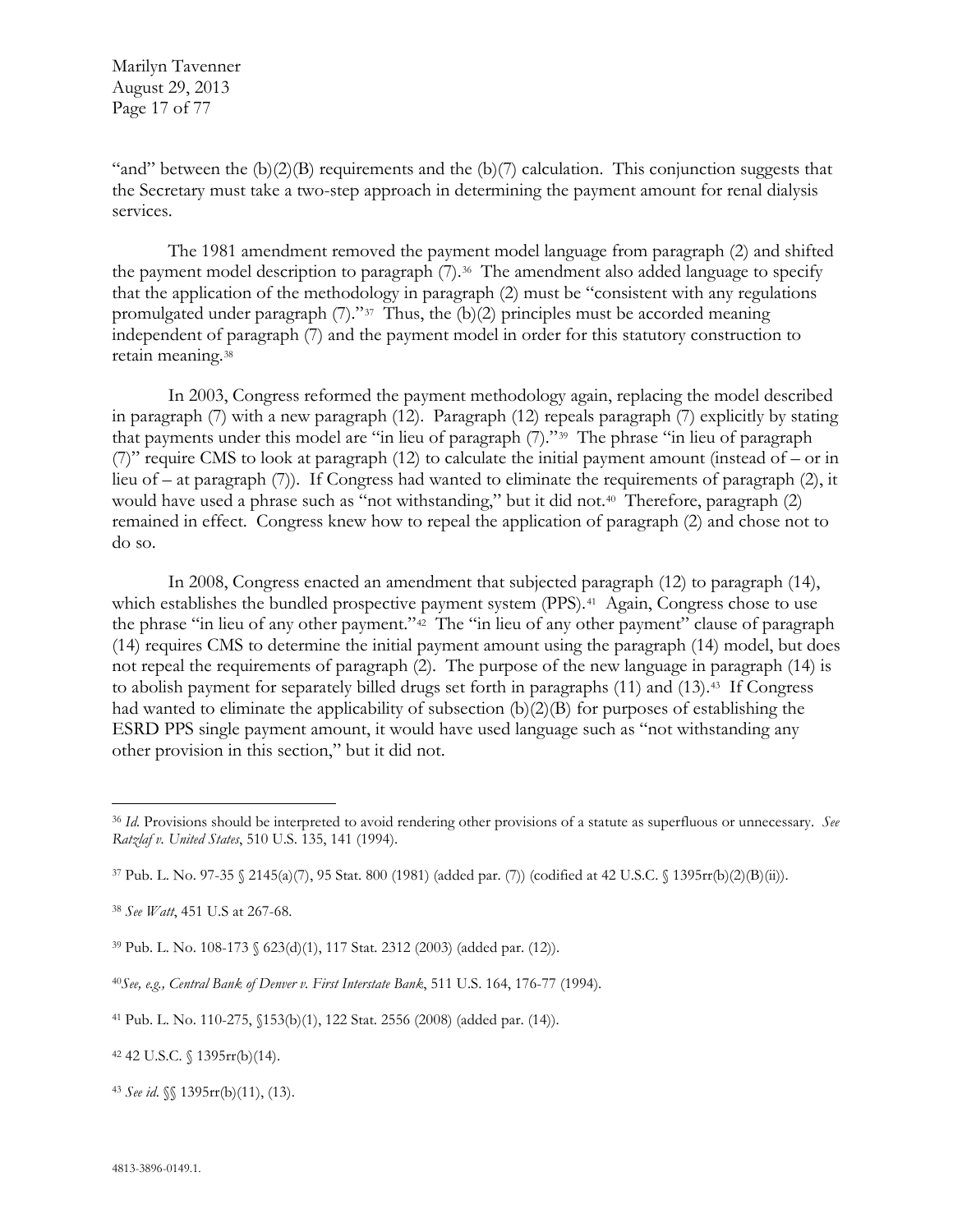"and" between the (b)(2)(B) requirements and the (b)(7) calculation. This conjunction suggests that the Secretary must take a two-step approach in determining the payment amount for renal dialysis services.

The 1981 amendment removed the payment model language from paragraph (2) and shifted the payment model description to paragraph (7).[36] The amendment also added language to specify that the application of the methodology in paragraph (2) must be "consistent with any regulations promulgated under paragraph (7)."[37] Thus, the (b)(2) principles must be accorded meaning independent of paragraph (7) and the payment model in order for this statutory construction to retain meaning.[38]

In 2003, Congress reformed the payment methodology again, replacing the model described in paragraph (7) with a new paragraph (12). Paragraph (12) repeals paragraph (7) explicitly by stating that payments under this model are "in lieu of paragraph (7)."[39] The phrase "in lieu of paragraph (7)" require CMS to look at paragraph (12) to calculate the initial payment amount (instead of – or in lieu of – at paragraph (7)). If Congress had wanted to eliminate the requirements of paragraph (2), it would have used a phrase such as "not withstanding," but it did not.[40] Therefore, paragraph (2) remained in effect. Congress knew how to repeal the application of paragraph (2) and chose not to do so.

In 2008, Congress enacted an amendment that subjected paragraph (12) to paragraph (14), which establishes the bundled prospective payment system (PPS).[41] Again, Congress chose to use the phrase "in lieu of any other payment."[42] The "in lieu of any other payment" clause of paragraph (14) requires CMS to determine the initial payment amount using the paragraph (14) model, but does not repeal the requirements of paragraph (2). The purpose of the new language in paragraph (14) is to abolish payment for separately billed drugs set forth in paragraphs (11) and (13).[43] If Congress had wanted to eliminate the applicability of subsection (b)(2)(B) for purposes of establishing the ESRD PPS single payment amount, it would have used language such as "not withstanding any other provision in this section," but it did not.

---

[36] *Id*. Provisions should be interpreted to avoid rendering other provisions of a statute as superfluous or unnecessary. *See Ratzlaf v. United States*, 510 U.S. 135, 141 (1994).

[37] Pub. L. No. 97-35 § 2145(a)(7), 95 Stat. 800 (1981) (added par. (7)) (codified at 42 U.S.C. § 1395rr(b)(2)(B)(ii)).

[38] *See Watt*, 451 U.S at 267-68.

[39] Pub. L. No. 108-173 § 623(d)(1), 117 Stat. 2312 (2003) (added par. (12)).

[40] *See, e.g., Central Bank of Denver v. First Interstate Bank*, 511 U.S. 164, 176-77 (1994).

[41] Pub. L. No. 110-275, §153(b)(1), 122 Stat. 2556 (2008) (added par. (14)).

[42] 42 U.S.C. § 1395rr(b)(14).

[43] *See id*. §§ 1395rr(b)(11), (13).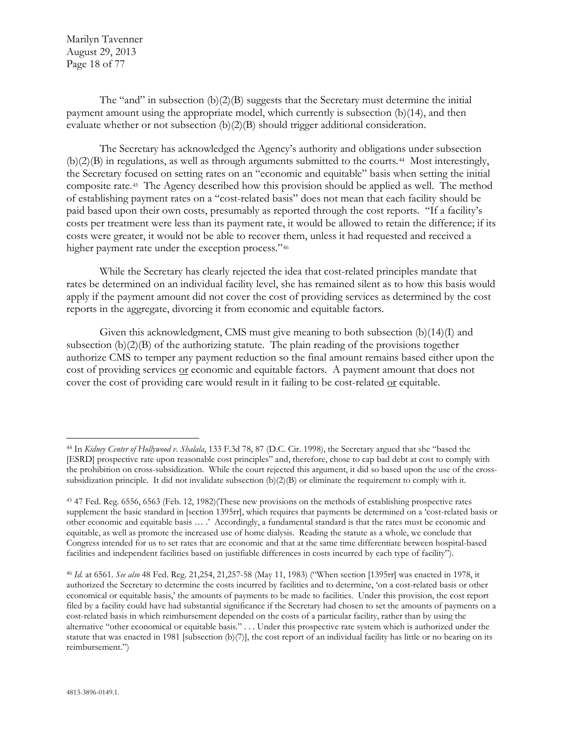The "and" in subsection (b)(2)(B) suggests that the Secretary must determine the initial payment amount using the appropriate model, which currently is subsection (b)(14), and then evaluate whether or not subsection (b)(2)(B) should trigger additional consideration.

The Secretary has acknowledged the Agency's authority and obligations under subsection (b)(2)(B) in regulations, as well as through arguments submitted to the courts.[44] Most interestingly, the Secretary focused on setting rates on an "economic and equitable" basis when setting the initial composite rate.[45] The Agency described how this provision should be applied as well. The method of establishing payment rates on a "cost-related basis" does not mean that each facility should be paid based upon their own costs, presumably as reported through the cost reports. "If a facility's costs per treatment were less than its payment rate, it would be allowed to retain the difference; if its costs were greater, it would not be able to recover them, unless it had requested and received a higher payment rate under the exception process."[46]

While the Secretary has clearly rejected the idea that cost-related principles mandate that rates be determined on an individual facility level, she has remained silent as to how this basis would apply if the payment amount did not cover the cost of providing services as determined by the cost reports in the aggregate, divorcing it from economic and equitable factors.

Given this acknowledgment, CMS must give meaning to both subsection (b)(14)(I) and subsection (b)(2)(B) of the authorizing statute. The plain reading of the provisions together authorize CMS to temper any payment reduction so the final amount remains based either upon the cost of providing services <u>or</u> economic and equitable factors. A payment amount that does not cover the cost of providing care would result in it failing to be cost-related <u>or</u> equitable.

---

[44] In *Kidney Center of Hollywood v. Shalala*, 133 F.3d 78, 87 (D.C. Cir. 1998), the Secretary argued that she "based the [ESRD] prospective rate upon reasonable cost principles" and, therefore, chose to cap bad debt at cost to comply with the prohibition on cross-subsidization. While the court rejected this argument, it did so based upon the use of the cross-subsidization principle. It did not invalidate subsection (b)(2)(B) or eliminate the requirement to comply with it.

[45] 47 Fed. Reg. 6556, 6563 (Feb. 12, 1982)(These new provisions on the methods of establishing prospective rates supplement the basic standard in [section 1395rr], which requires that payments be determined on a 'cost-related basis or other economic and equitable basis … .' Accordingly, a fundamental standard is that the rates must be economic and equitable, as well as promote the increased use of home dialysis. Reading the statute as a whole, we conclude that Congress intended for us to set rates that are economic and that at the same time differentiate between hospital-based facilities and independent facilities based on justifiable differences in costs incurred by each type of facility").

[46] *Id.* at 6561. *See also* 48 Fed. Reg. 21,254, 21,257-58 (May 11, 1983) ("When section [1395rr] was enacted in 1978, it authorized the Secretary to determine the costs incurred by facilities and to determine, 'on a cost-related basis or other economical or equitable basis,' the amounts of payments to be made to facilities. Under this provision, the cost report filed by a facility could have had substantial significance if the Secretary had chosen to set the amounts of payments on a cost-related basis in which reimbursement depended on the costs of a particular facility, rather than by using the alternative "other economical or equitable basis." . . . Under this prospective rate system which is authorized under the statute that was enacted in 1981 [subsection (b)(7)], the cost report of an individual facility has little or no bearing on its reimbursement.")

4813-3896-0149.1.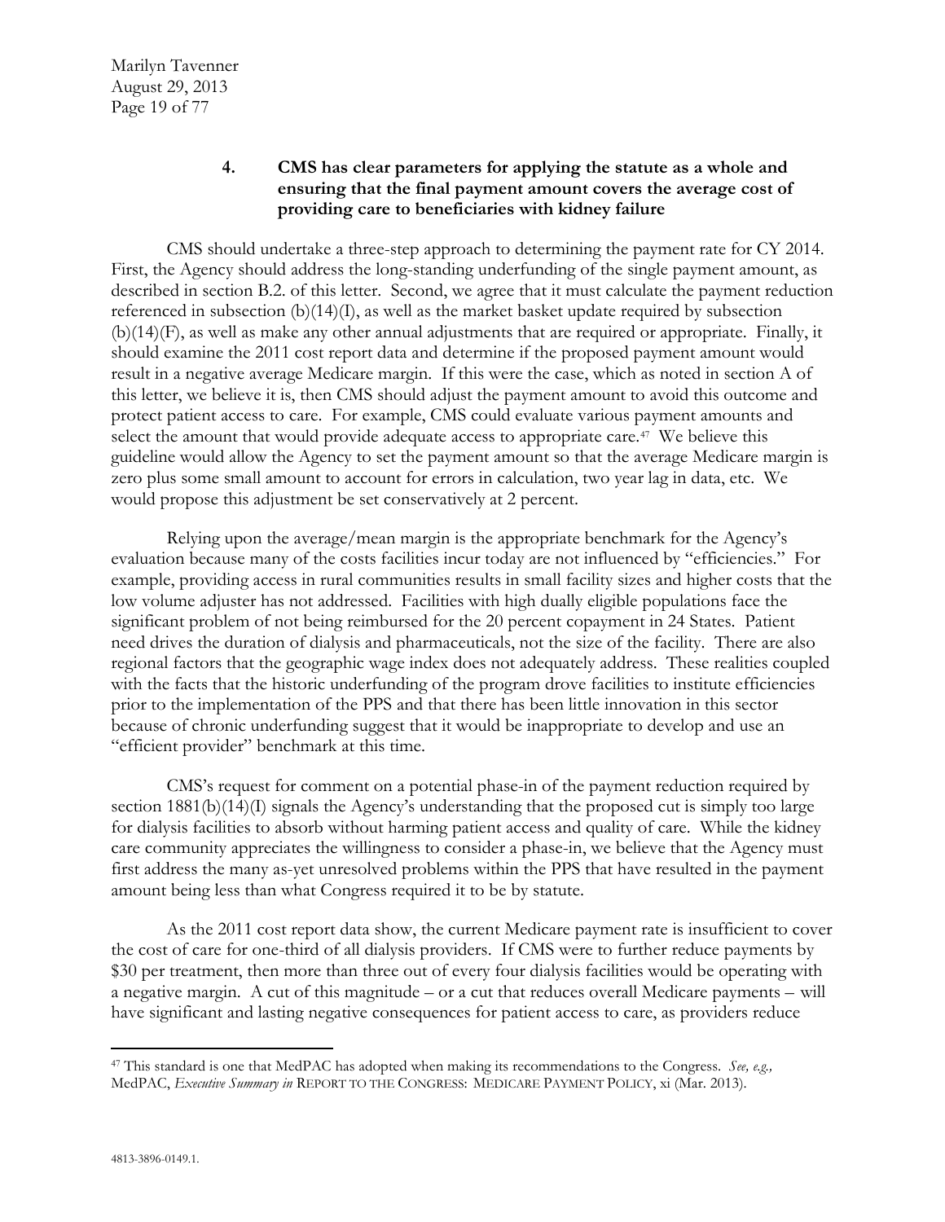### 4. CMS has clear parameters for applying the statute as a whole and ensuring that the final payment amount covers the average cost of providing care to beneficiaries with kidney failure

CMS should undertake a three-step approach to determining the payment rate for CY 2014. First, the Agency should address the long-standing underfunding of the single payment amount, as described in section B.2. of this letter. Second, we agree that it must calculate the payment reduction referenced in subsection (b)(14)(I), as well as the market basket update required by subsection (b)(14)(F), as well as make any other annual adjustments that are required or appropriate. Finally, it should examine the 2011 cost report data and determine if the proposed payment amount would result in a negative average Medicare margin. If this were the case, which as noted in section A of this letter, we believe it is, then CMS should adjust the payment amount to avoid this outcome and protect patient access to care. For example, CMS could evaluate various payment amounts and select the amount that would provide adequate access to appropriate care.[47] We believe this guideline would allow the Agency to set the payment amount so that the average Medicare margin is zero plus some small amount to account for errors in calculation, two year lag in data, etc. We would propose this adjustment be set conservatively at 2 percent.

Relying upon the average/mean margin is the appropriate benchmark for the Agency's evaluation because many of the costs facilities incur today are not influenced by "efficiencies." For example, providing access in rural communities results in small facility sizes and higher costs that the low volume adjuster has not addressed. Facilities with high dually eligible populations face the significant problem of not being reimbursed for the 20 percent copayment in 24 States. Patient need drives the duration of dialysis and pharmaceuticals, not the size of the facility. There are also regional factors that the geographic wage index does not adequately address. These realities coupled with the facts that the historic underfunding of the program drove facilities to institute efficiencies prior to the implementation of the PPS and that there has been little innovation in this sector because of chronic underfunding suggest that it would be inappropriate to develop and use an "efficient provider" benchmark at this time.

CMS's request for comment on a potential phase-in of the payment reduction required by section 1881(b)(14)(I) signals the Agency's understanding that the proposed cut is simply too large for dialysis facilities to absorb without harming patient access and quality of care. While the kidney care community appreciates the willingness to consider a phase-in, we believe that the Agency must first address the many as-yet unresolved problems within the PPS that have resulted in the payment amount being less than what Congress required it to be by statute.

As the 2011 cost report data show, the current Medicare payment rate is insufficient to cover the cost of care for one-third of all dialysis providers. If CMS were to further reduce payments by $30 per treatment, then more than three out of every four dialysis facilities would be operating with a negative margin. A cut of this magnitude – or a cut that reduces overall Medicare payments – will have significant and lasting negative consequences for patient access to care, as providers reduce

---

[47] This standard is one that MedPAC has adopted when making its recommendations to the Congress. *See, e.g.,* MedPAC, *Executive Summary in* REPORT TO THE CONGRESS: MEDICARE PAYMENT POLICY, xi (Mar. 2013).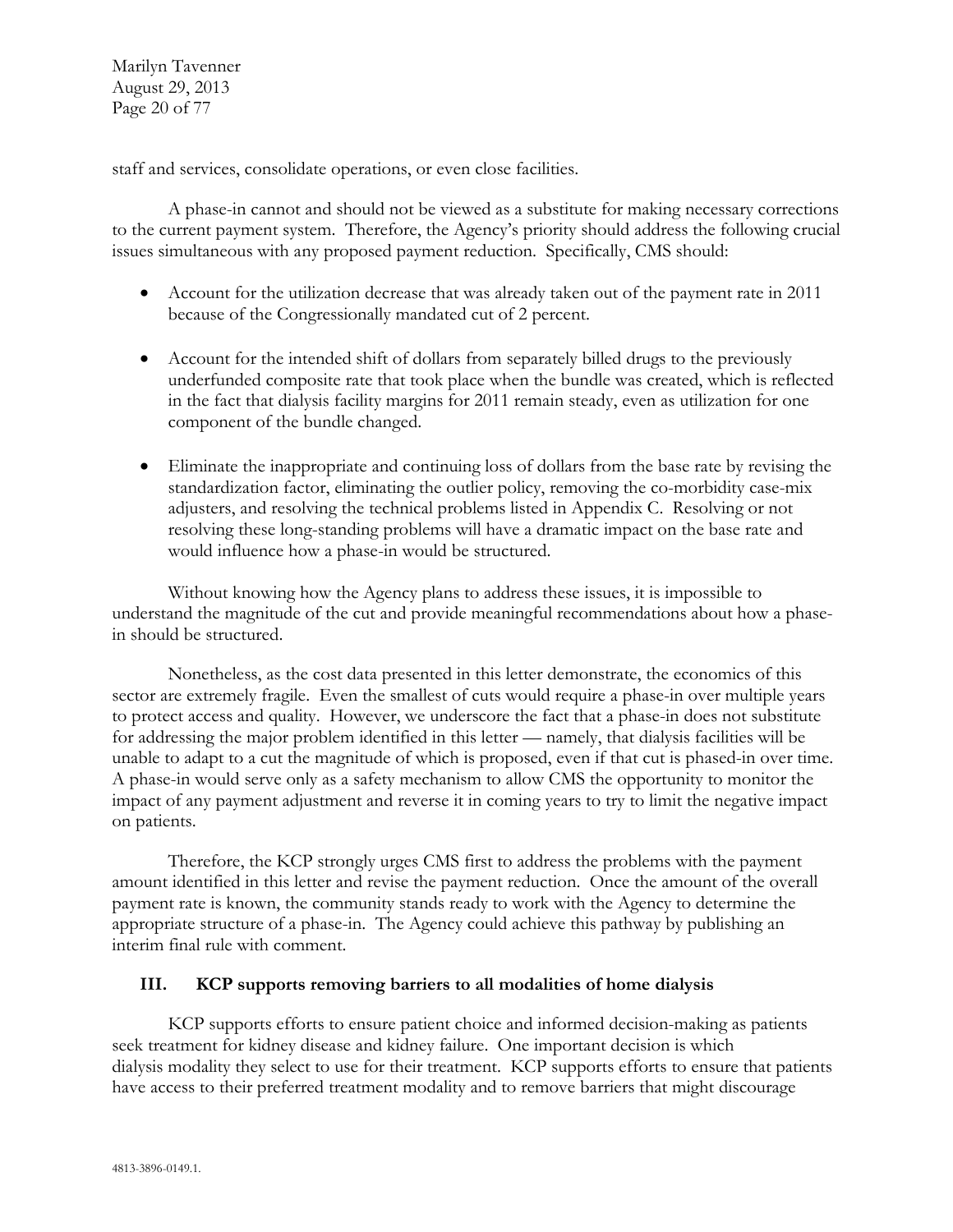staff and services, consolidate operations, or even close facilities.

A phase-in cannot and should not be viewed as a substitute for making necessary corrections to the current payment system. Therefore, the Agency's priority should address the following crucial issues simultaneous with any proposed payment reduction. Specifically, CMS should:

- Account for the utilization decrease that was already taken out of the payment rate in 2011 because of the Congressionally mandated cut of 2 percent.
- Account for the intended shift of dollars from separately billed drugs to the previously underfunded composite rate that took place when the bundle was created, which is reflected in the fact that dialysis facility margins for 2011 remain steady, even as utilization for one component of the bundle changed.
- Eliminate the inappropriate and continuing loss of dollars from the base rate by revising the standardization factor, eliminating the outlier policy, removing the co-morbidity case-mix adjusters, and resolving the technical problems listed in Appendix C. Resolving or not resolving these long-standing problems will have a dramatic impact on the base rate and would influence how a phase-in would be structured.

Without knowing how the Agency plans to address these issues, it is impossible to understand the magnitude of the cut and provide meaningful recommendations about how a phase-in should be structured.

Nonetheless, as the cost data presented in this letter demonstrate, the economics of this sector are extremely fragile. Even the smallest of cuts would require a phase-in over multiple years to protect access and quality. However, we underscore the fact that a phase-in does not substitute for addressing the major problem identified in this letter — namely, that dialysis facilities will be unable to adapt to a cut the magnitude of which is proposed, even if that cut is phased-in over time. A phase-in would serve only as a safety mechanism to allow CMS the opportunity to monitor the impact of any payment adjustment and reverse it in coming years to try to limit the negative impact on patients.

Therefore, the KCP strongly urges CMS first to address the problems with the payment amount identified in this letter and revise the payment reduction. Once the amount of the overall payment rate is known, the community stands ready to work with the Agency to determine the appropriate structure of a phase-in. The Agency could achieve this pathway by publishing an interim final rule with comment.

## III. KCP supports removing barriers to all modalities of home dialysis

KCP supports efforts to ensure patient choice and informed decision-making as patients seek treatment for kidney disease and kidney failure. One important decision is which dialysis modality they select to use for their treatment. KCP supports efforts to ensure that patients have access to their preferred treatment modality and to remove barriers that might discourage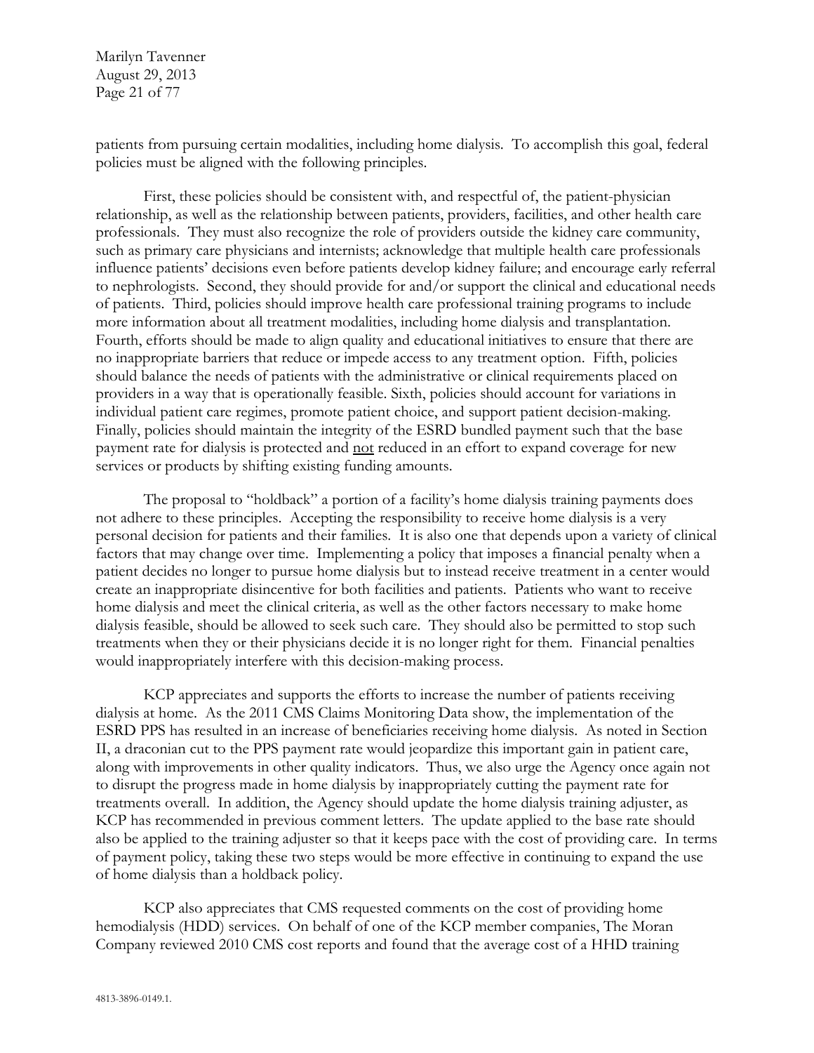patients from pursuing certain modalities, including home dialysis. To accomplish this goal, federal policies must be aligned with the following principles.

First, these policies should be consistent with, and respectful of, the patient-physician relationship, as well as the relationship between patients, providers, facilities, and other health care professionals. They must also recognize the role of providers outside the kidney care community, such as primary care physicians and internists; acknowledge that multiple health care professionals influence patients' decisions even before patients develop kidney failure; and encourage early referral to nephrologists. Second, they should provide for and/or support the clinical and educational needs of patients. Third, policies should improve health care professional training programs to include more information about all treatment modalities, including home dialysis and transplantation. Fourth, efforts should be made to align quality and educational initiatives to ensure that there are no inappropriate barriers that reduce or impede access to any treatment option. Fifth, policies should balance the needs of patients with the administrative or clinical requirements placed on providers in a way that is operationally feasible. Sixth, policies should account for variations in individual patient care regimes, promote patient choice, and support patient decision-making. Finally, policies should maintain the integrity of the ESRD bundled payment such that the base payment rate for dialysis is protected and not reduced in an effort to expand coverage for new services or products by shifting existing funding amounts.

The proposal to "holdback" a portion of a facility's home dialysis training payments does not adhere to these principles. Accepting the responsibility to receive home dialysis is a very personal decision for patients and their families. It is also one that depends upon a variety of clinical factors that may change over time. Implementing a policy that imposes a financial penalty when a patient decides no longer to pursue home dialysis but to instead receive treatment in a center would create an inappropriate disincentive for both facilities and patients. Patients who want to receive home dialysis and meet the clinical criteria, as well as the other factors necessary to make home dialysis feasible, should be allowed to seek such care. They should also be permitted to stop such treatments when they or their physicians decide it is no longer right for them. Financial penalties would inappropriately interfere with this decision-making process.

KCP appreciates and supports the efforts to increase the number of patients receiving dialysis at home. As the 2011 CMS Claims Monitoring Data show, the implementation of the ESRD PPS has resulted in an increase of beneficiaries receiving home dialysis. As noted in Section II, a draconian cut to the PPS payment rate would jeopardize this important gain in patient care, along with improvements in other quality indicators. Thus, we also urge the Agency once again not to disrupt the progress made in home dialysis by inappropriately cutting the payment rate for treatments overall. In addition, the Agency should update the home dialysis training adjuster, as KCP has recommended in previous comment letters. The update applied to the base rate should also be applied to the training adjuster so that it keeps pace with the cost of providing care. In terms of payment policy, taking these two steps would be more effective in continuing to expand the use of home dialysis than a holdback policy.

KCP also appreciates that CMS requested comments on the cost of providing home hemodialysis (HDD) services. On behalf of one of the KCP member companies, The Moran Company reviewed 2010 CMS cost reports and found that the average cost of a HHD training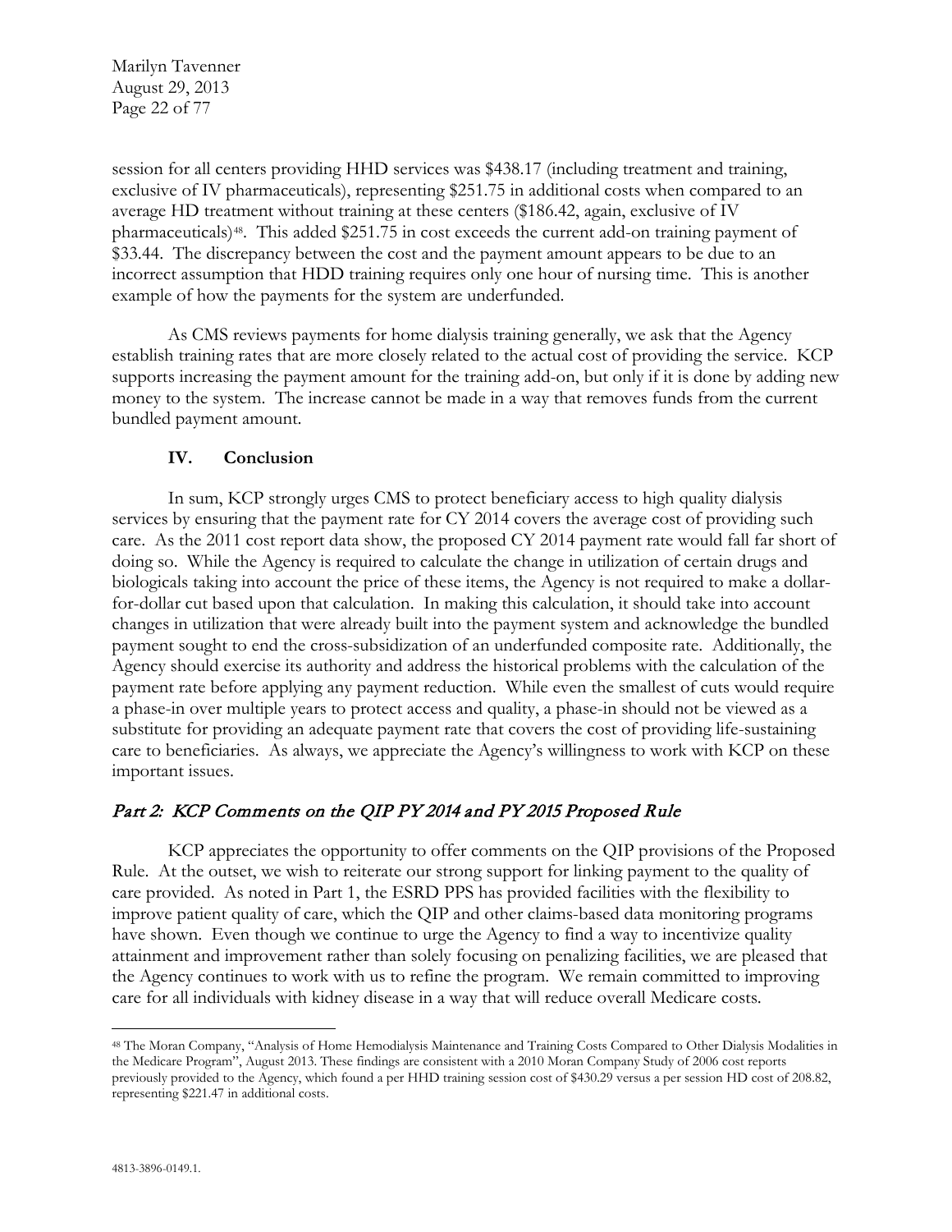session for all centers providing HHD services was $438.17 (including treatment and training, exclusive of IV pharmaceuticals), representing $251.75 in additional costs when compared to an average HD treatment without training at these centers ($186.42, again, exclusive of IV pharmaceuticals)[48]. This added $251.75 in cost exceeds the current add-on training payment of $33.44. The discrepancy between the cost and the payment amount appears to be due to an incorrect assumption that HDD training requires only one hour of nursing time. This is another example of how the payments for the system are underfunded.

As CMS reviews payments for home dialysis training generally, we ask that the Agency establish training rates that are more closely related to the actual cost of providing the service. KCP supports increasing the payment amount for the training add-on, but only if it is done by adding new money to the system. The increase cannot be made in a way that removes funds from the current bundled payment amount.

### IV. Conclusion

In sum, KCP strongly urges CMS to protect beneficiary access to high quality dialysis services by ensuring that the payment rate for CY 2014 covers the average cost of providing such care. As the 2011 cost report data show, the proposed CY 2014 payment rate would fall far short of doing so. While the Agency is required to calculate the change in utilization of certain drugs and biologicals taking into account the price of these items, the Agency is not required to make a dollar-for-dollar cut based upon that calculation. In making this calculation, it should take into account changes in utilization that were already built into the payment system and acknowledge the bundled payment sought to end the cross-subsidization of an underfunded composite rate. Additionally, the Agency should exercise its authority and address the historical problems with the calculation of the payment rate before applying any payment reduction. While even the smallest of cuts would require a phase-in over multiple years to protect access and quality, a phase-in should not be viewed as a substitute for providing an adequate payment rate that covers the cost of providing life-sustaining care to beneficiaries. As always, we appreciate the Agency's willingness to work with KCP on these important issues.

## *Part 2: KCP Comments on the QIP PY 2014 and PY 2015 Proposed Rule*

KCP appreciates the opportunity to offer comments on the QIP provisions of the Proposed Rule. At the outset, we wish to reiterate our strong support for linking payment to the quality of care provided. As noted in Part 1, the ESRD PPS has provided facilities with the flexibility to improve patient quality of care, which the QIP and other claims-based data monitoring programs have shown. Even though we continue to urge the Agency to find a way to incentivize quality attainment and improvement rather than solely focusing on penalizing facilities, we are pleased that the Agency continues to work with us to refine the program. We remain committed to improving care for all individuals with kidney disease in a way that will reduce overall Medicare costs.

---

[48] The Moran Company, "Analysis of Home Hemodialysis Maintenance and Training Costs Compared to Other Dialysis Modalities in the Medicare Program", August 2013. These findings are consistent with a 2010 Moran Company Study of 2006 cost reports previously provided to the Agency, which found a per HHD training session cost of $430.29 versus a per session HD cost of 208.82, representing $221.47 in additional costs.

4813-3896-0149.1.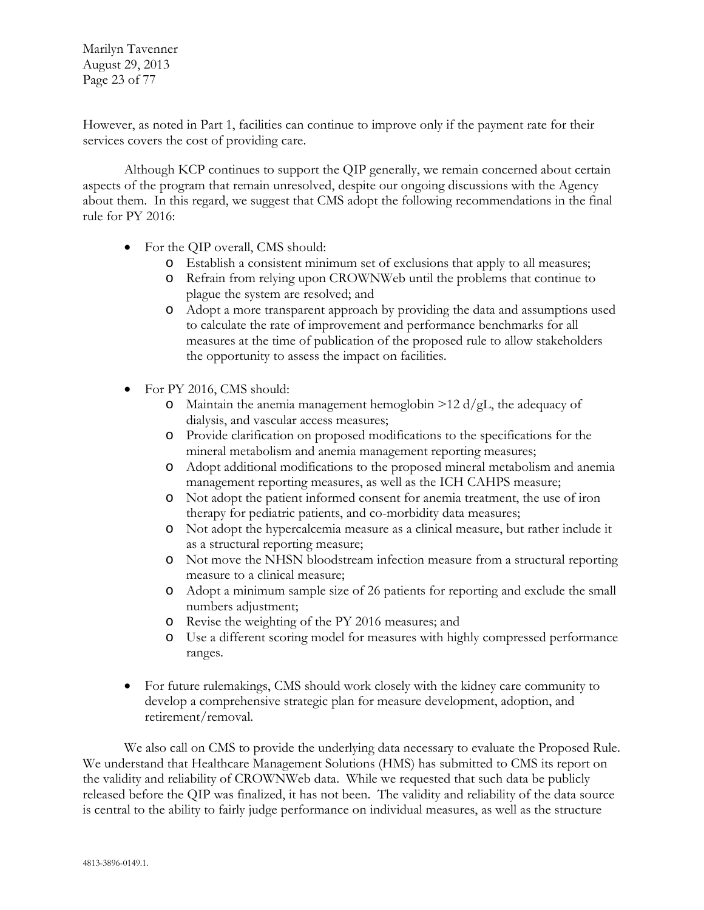However, as noted in Part 1, facilities can continue to improve only if the payment rate for their services covers the cost of providing care.

Although KCP continues to support the QIP generally, we remain concerned about certain aspects of the program that remain unresolved, despite our ongoing discussions with the Agency about them. In this regard, we suggest that CMS adopt the following recommendations in the final rule for PY 2016:

- For the QIP overall, CMS should:
  - Establish a consistent minimum set of exclusions that apply to all measures;
  - Refrain from relying upon CROWNWeb until the problems that continue to plague the system are resolved; and
  - Adopt a more transparent approach by providing the data and assumptions used to calculate the rate of improvement and performance benchmarks for all measures at the time of publication of the proposed rule to allow stakeholders the opportunity to assess the impact on facilities.
- For PY 2016, CMS should:
  - Maintain the anemia management hemoglobin >12 d/gL, the adequacy of dialysis, and vascular access measures;
  - Provide clarification on proposed modifications to the specifications for the mineral metabolism and anemia management reporting measures;
  - Adopt additional modifications to the proposed mineral metabolism and anemia management reporting measures, as well as the ICH CAHPS measure;
  - Not adopt the patient informed consent for anemia treatment, the use of iron therapy for pediatric patients, and co-morbidity data measures;
  - Not adopt the hypercalcemia measure as a clinical measure, but rather include it as a structural reporting measure;
  - Not move the NHSN bloodstream infection measure from a structural reporting measure to a clinical measure;
  - Adopt a minimum sample size of 26 patients for reporting and exclude the small numbers adjustment;
  - Revise the weighting of the PY 2016 measures; and
  - Use a different scoring model for measures with highly compressed performance ranges.
- For future rulemakings, CMS should work closely with the kidney care community to develop a comprehensive strategic plan for measure development, adoption, and retirement/removal.

We also call on CMS to provide the underlying data necessary to evaluate the Proposed Rule. We understand that Healthcare Management Solutions (HMS) has submitted to CMS its report on the validity and reliability of CROWNWeb data. While we requested that such data be publicly released before the QIP was finalized, it has not been. The validity and reliability of the data source is central to the ability to fairly judge performance on individual measures, as well as the structure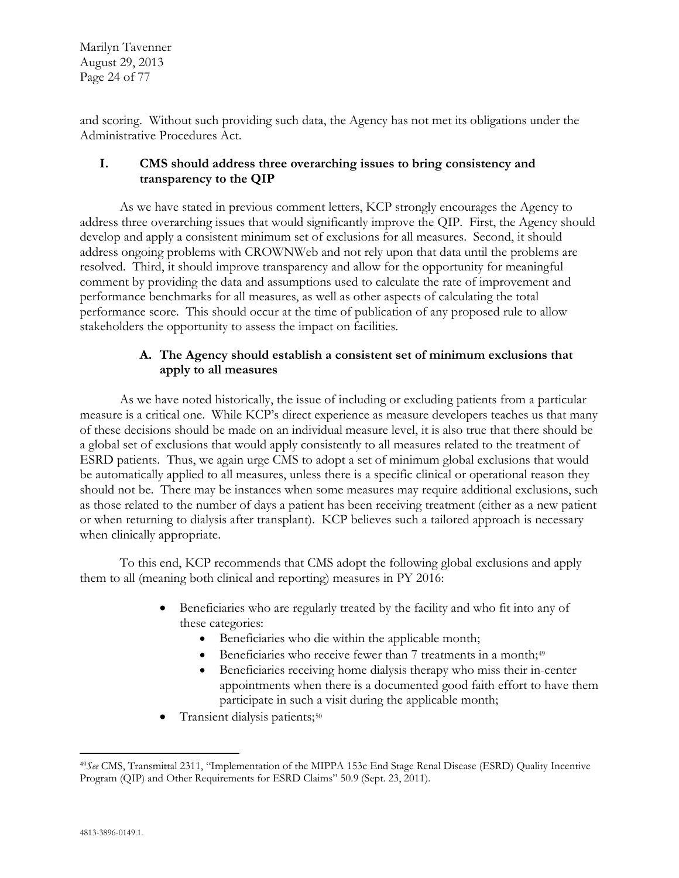and scoring. Without such providing such data, the Agency has not met its obligations under the Administrative Procedures Act.

## I. CMS should address three overarching issues to bring consistency and transparency to the QIP

As we have stated in previous comment letters, KCP strongly encourages the Agency to address three overarching issues that would significantly improve the QIP. First, the Agency should develop and apply a consistent minimum set of exclusions for all measures. Second, it should address ongoing problems with CROWNWeb and not rely upon that data until the problems are resolved. Third, it should improve transparency and allow for the opportunity for meaningful comment by providing the data and assumptions used to calculate the rate of improvement and performance benchmarks for all measures, as well as other aspects of calculating the total performance score. This should occur at the time of publication of any proposed rule to allow stakeholders the opportunity to assess the impact on facilities.

### A. The Agency should establish a consistent set of minimum exclusions that apply to all measures

As we have noted historically, the issue of including or excluding patients from a particular measure is a critical one. While KCP's direct experience as measure developers teaches us that many of these decisions should be made on an individual measure level, it is also true that there should be a global set of exclusions that would apply consistently to all measures related to the treatment of ESRD patients. Thus, we again urge CMS to adopt a set of minimum global exclusions that would be automatically applied to all measures, unless there is a specific clinical or operational reason they should not be. There may be instances when some measures may require additional exclusions, such as those related to the number of days a patient has been receiving treatment (either as a new patient or when returning to dialysis after transplant). KCP believes such a tailored approach is necessary when clinically appropriate.

To this end, KCP recommends that CMS adopt the following global exclusions and apply them to all (meaning both clinical and reporting) measures in PY 2016:

- Beneficiaries who are regularly treated by the facility and who fit into any of these categories:
  - Beneficiaries who die within the applicable month;
  - Beneficiaries who receive fewer than 7 treatments in a month;[49]
  - Beneficiaries receiving home dialysis therapy who miss their in-center appointments when there is a documented good faith effort to have them participate in such a visit during the applicable month;
- Transient dialysis patients;[50]

---

[49] *See* CMS, Transmittal 2311, "Implementation of the MIPPA 153c End Stage Renal Disease (ESRD) Quality Incentive Program (QIP) and Other Requirements for ESRD Claims" 50.9 (Sept. 23, 2011).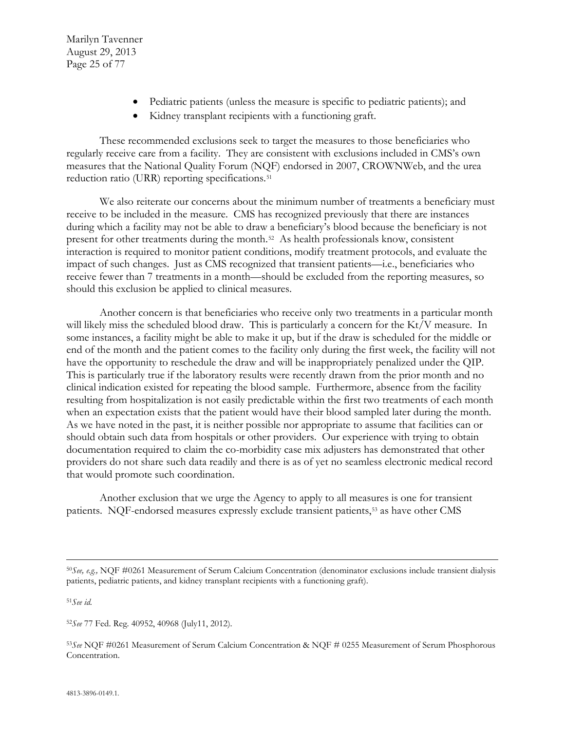- Pediatric patients (unless the measure is specific to pediatric patients); and
- Kidney transplant recipients with a functioning graft.

These recommended exclusions seek to target the measures to those beneficiaries who regularly receive care from a facility. They are consistent with exclusions included in CMS's own measures that the National Quality Forum (NQF) endorsed in 2007, CROWNWeb, and the urea reduction ratio (URR) reporting specifications.[51]

We also reiterate our concerns about the minimum number of treatments a beneficiary must receive to be included in the measure. CMS has recognized previously that there are instances during which a facility may not be able to draw a beneficiary's blood because the beneficiary is not present for other treatments during the month.[52] As health professionals know, consistent interaction is required to monitor patient conditions, modify treatment protocols, and evaluate the impact of such changes. Just as CMS recognized that transient patients—i.e., beneficiaries who receive fewer than 7 treatments in a month—should be excluded from the reporting measures, so should this exclusion be applied to clinical measures.

Another concern is that beneficiaries who receive only two treatments in a particular month will likely miss the scheduled blood draw. This is particularly a concern for the Kt/V measure. In some instances, a facility might be able to make it up, but if the draw is scheduled for the middle or end of the month and the patient comes to the facility only during the first week, the facility will not have the opportunity to reschedule the draw and will be inappropriately penalized under the QIP. This is particularly true if the laboratory results were recently drawn from the prior month and no clinical indication existed for repeating the blood sample. Furthermore, absence from the facility resulting from hospitalization is not easily predictable within the first two treatments of each month when an expectation exists that the patient would have their blood sampled later during the month. As we have noted in the past, it is neither possible nor appropriate to assume that facilities can or should obtain such data from hospitals or other providers. Our experience with trying to obtain documentation required to claim the co-morbidity case mix adjusters has demonstrated that other providers do not share such data readily and there is as of yet no seamless electronic medical record that would promote such coordination.

Another exclusion that we urge the Agency to apply to all measures is one for transient patients. NQF-endorsed measures expressly exclude transient patients,[53] as have other CMS

---

[50] *See, e.g.,* NQF #0261 Measurement of Serum Calcium Concentration (denominator exclusions include transient dialysis patients, pediatric patients, and kidney transplant recipients with a functioning graft).

[51] *See id.*

[52] *See* 77 Fed. Reg. 40952, 40968 (July11, 2012).

[53] *See* NQF #0261 Measurement of Serum Calcium Concentration & NQF # 0255 Measurement of Serum Phosphorous Concentration.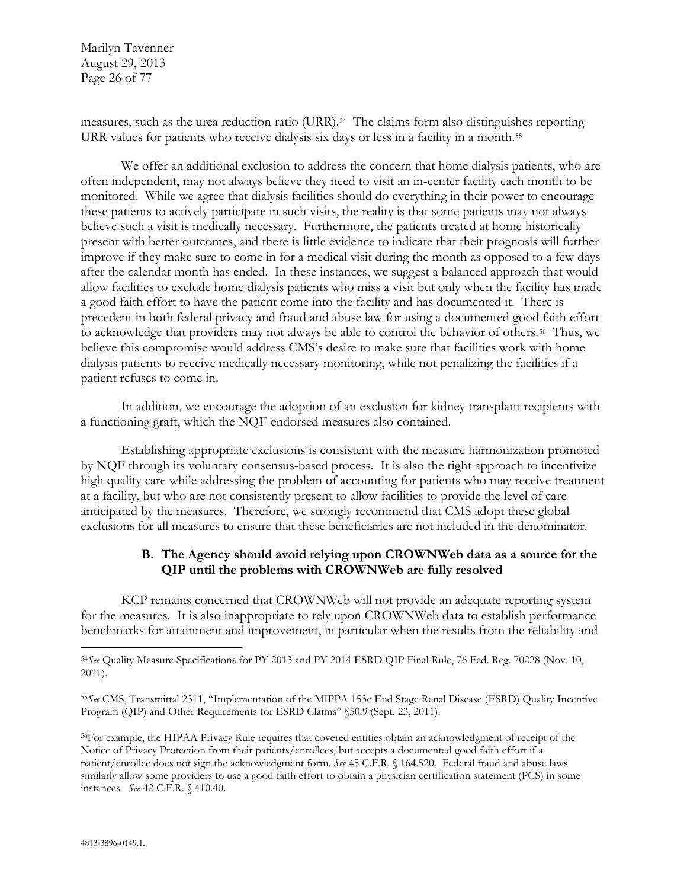measures, such as the urea reduction ratio (URR).[54] The claims form also distinguishes reporting URR values for patients who receive dialysis six days or less in a facility in a month.[55]

We offer an additional exclusion to address the concern that home dialysis patients, who are often independent, may not always believe they need to visit an in-center facility each month to be monitored. While we agree that dialysis facilities should do everything in their power to encourage these patients to actively participate in such visits, the reality is that some patients may not always believe such a visit is medically necessary. Furthermore, the patients treated at home historically present with better outcomes, and there is little evidence to indicate that their prognosis will further improve if they make sure to come in for a medical visit during the month as opposed to a few days after the calendar month has ended. In these instances, we suggest a balanced approach that would allow facilities to exclude home dialysis patients who miss a visit but only when the facility has made a good faith effort to have the patient come into the facility and has documented it. There is precedent in both federal privacy and fraud and abuse law for using a documented good faith effort to acknowledge that providers may not always be able to control the behavior of others.[56] Thus, we believe this compromise would address CMS's desire to make sure that facilities work with home dialysis patients to receive medically necessary monitoring, while not penalizing the facilities if a patient refuses to come in.

In addition, we encourage the adoption of an exclusion for kidney transplant recipients with a functioning graft, which the NQF-endorsed measures also contained.

Establishing appropriate exclusions is consistent with the measure harmonization promoted by NQF through its voluntary consensus-based process. It is also the right approach to incentivize high quality care while addressing the problem of accounting for patients who may receive treatment at a facility, but who are not consistently present to allow facilities to provide the level of care anticipated by the measures. Therefore, we strongly recommend that CMS adopt these global exclusions for all measures to ensure that these beneficiaries are not included in the denominator.

### B. The Agency should avoid relying upon CROWNWeb data as a source for the QIP until the problems with CROWNWeb are fully resolved

KCP remains concerned that CROWNWeb will not provide an adequate reporting system for the measures. It is also inappropriate to rely upon CROWNWeb data to establish performance benchmarks for attainment and improvement, in particular when the results from the reliability and

---

[54] *See* Quality Measure Specifications for PY 2013 and PY 2014 ESRD QIP Final Rule, 76 Fed. Reg. 70228 (Nov. 10, 2011).

[55] *See* CMS, Transmittal 2311, "Implementation of the MIPPA 153c End Stage Renal Disease (ESRD) Quality Incentive Program (QIP) and Other Requirements for ESRD Claims" §50.9 (Sept. 23, 2011).

[56] For example, the HIPAA Privacy Rule requires that covered entities obtain an acknowledgment of receipt of the Notice of Privacy Protection from their patients/enrollees, but accepts a documented good faith effort if a patient/enrollee does not sign the acknowledgment form. *See* 45 C.F.R. § 164.520. Federal fraud and abuse laws similarly allow some providers to use a good faith effort to obtain a physician certification statement (PCS) in some instances. *See* 42 C.F.R. § 410.40.

4813-3896-0149.1.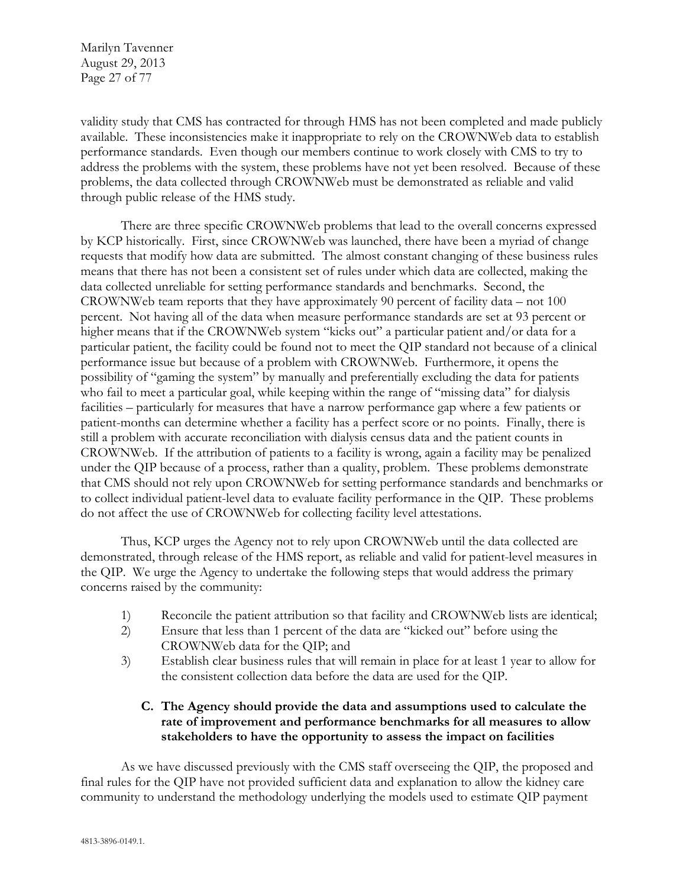validity study that CMS has contracted for through HMS has not been completed and made publicly available. These inconsistencies make it inappropriate to rely on the CROWNWeb data to establish performance standards. Even though our members continue to work closely with CMS to try to address the problems with the system, these problems have not yet been resolved. Because of these problems, the data collected through CROWNWeb must be demonstrated as reliable and valid through public release of the HMS study.

There are three specific CROWNWeb problems that lead to the overall concerns expressed by KCP historically. First, since CROWNWeb was launched, there have been a myriad of change requests that modify how data are submitted. The almost constant changing of these business rules means that there has not been a consistent set of rules under which data are collected, making the data collected unreliable for setting performance standards and benchmarks. Second, the CROWNWeb team reports that they have approximately 90 percent of facility data – not 100 percent. Not having all of the data when measure performance standards are set at 93 percent or higher means that if the CROWNWeb system "kicks out" a particular patient and/or data for a particular patient, the facility could be found not to meet the QIP standard not because of a clinical performance issue but because of a problem with CROWNWeb. Furthermore, it opens the possibility of "gaming the system" by manually and preferentially excluding the data for patients who fail to meet a particular goal, while keeping within the range of "missing data" for dialysis facilities – particularly for measures that have a narrow performance gap where a few patients or patient-months can determine whether a facility has a perfect score or no points. Finally, there is still a problem with accurate reconciliation with dialysis census data and the patient counts in CROWNWeb. If the attribution of patients to a facility is wrong, again a facility may be penalized under the QIP because of a process, rather than a quality, problem. These problems demonstrate that CMS should not rely upon CROWNWeb for setting performance standards and benchmarks or to collect individual patient-level data to evaluate facility performance in the QIP. These problems do not affect the use of CROWNWeb for collecting facility level attestations.

Thus, KCP urges the Agency not to rely upon CROWNWeb until the data collected are demonstrated, through release of the HMS report, as reliable and valid for patient-level measures in the QIP. We urge the Agency to undertake the following steps that would address the primary concerns raised by the community:

1) Reconcile the patient attribution so that facility and CROWNWeb lists are identical;
2) Ensure that less than 1 percent of the data are "kicked out" before using the CROWNWeb data for the QIP; and
3) Establish clear business rules that will remain in place for at least 1 year to allow for the consistent collection data before the data are used for the QIP.

### C. The Agency should provide the data and assumptions used to calculate the rate of improvement and performance benchmarks for all measures to allow stakeholders to have the opportunity to assess the impact on facilities

As we have discussed previously with the CMS staff overseeing the QIP, the proposed and final rules for the QIP have not provided sufficient data and explanation to allow the kidney care community to understand the methodology underlying the models used to estimate QIP payment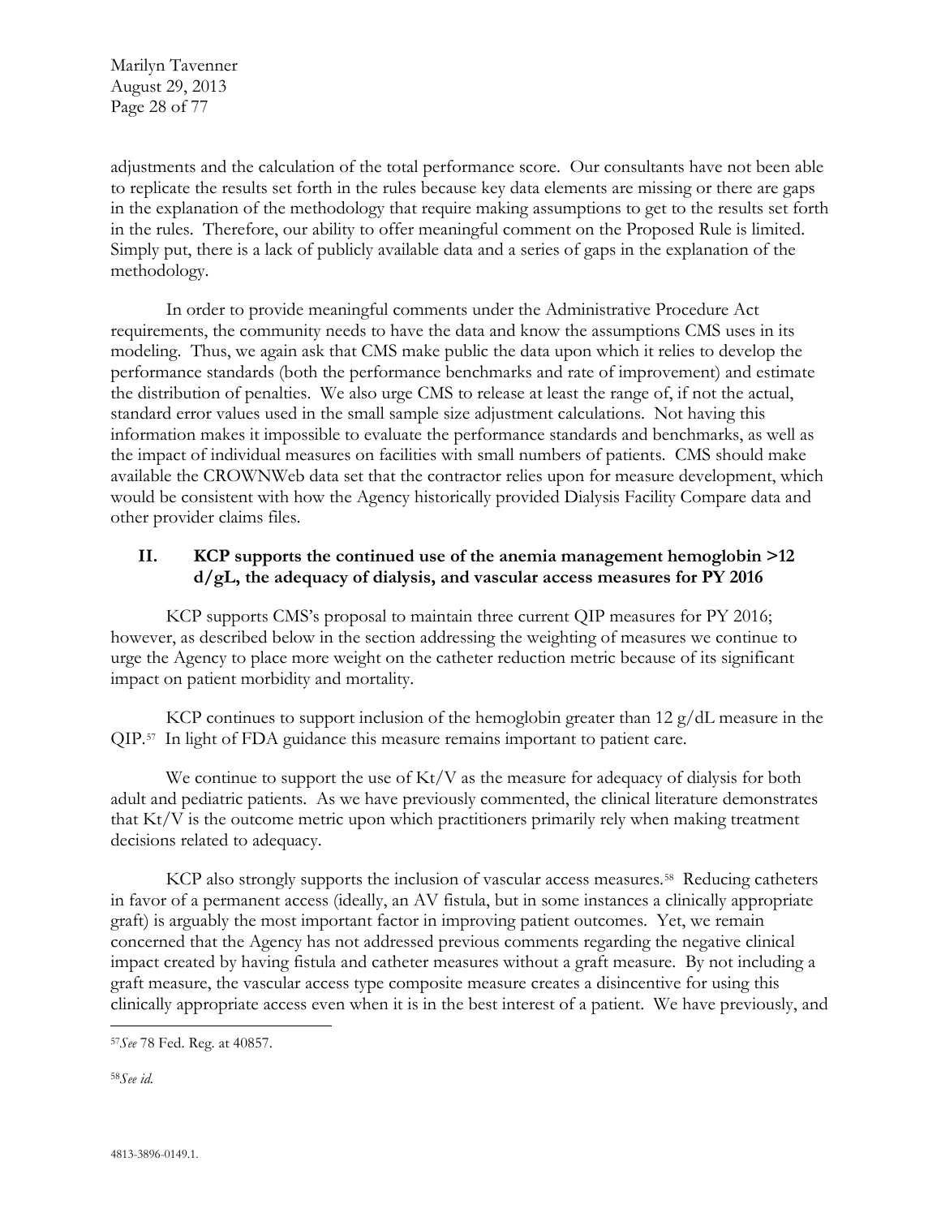adjustments and the calculation of the total performance score. Our consultants have not been able to replicate the results set forth in the rules because key data elements are missing or there are gaps in the explanation of the methodology that require making assumptions to get to the results set forth in the rules. Therefore, our ability to offer meaningful comment on the Proposed Rule is limited. Simply put, there is a lack of publicly available data and a series of gaps in the explanation of the methodology.

In order to provide meaningful comments under the Administrative Procedure Act requirements, the community needs to have the data and know the assumptions CMS uses in its modeling. Thus, we again ask that CMS make public the data upon which it relies to develop the performance standards (both the performance benchmarks and rate of improvement) and estimate the distribution of penalties. We also urge CMS to release at least the range of, if not the actual, standard error values used in the small sample size adjustment calculations. Not having this information makes it impossible to evaluate the performance standards and benchmarks, as well as the impact of individual measures on facilities with small numbers of patients. CMS should make available the CROWNWeb data set that the contractor relies upon for measure development, which would be consistent with how the Agency historically provided Dialysis Facility Compare data and other provider claims files.

## II. KCP supports the continued use of the anemia management hemoglobin >12 d/gL, the adequacy of dialysis, and vascular access measures for PY 2016

KCP supports CMS's proposal to maintain three current QIP measures for PY 2016; however, as described below in the section addressing the weighting of measures we continue to urge the Agency to place more weight on the catheter reduction metric because of its significant impact on patient morbidity and mortality.

KCP continues to support inclusion of the hemoglobin greater than 12 g/dL measure in the QIP.[57] In light of FDA guidance this measure remains important to patient care.

We continue to support the use of Kt/V as the measure for adequacy of dialysis for both adult and pediatric patients. As we have previously commented, the clinical literature demonstrates that Kt/V is the outcome metric upon which practitioners primarily rely when making treatment decisions related to adequacy.

KCP also strongly supports the inclusion of vascular access measures.[58] Reducing catheters in favor of a permanent access (ideally, an AV fistula, but in some instances a clinically appropriate graft) is arguably the most important factor in improving patient outcomes. Yet, we remain concerned that the Agency has not addressed previous comments regarding the negative clinical impact created by having fistula and catheter measures without a graft measure. By not including a graft measure, the vascular access type composite measure creates a disincentive for using this clinically appropriate access even when it is in the best interest of a patient. We have previously, and

---

[57] *See* 78 Fed. Reg. at 40857.

[58] *See id.*

4813-3896-0149.1.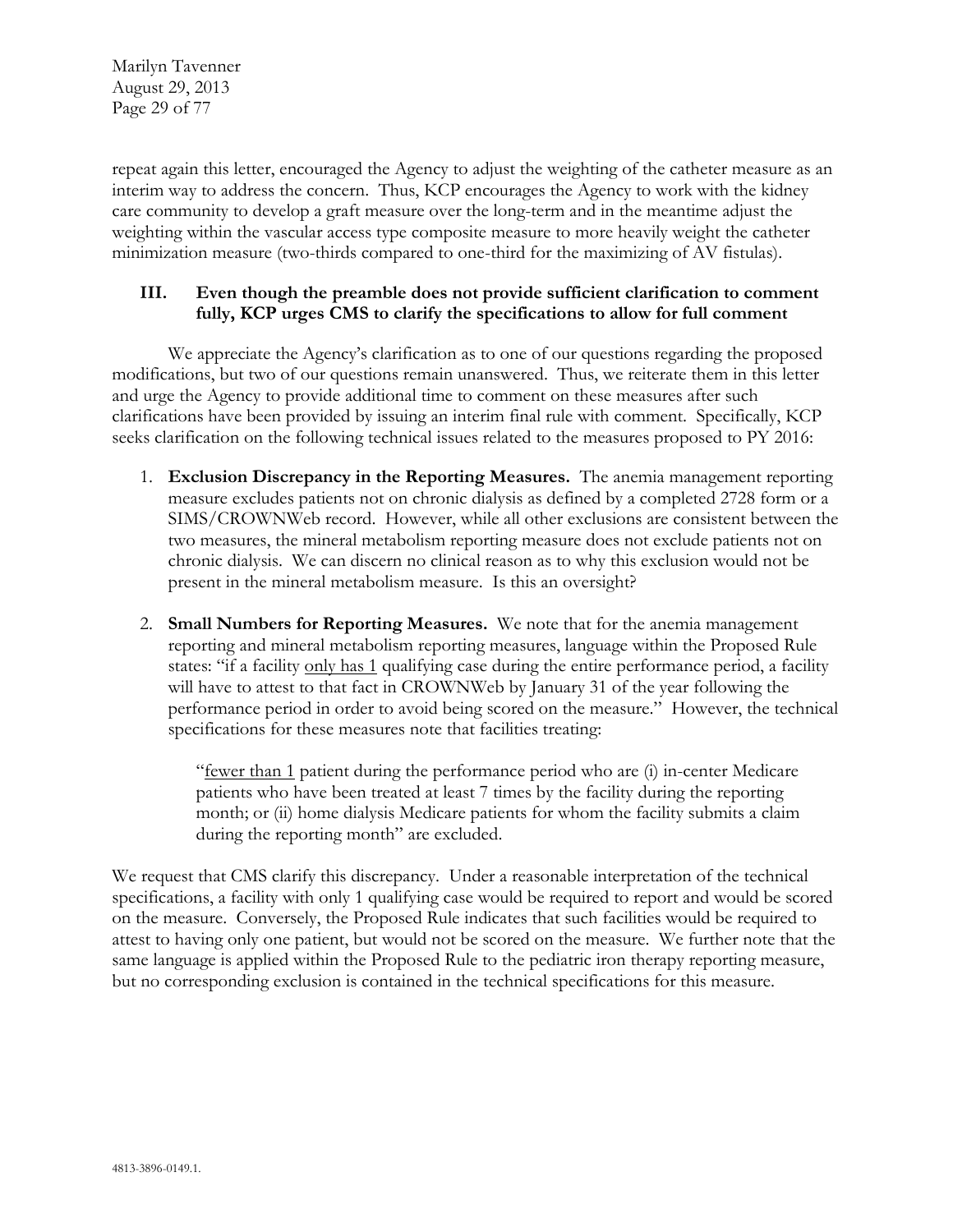repeat again this letter, encouraged the Agency to adjust the weighting of the catheter measure as an interim way to address the concern. Thus, KCP encourages the Agency to work with the kidney care community to develop a graft measure over the long-term and in the meantime adjust the weighting within the vascular access type composite measure to more heavily weight the catheter minimization measure (two-thirds compared to one-third for the maximizing of AV fistulas).

### III. Even though the preamble does not provide sufficient clarification to comment fully, KCP urges CMS to clarify the specifications to allow for full comment

We appreciate the Agency's clarification as to one of our questions regarding the proposed modifications, but two of our questions remain unanswered. Thus, we reiterate them in this letter and urge the Agency to provide additional time to comment on these measures after such clarifications have been provided by issuing an interim final rule with comment. Specifically, KCP seeks clarification on the following technical issues related to the measures proposed to PY 2016:

1. **Exclusion Discrepancy in the Reporting Measures.** The anemia management reporting measure excludes patients not on chronic dialysis as defined by a completed 2728 form or a SIMS/CROWNWeb record. However, while all other exclusions are consistent between the two measures, the mineral metabolism reporting measure does not exclude patients not on chronic dialysis. We can discern no clinical reason as to why this exclusion would not be present in the mineral metabolism measure. Is this an oversight?

2. **Small Numbers for Reporting Measures.** We note that for the anemia management reporting and mineral metabolism reporting measures, language within the Proposed Rule states: "if a facility <u>only has 1</u> qualifying case during the entire performance period, a facility will have to attest to that fact in CROWNWeb by January 31 of the year following the performance period in order to avoid being scored on the measure." However, the technical specifications for these measures note that facilities treating:

   > "<u>fewer than 1</u> patient during the performance period who are (i) in-center Medicare patients who have been treated at least 7 times by the facility during the reporting month; or (ii) home dialysis Medicare patients for whom the facility submits a claim during the reporting month" are excluded.

We request that CMS clarify this discrepancy. Under a reasonable interpretation of the technical specifications, a facility with only 1 qualifying case would be required to report and would be scored on the measure. Conversely, the Proposed Rule indicates that such facilities would be required to attest to having only one patient, but would not be scored on the measure. We further note that the same language is applied within the Proposed Rule to the pediatric iron therapy reporting measure, but no corresponding exclusion is contained in the technical specifications for this measure.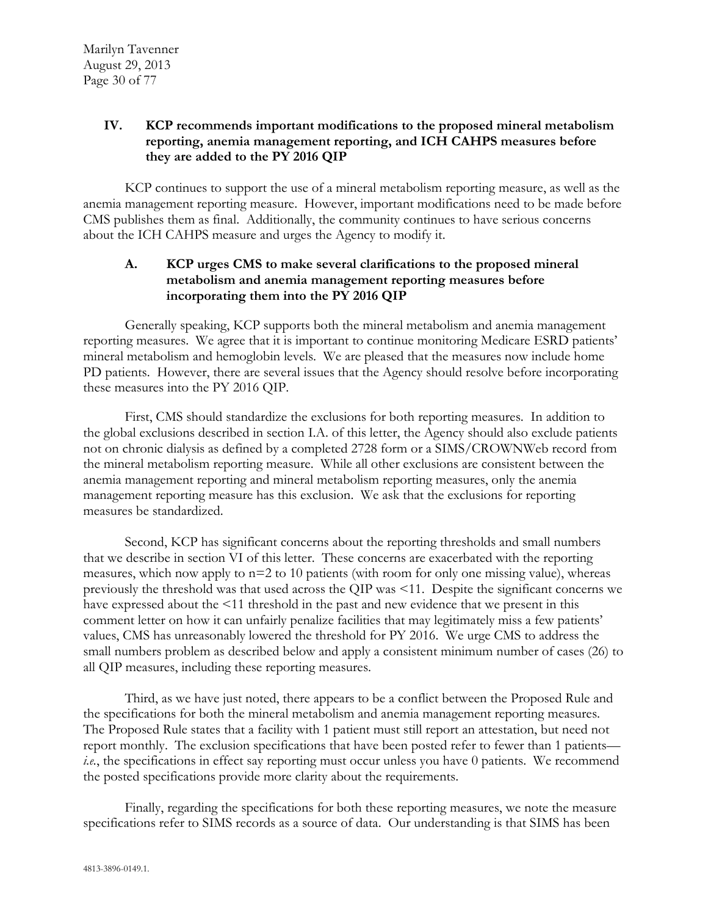## IV. KCP recommends important modifications to the proposed mineral metabolism reporting, anemia management reporting, and ICH CAHPS measures before they are added to the PY 2016 QIP

KCP continues to support the use of a mineral metabolism reporting measure, as well as the anemia management reporting measure. However, important modifications need to be made before CMS publishes them as final. Additionally, the community continues to have serious concerns about the ICH CAHPS measure and urges the Agency to modify it.

### A. KCP urges CMS to make several clarifications to the proposed mineral metabolism and anemia management reporting measures before incorporating them into the PY 2016 QIP

Generally speaking, KCP supports both the mineral metabolism and anemia management reporting measures. We agree that it is important to continue monitoring Medicare ESRD patients' mineral metabolism and hemoglobin levels. We are pleased that the measures now include home PD patients. However, there are several issues that the Agency should resolve before incorporating these measures into the PY 2016 QIP.

First, CMS should standardize the exclusions for both reporting measures. In addition to the global exclusions described in section I.A. of this letter, the Agency should also exclude patients not on chronic dialysis as defined by a completed 2728 form or a SIMS/CROWNWeb record from the mineral metabolism reporting measure. While all other exclusions are consistent between the anemia management reporting and mineral metabolism reporting measures, only the anemia management reporting measure has this exclusion. We ask that the exclusions for reporting measures be standardized.

Second, KCP has significant concerns about the reporting thresholds and small numbers that we describe in section VI of this letter. These concerns are exacerbated with the reporting measures, which now apply to n=2 to 10 patients (with room for only one missing value), whereas previously the threshold was that used across the QIP was <11. Despite the significant concerns we have expressed about the <11 threshold in the past and new evidence that we present in this comment letter on how it can unfairly penalize facilities that may legitimately miss a few patients' values, CMS has unreasonably lowered the threshold for PY 2016. We urge CMS to address the small numbers problem as described below and apply a consistent minimum number of cases (26) to all QIP measures, including these reporting measures.

Third, as we have just noted, there appears to be a conflict between the Proposed Rule and the specifications for both the mineral metabolism and anemia management reporting measures. The Proposed Rule states that a facility with 1 patient must still report an attestation, but need not report monthly. The exclusion specifications that have been posted refer to fewer than 1 patients—*i.e.*, the specifications in effect say reporting must occur unless you have 0 patients. We recommend the posted specifications provide more clarity about the requirements.

Finally, regarding the specifications for both these reporting measures, we note the measure specifications refer to SIMS records as a source of data. Our understanding is that SIMS has been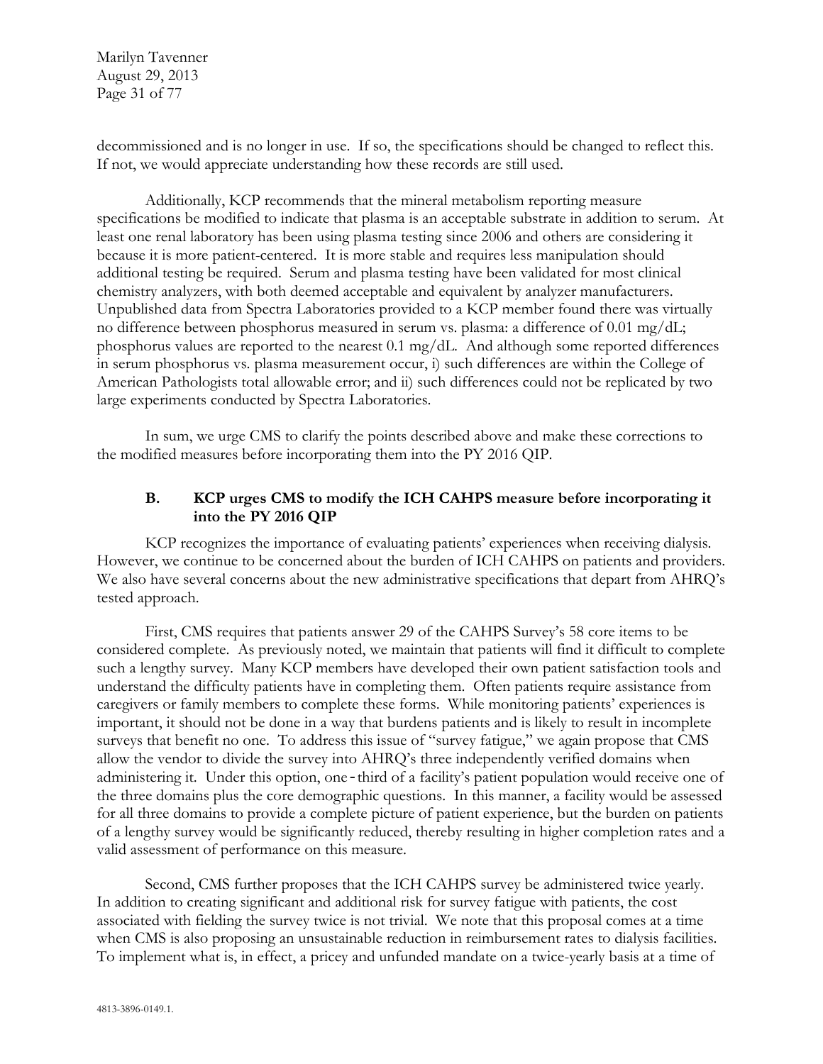decommissioned and is no longer in use. If so, the specifications should be changed to reflect this. If not, we would appreciate understanding how these records are still used.

Additionally, KCP recommends that the mineral metabolism reporting measure specifications be modified to indicate that plasma is an acceptable substrate in addition to serum. At least one renal laboratory has been using plasma testing since 2006 and others are considering it because it is more patient-centered. It is more stable and requires less manipulation should additional testing be required. Serum and plasma testing have been validated for most clinical chemistry analyzers, with both deemed acceptable and equivalent by analyzer manufacturers. Unpublished data from Spectra Laboratories provided to a KCP member found there was virtually no difference between phosphorus measured in serum vs. plasma: a difference of 0.01 mg/dL; phosphorus values are reported to the nearest 0.1 mg/dL. And although some reported differences in serum phosphorus vs. plasma measurement occur, i) such differences are within the College of American Pathologists total allowable error; and ii) such differences could not be replicated by two large experiments conducted by Spectra Laboratories.

In sum, we urge CMS to clarify the points described above and make these corrections to the modified measures before incorporating them into the PY 2016 QIP.

### B. KCP urges CMS to modify the ICH CAHPS measure before incorporating it into the PY 2016 QIP

KCP recognizes the importance of evaluating patients' experiences when receiving dialysis. However, we continue to be concerned about the burden of ICH CAHPS on patients and providers. We also have several concerns about the new administrative specifications that depart from AHRQ's tested approach.

First, CMS requires that patients answer 29 of the CAHPS Survey's 58 core items to be considered complete. As previously noted, we maintain that patients will find it difficult to complete such a lengthy survey. Many KCP members have developed their own patient satisfaction tools and understand the difficulty patients have in completing them. Often patients require assistance from caregivers or family members to complete these forms. While monitoring patients' experiences is important, it should not be done in a way that burdens patients and is likely to result in incomplete surveys that benefit no one. To address this issue of "survey fatigue," we again propose that CMS allow the vendor to divide the survey into AHRQ's three independently verified domains when administering it. Under this option, one-third of a facility's patient population would receive one of the three domains plus the core demographic questions. In this manner, a facility would be assessed for all three domains to provide a complete picture of patient experience, but the burden on patients of a lengthy survey would be significantly reduced, thereby resulting in higher completion rates and a valid assessment of performance on this measure.

Second, CMS further proposes that the ICH CAHPS survey be administered twice yearly. In addition to creating significant and additional risk for survey fatigue with patients, the cost associated with fielding the survey twice is not trivial. We note that this proposal comes at a time when CMS is also proposing an unsustainable reduction in reimbursement rates to dialysis facilities. To implement what is, in effect, a pricey and unfunded mandate on a twice-yearly basis at a time of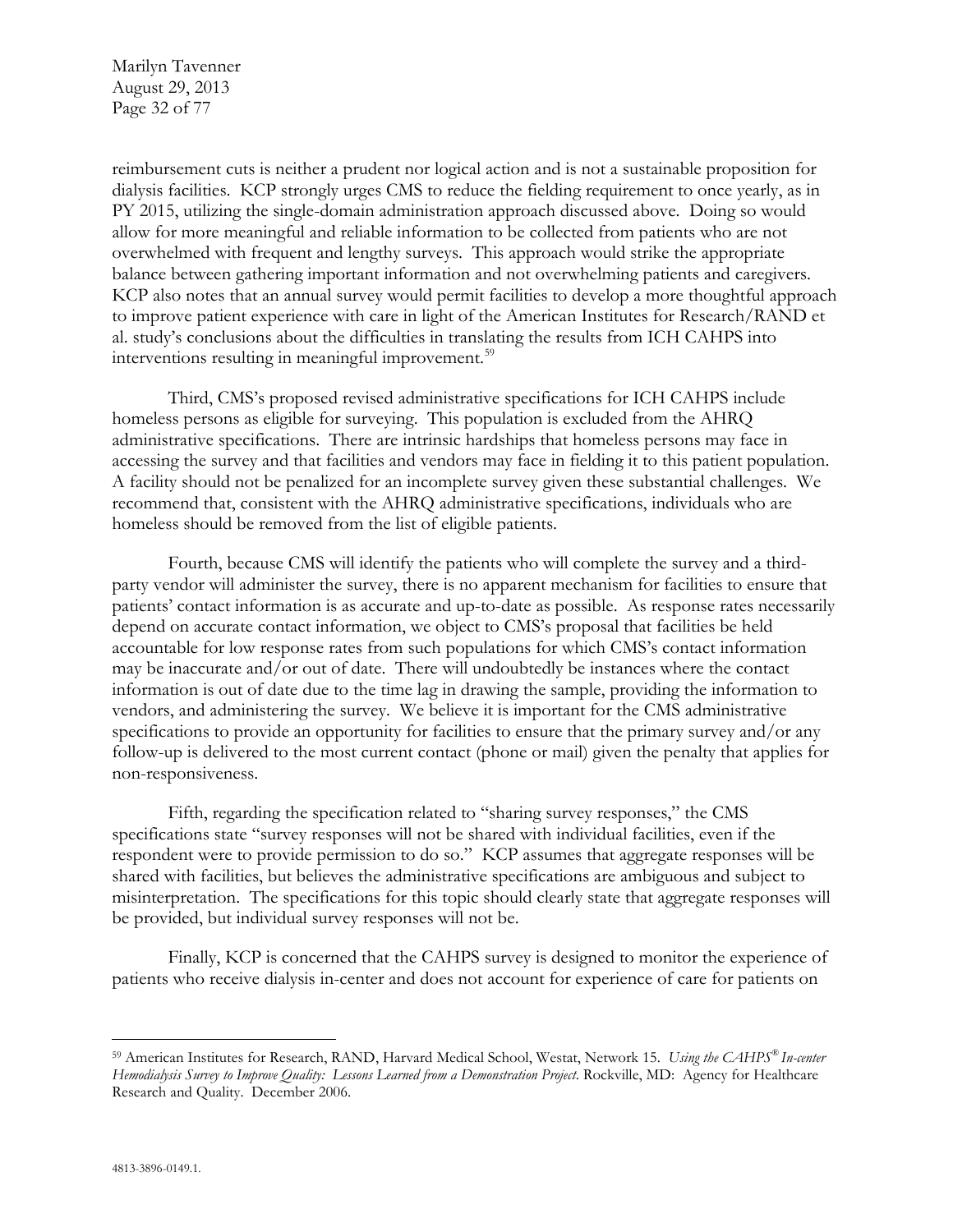reimbursement cuts is neither a prudent nor logical action and is not a sustainable proposition for dialysis facilities. KCP strongly urges CMS to reduce the fielding requirement to once yearly, as in PY 2015, utilizing the single-domain administration approach discussed above. Doing so would allow for more meaningful and reliable information to be collected from patients who are not overwhelmed with frequent and lengthy surveys. This approach would strike the appropriate balance between gathering important information and not overwhelming patients and caregivers. KCP also notes that an annual survey would permit facilities to develop a more thoughtful approach to improve patient experience with care in light of the American Institutes for Research/RAND et al. study's conclusions about the difficulties in translating the results from ICH CAHPS into interventions resulting in meaningful improvement.[59]

Third, CMS's proposed revised administrative specifications for ICH CAHPS include homeless persons as eligible for surveying. This population is excluded from the AHRQ administrative specifications. There are intrinsic hardships that homeless persons may face in accessing the survey and that facilities and vendors may face in fielding it to this patient population. A facility should not be penalized for an incomplete survey given these substantial challenges. We recommend that, consistent with the AHRQ administrative specifications, individuals who are homeless should be removed from the list of eligible patients.

Fourth, because CMS will identify the patients who will complete the survey and a third-party vendor will administer the survey, there is no apparent mechanism for facilities to ensure that patients' contact information is as accurate and up-to-date as possible. As response rates necessarily depend on accurate contact information, we object to CMS's proposal that facilities be held accountable for low response rates from such populations for which CMS's contact information may be inaccurate and/or out of date. There will undoubtedly be instances where the contact information is out of date due to the time lag in drawing the sample, providing the information to vendors, and administering the survey. We believe it is important for the CMS administrative specifications to provide an opportunity for facilities to ensure that the primary survey and/or any follow-up is delivered to the most current contact (phone or mail) given the penalty that applies for non-responsiveness.

Fifth, regarding the specification related to "sharing survey responses," the CMS specifications state "survey responses will not be shared with individual facilities, even if the respondent were to provide permission to do so." KCP assumes that aggregate responses will be shared with facilities, but believes the administrative specifications are ambiguous and subject to misinterpretation. The specifications for this topic should clearly state that aggregate responses will be provided, but individual survey responses will not be.

Finally, KCP is concerned that the CAHPS survey is designed to monitor the experience of patients who receive dialysis in-center and does not account for experience of care for patients on

---

[59] American Institutes for Research, RAND, Harvard Medical School, Westat, Network 15. *Using the CAHPS® In-center Hemodialysis Survey to Improve Quality: Lessons Learned from a Demonstration Project*. Rockville, MD: Agency for Healthcare Research and Quality. December 2006.

4813-3896-0149.1.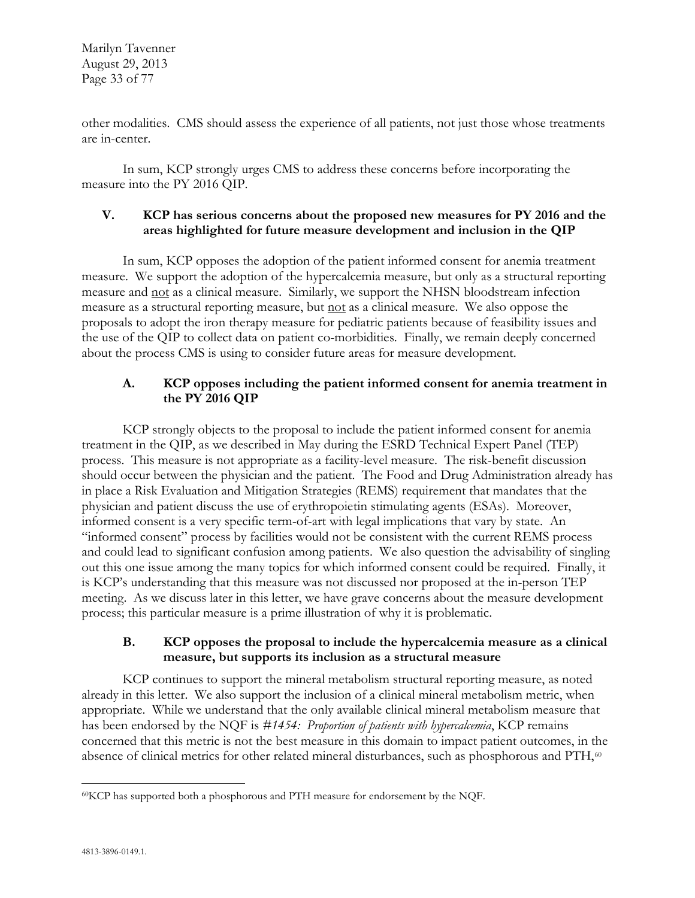other modalities. CMS should assess the experience of all patients, not just those whose treatments are in-center.

In sum, KCP strongly urges CMS to address these concerns before incorporating the measure into the PY 2016 QIP.

## V. KCP has serious concerns about the proposed new measures for PY 2016 and the areas highlighted for future measure development and inclusion in the QIP

In sum, KCP opposes the adoption of the patient informed consent for anemia treatment measure. We support the adoption of the hypercalcemia measure, but only as a structural reporting measure and <u>not</u> as a clinical measure. Similarly, we support the NHSN bloodstream infection measure as a structural reporting measure, but <u>not</u> as a clinical measure. We also oppose the proposals to adopt the iron therapy measure for pediatric patients because of feasibility issues and the use of the QIP to collect data on patient co-morbidities. Finally, we remain deeply concerned about the process CMS is using to consider future areas for measure development.

### A. KCP opposes including the patient informed consent for anemia treatment in the PY 2016 QIP

KCP strongly objects to the proposal to include the patient informed consent for anemia treatment in the QIP, as we described in May during the ESRD Technical Expert Panel (TEP) process. This measure is not appropriate as a facility-level measure. The risk-benefit discussion should occur between the physician and the patient. The Food and Drug Administration already has in place a Risk Evaluation and Mitigation Strategies (REMS) requirement that mandates that the physician and patient discuss the use of erythropoietin stimulating agents (ESAs). Moreover, informed consent is a very specific term-of-art with legal implications that vary by state. An "informed consent" process by facilities would not be consistent with the current REMS process and could lead to significant confusion among patients. We also question the advisability of singling out this one issue among the many topics for which informed consent could be required. Finally, it is KCP's understanding that this measure was not discussed nor proposed at the in-person TEP meeting. As we discuss later in this letter, we have grave concerns about the measure development process; this particular measure is a prime illustration of why it is problematic.

### B. KCP opposes the proposal to include the hypercalcemia measure as a clinical measure, but supports its inclusion as a structural measure

KCP continues to support the mineral metabolism structural reporting measure, as noted already in this letter. We also support the inclusion of a clinical mineral metabolism metric, when appropriate. While we understand that the only available clinical mineral metabolism measure that has been endorsed by the NQF is *#1454: Proportion of patients with hypercalcemia*, KCP remains concerned that this metric is not the best measure in this domain to impact patient outcomes, in the absence of clinical metrics for other related mineral disturbances, such as phosphorous and PTH,[60]

---

[60]KCP has supported both a phosphorous and PTH measure for endorsement by the NQF.

4813-3896-0149.1.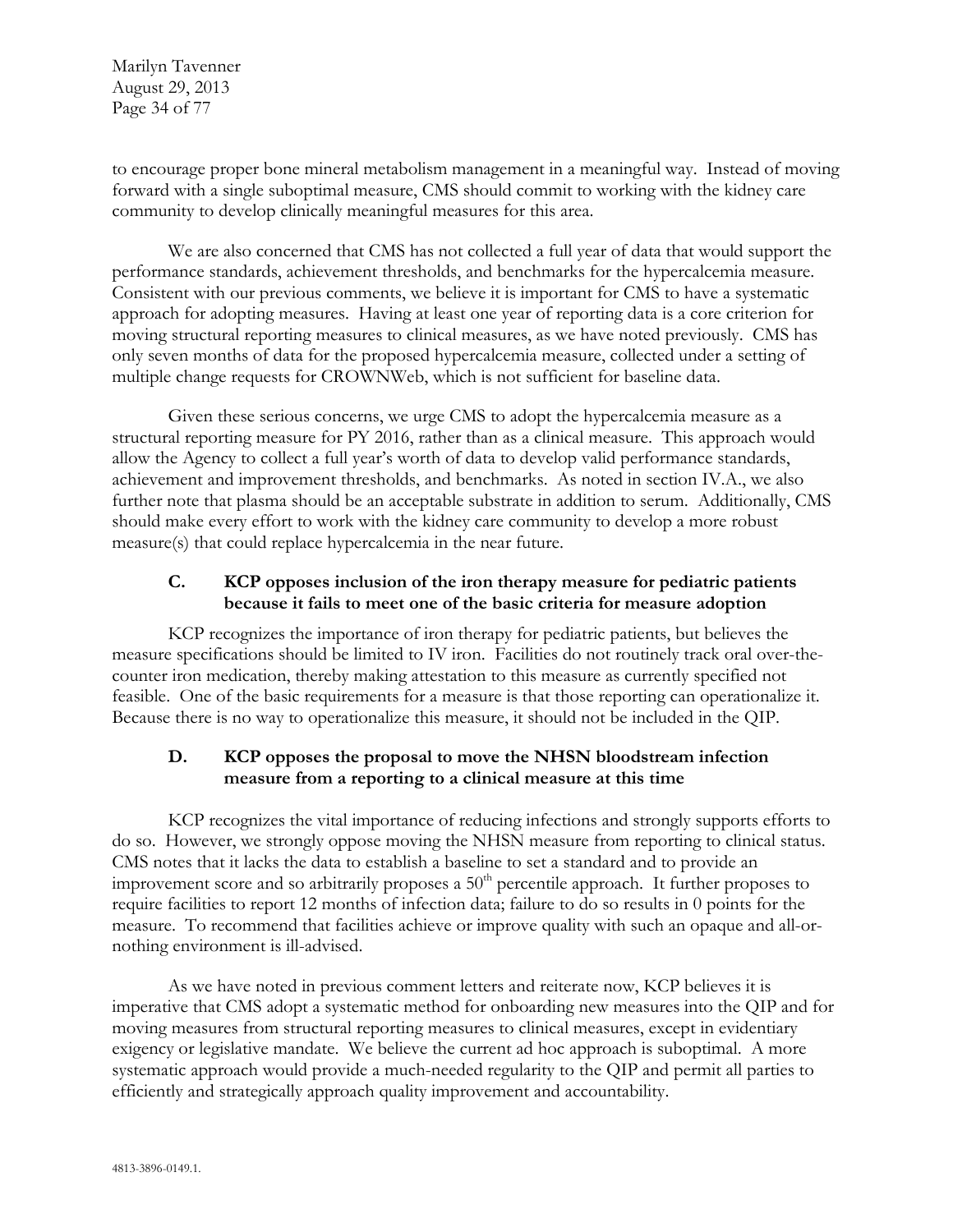to encourage proper bone mineral metabolism management in a meaningful way. Instead of moving forward with a single suboptimal measure, CMS should commit to working with the kidney care community to develop clinically meaningful measures for this area.

We are also concerned that CMS has not collected a full year of data that would support the performance standards, achievement thresholds, and benchmarks for the hypercalcemia measure. Consistent with our previous comments, we believe it is important for CMS to have a systematic approach for adopting measures. Having at least one year of reporting data is a core criterion for moving structural reporting measures to clinical measures, as we have noted previously. CMS has only seven months of data for the proposed hypercalcemia measure, collected under a setting of multiple change requests for CROWNWeb, which is not sufficient for baseline data.

Given these serious concerns, we urge CMS to adopt the hypercalcemia measure as a structural reporting measure for PY 2016, rather than as a clinical measure. This approach would allow the Agency to collect a full year's worth of data to develop valid performance standards, achievement and improvement thresholds, and benchmarks. As noted in section IV.A., we also further note that plasma should be an acceptable substrate in addition to serum. Additionally, CMS should make every effort to work with the kidney care community to develop a more robust measure(s) that could replace hypercalcemia in the near future.

### C. KCP opposes inclusion of the iron therapy measure for pediatric patients because it fails to meet one of the basic criteria for measure adoption

KCP recognizes the importance of iron therapy for pediatric patients, but believes the measure specifications should be limited to IV iron. Facilities do not routinely track oral over-the-counter iron medication, thereby making attestation to this measure as currently specified not feasible. One of the basic requirements for a measure is that those reporting can operationalize it. Because there is no way to operationalize this measure, it should not be included in the QIP.

### D. KCP opposes the proposal to move the NHSN bloodstream infection measure from a reporting to a clinical measure at this time

KCP recognizes the vital importance of reducing infections and strongly supports efforts to do so. However, we strongly oppose moving the NHSN measure from reporting to clinical status. CMS notes that it lacks the data to establish a baseline to set a standard and to provide an improvement score and so arbitrarily proposes a 50th percentile approach. It further proposes to require facilities to report 12 months of infection data; failure to do so results in 0 points for the measure. To recommend that facilities achieve or improve quality with such an opaque and all-or-nothing environment is ill-advised.

As we have noted in previous comment letters and reiterate now, KCP believes it is imperative that CMS adopt a systematic method for onboarding new measures into the QIP and for moving measures from structural reporting measures to clinical measures, except in evidentiary exigency or legislative mandate. We believe the current ad hoc approach is suboptimal. A more systematic approach would provide a much-needed regularity to the QIP and permit all parties to efficiently and strategically approach quality improvement and accountability.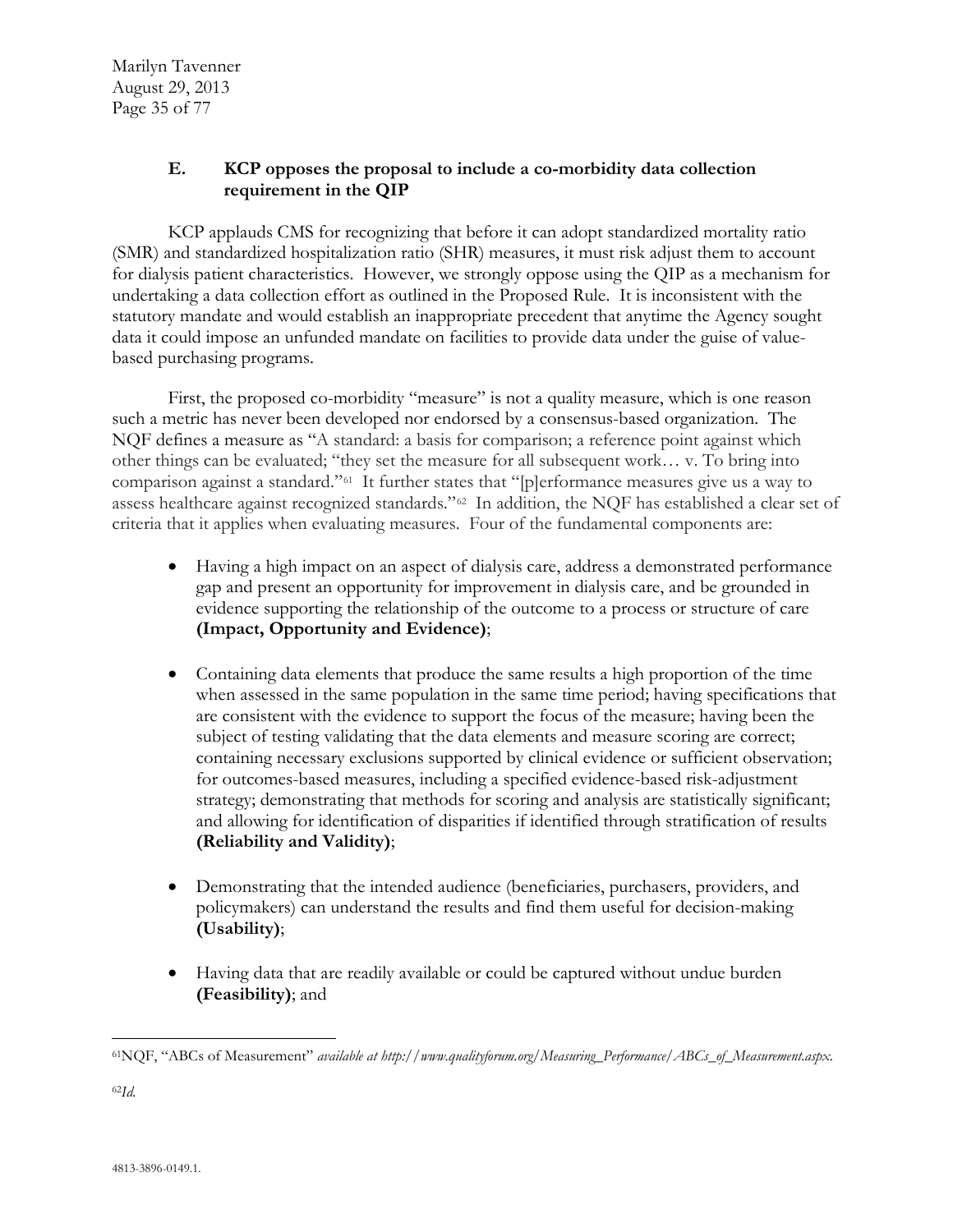### E. KCP opposes the proposal to include a co-morbidity data collection requirement in the QIP

KCP applauds CMS for recognizing that before it can adopt standardized mortality ratio (SMR) and standardized hospitalization ratio (SHR) measures, it must risk adjust them to account for dialysis patient characteristics. However, we strongly oppose using the QIP as a mechanism for undertaking a data collection effort as outlined in the Proposed Rule. It is inconsistent with the statutory mandate and would establish an inappropriate precedent that anytime the Agency sought data it could impose an unfunded mandate on facilities to provide data under the guise of value-based purchasing programs.

First, the proposed co-morbidity "measure" is not a quality measure, which is one reason such a metric has never been developed nor endorsed by a consensus-based organization. The NQF defines a measure as "A standard: a basis for comparison; a reference point against which other things can be evaluated; "they set the measure for all subsequent work… v. To bring into comparison against a standard."[61] It further states that "[p]erformance measures give us a way to assess healthcare against recognized standards."[62] In addition, the NQF has established a clear set of criteria that it applies when evaluating measures. Four of the fundamental components are:

- Having a high impact on an aspect of dialysis care, address a demonstrated performance gap and present an opportunity for improvement in dialysis care, and be grounded in evidence supporting the relationship of the outcome to a process or structure of care **(Impact, Opportunity and Evidence)**;

- Containing data elements that produce the same results a high proportion of the time when assessed in the same population in the same time period; having specifications that are consistent with the evidence to support the focus of the measure; having been the subject of testing validating that the data elements and measure scoring are correct; containing necessary exclusions supported by clinical evidence or sufficient observation; for outcomes-based measures, including a specified evidence-based risk-adjustment strategy; demonstrating that methods for scoring and analysis are statistically significant; and allowing for identification of disparities if identified through stratification of results **(Reliability and Validity)**;

- Demonstrating that the intended audience (beneficiaries, purchasers, providers, and policymakers) can understand the results and find them useful for decision-making **(Usability)**;

- Having data that are readily available or could be captured without undue burden **(Feasibility)**; and

---

[61] NQF, "ABCs of Measurement" *available at http://www.qualityforum.org/Measuring_Performance/ABCs_of_Measurement.aspx.*

[62] *Id.*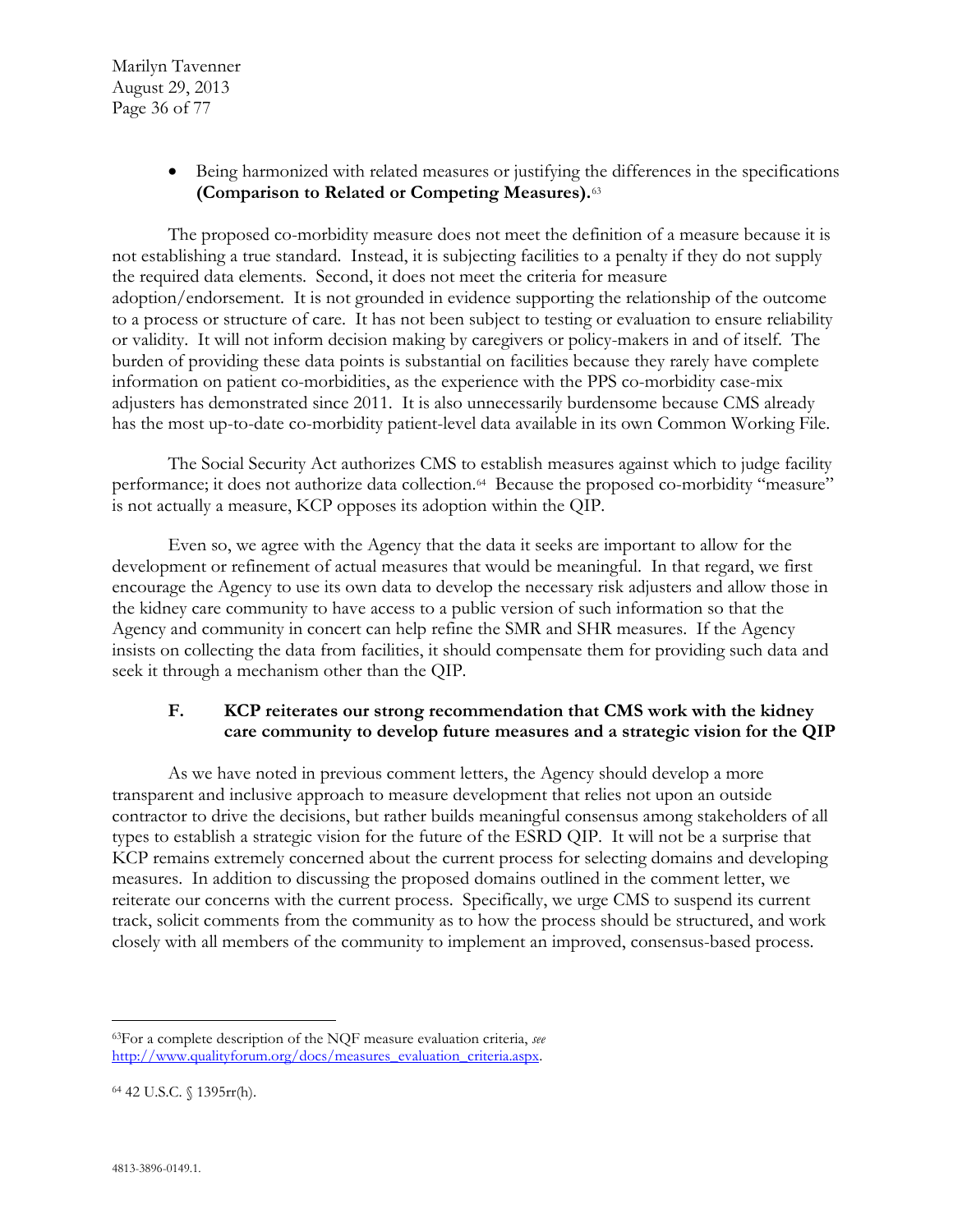- Being harmonized with related measures or justifying the differences in the specifications **(Comparison to Related or Competing Measures).**[63]

The proposed co-morbidity measure does not meet the definition of a measure because it is not establishing a true standard. Instead, it is subjecting facilities to a penalty if they do not supply the required data elements. Second, it does not meet the criteria for measure adoption/endorsement. It is not grounded in evidence supporting the relationship of the outcome to a process or structure of care. It has not been subject to testing or evaluation to ensure reliability or validity. It will not inform decision making by caregivers or policy-makers in and of itself. The burden of providing these data points is substantial on facilities because they rarely have complete information on patient co-morbidities, as the experience with the PPS co-morbidity case-mix adjusters has demonstrated since 2011. It is also unnecessarily burdensome because CMS already has the most up-to-date co-morbidity patient-level data available in its own Common Working File.

The Social Security Act authorizes CMS to establish measures against which to judge facility performance; it does not authorize data collection.[64] Because the proposed co-morbidity "measure" is not actually a measure, KCP opposes its adoption within the QIP.

Even so, we agree with the Agency that the data it seeks are important to allow for the development or refinement of actual measures that would be meaningful. In that regard, we first encourage the Agency to use its own data to develop the necessary risk adjusters and allow those in the kidney care community to have access to a public version of such information so that the Agency and community in concert can help refine the SMR and SHR measures. If the Agency insists on collecting the data from facilities, it should compensate them for providing such data and seek it through a mechanism other than the QIP.

### F. KCP reiterates our strong recommendation that CMS work with the kidney care community to develop future measures and a strategic vision for the QIP

As we have noted in previous comment letters, the Agency should develop a more transparent and inclusive approach to measure development that relies not upon an outside contractor to drive the decisions, but rather builds meaningful consensus among stakeholders of all types to establish a strategic vision for the future of the ESRD QIP. It will not be a surprise that KCP remains extremely concerned about the current process for selecting domains and developing measures. In addition to discussing the proposed domains outlined in the comment letter, we reiterate our concerns with the current process. Specifically, we urge CMS to suspend its current track, solicit comments from the community as to how the process should be structured, and work closely with all members of the community to implement an improved, consensus-based process.

---

[63] For a complete description of the NQF measure evaluation criteria, *see* http://www.qualityforum.org/docs/measures_evaluation_criteria.aspx.

[64] 42 U.S.C. § 1395rr(h).

4813-3896-0149.1.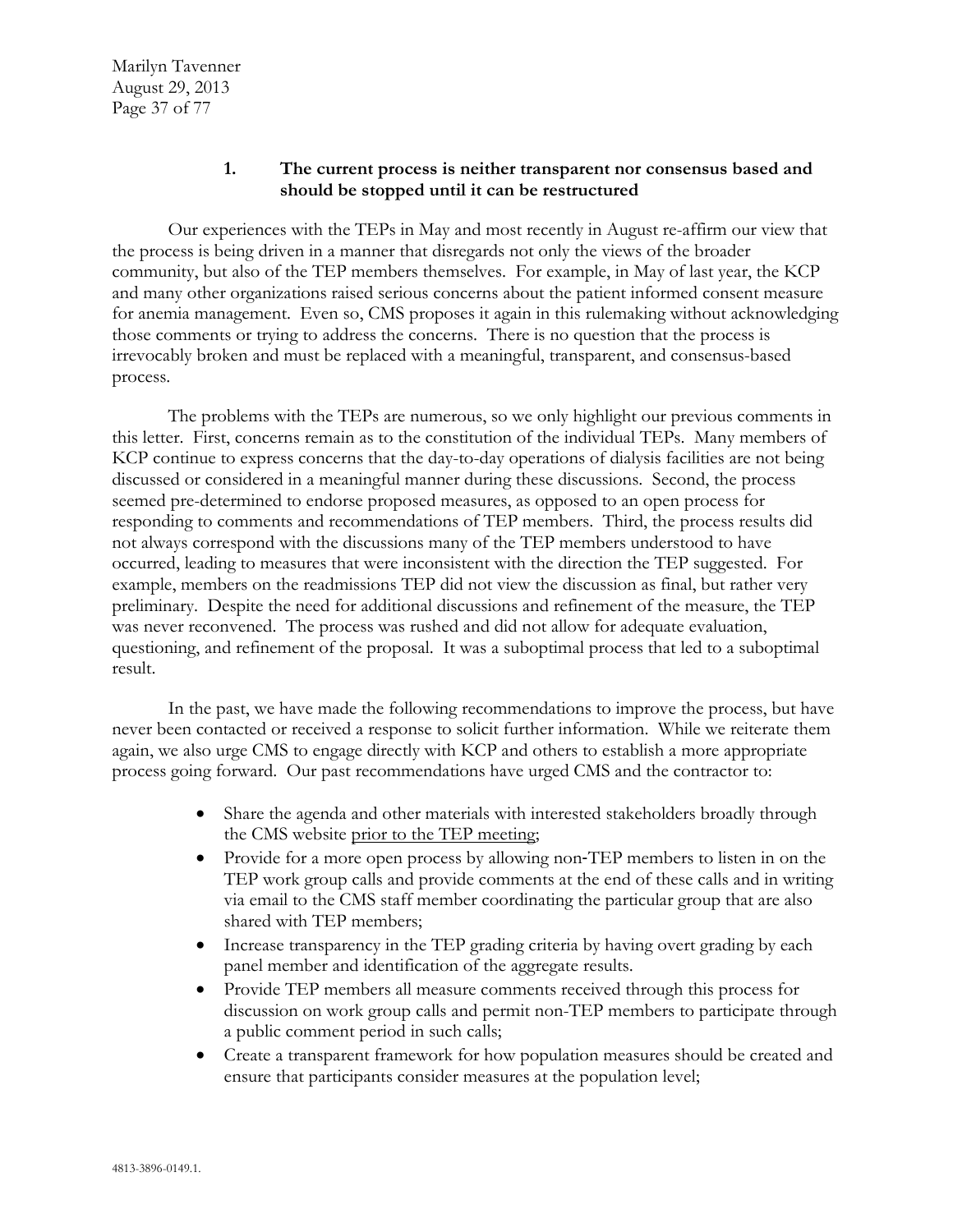### 1. The current process is neither transparent nor consensus based and should be stopped until it can be restructured

Our experiences with the TEPs in May and most recently in August re-affirm our view that the process is being driven in a manner that disregards not only the views of the broader community, but also of the TEP members themselves. For example, in May of last year, the KCP and many other organizations raised serious concerns about the patient informed consent measure for anemia management. Even so, CMS proposes it again in this rulemaking without acknowledging those comments or trying to address the concerns. There is no question that the process is irrevocably broken and must be replaced with a meaningful, transparent, and consensus-based process.

The problems with the TEPs are numerous, so we only highlight our previous comments in this letter. First, concerns remain as to the constitution of the individual TEPs. Many members of KCP continue to express concerns that the day-to-day operations of dialysis facilities are not being discussed or considered in a meaningful manner during these discussions. Second, the process seemed pre-determined to endorse proposed measures, as opposed to an open process for responding to comments and recommendations of TEP members. Third, the process results did not always correspond with the discussions many of the TEP members understood to have occurred, leading to measures that were inconsistent with the direction the TEP suggested. For example, members on the readmissions TEP did not view the discussion as final, but rather very preliminary. Despite the need for additional discussions and refinement of the measure, the TEP was never reconvened. The process was rushed and did not allow for adequate evaluation, questioning, and refinement of the proposal. It was a suboptimal process that led to a suboptimal result.

In the past, we have made the following recommendations to improve the process, but have never been contacted or received a response to solicit further information. While we reiterate them again, we also urge CMS to engage directly with KCP and others to establish a more appropriate process going forward. Our past recommendations have urged CMS and the contractor to:

- Share the agenda and other materials with interested stakeholders broadly through the CMS website <u>prior to the TEP meeting</u>;
- Provide for a more open process by allowing non-TEP members to listen in on the TEP work group calls and provide comments at the end of these calls and in writing via email to the CMS staff member coordinating the particular group that are also shared with TEP members;
- Increase transparency in the TEP grading criteria by having overt grading by each panel member and identification of the aggregate results.
- Provide TEP members all measure comments received through this process for discussion on work group calls and permit non-TEP members to participate through a public comment period in such calls;
- Create a transparent framework for how population measures should be created and ensure that participants consider measures at the population level;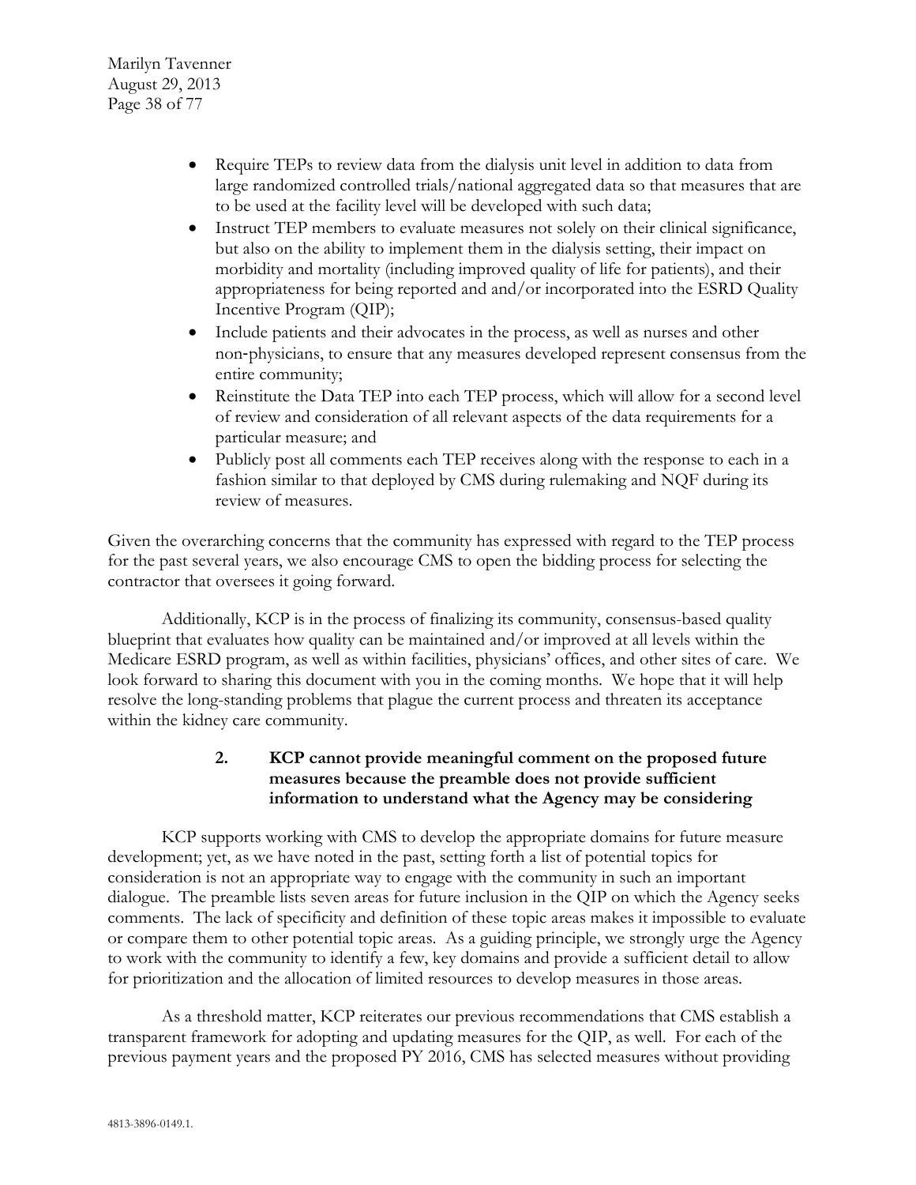- Require TEPs to review data from the dialysis unit level in addition to data from large randomized controlled trials/national aggregated data so that measures that are to be used at the facility level will be developed with such data;
- Instruct TEP members to evaluate measures not solely on their clinical significance, but also on the ability to implement them in the dialysis setting, their impact on morbidity and mortality (including improved quality of life for patients), and their appropriateness for being reported and and/or incorporated into the ESRD Quality Incentive Program (QIP);
- Include patients and their advocates in the process, as well as nurses and other non-physicians, to ensure that any measures developed represent consensus from the entire community;
- Reinstitute the Data TEP into each TEP process, which will allow for a second level of review and consideration of all relevant aspects of the data requirements for a particular measure; and
- Publicly post all comments each TEP receives along with the response to each in a fashion similar to that deployed by CMS during rulemaking and NQF during its review of measures.

Given the overarching concerns that the community has expressed with regard to the TEP process for the past several years, we also encourage CMS to open the bidding process for selecting the contractor that oversees it going forward.

Additionally, KCP is in the process of finalizing its community, consensus-based quality blueprint that evaluates how quality can be maintained and/or improved at all levels within the Medicare ESRD program, as well as within facilities, physicians' offices, and other sites of care. We look forward to sharing this document with you in the coming months. We hope that it will help resolve the long-standing problems that plague the current process and threaten its acceptance within the kidney care community.

**2. KCP cannot provide meaningful comment on the proposed future measures because the preamble does not provide sufficient information to understand what the Agency may be considering**

KCP supports working with CMS to develop the appropriate domains for future measure development; yet, as we have noted in the past, setting forth a list of potential topics for consideration is not an appropriate way to engage with the community in such an important dialogue. The preamble lists seven areas for future inclusion in the QIP on which the Agency seeks comments. The lack of specificity and definition of these topic areas makes it impossible to evaluate or compare them to other potential topic areas. As a guiding principle, we strongly urge the Agency to work with the community to identify a few, key domains and provide a sufficient detail to allow for prioritization and the allocation of limited resources to develop measures in those areas.

As a threshold matter, KCP reiterates our previous recommendations that CMS establish a transparent framework for adopting and updating measures for the QIP, as well. For each of the previous payment years and the proposed PY 2016, CMS has selected measures without providing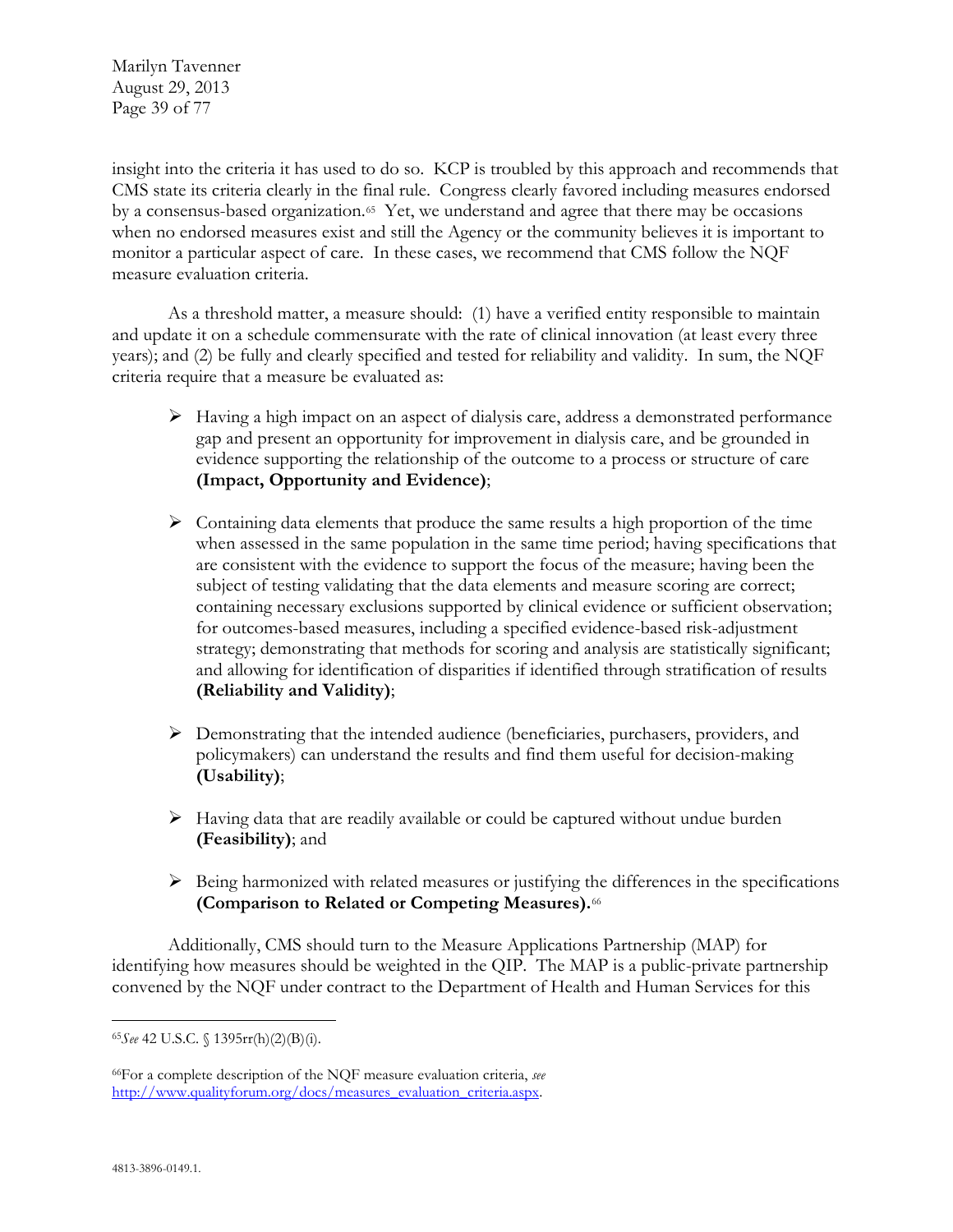insight into the criteria it has used to do so. KCP is troubled by this approach and recommends that CMS state its criteria clearly in the final rule. Congress clearly favored including measures endorsed by a consensus-based organization.[65] Yet, we understand and agree that there may be occasions when no endorsed measures exist and still the Agency or the community believes it is important to monitor a particular aspect of care. In these cases, we recommend that CMS follow the NQF measure evaluation criteria.

As a threshold matter, a measure should: (1) have a verified entity responsible to maintain and update it on a schedule commensurate with the rate of clinical innovation (at least every three years); and (2) be fully and clearly specified and tested for reliability and validity. In sum, the NQF criteria require that a measure be evaluated as:

- Having a high impact on an aspect of dialysis care, address a demonstrated performance gap and present an opportunity for improvement in dialysis care, and be grounded in evidence supporting the relationship of the outcome to a process or structure of care **(Impact, Opportunity and Evidence)**;

- Containing data elements that produce the same results a high proportion of the time when assessed in the same population in the same time period; having specifications that are consistent with the evidence to support the focus of the measure; having been the subject of testing validating that the data elements and measure scoring are correct; containing necessary exclusions supported by clinical evidence or sufficient observation; for outcomes-based measures, including a specified evidence-based risk-adjustment strategy; demonstrating that methods for scoring and analysis are statistically significant; and allowing for identification of disparities if identified through stratification of results **(Reliability and Validity)**;

- Demonstrating that the intended audience (beneficiaries, purchasers, providers, and policymakers) can understand the results and find them useful for decision-making **(Usability)**;

- Having data that are readily available or could be captured without undue burden **(Feasibility)**; and

- Being harmonized with related measures or justifying the differences in the specifications **(Comparison to Related or Competing Measures).**[66]

Additionally, CMS should turn to the Measure Applications Partnership (MAP) for identifying how measures should be weighted in the QIP. The MAP is a public-private partnership convened by the NQF under contract to the Department of Health and Human Services for this

---

[65] *See* 42 U.S.C. § 1395rr(h)(2)(B)(i).

[66] For a complete description of the NQF measure evaluation criteria, *see* http://www.qualityforum.org/docs/measures_evaluation_criteria.aspx.

4813-3896-0149.1.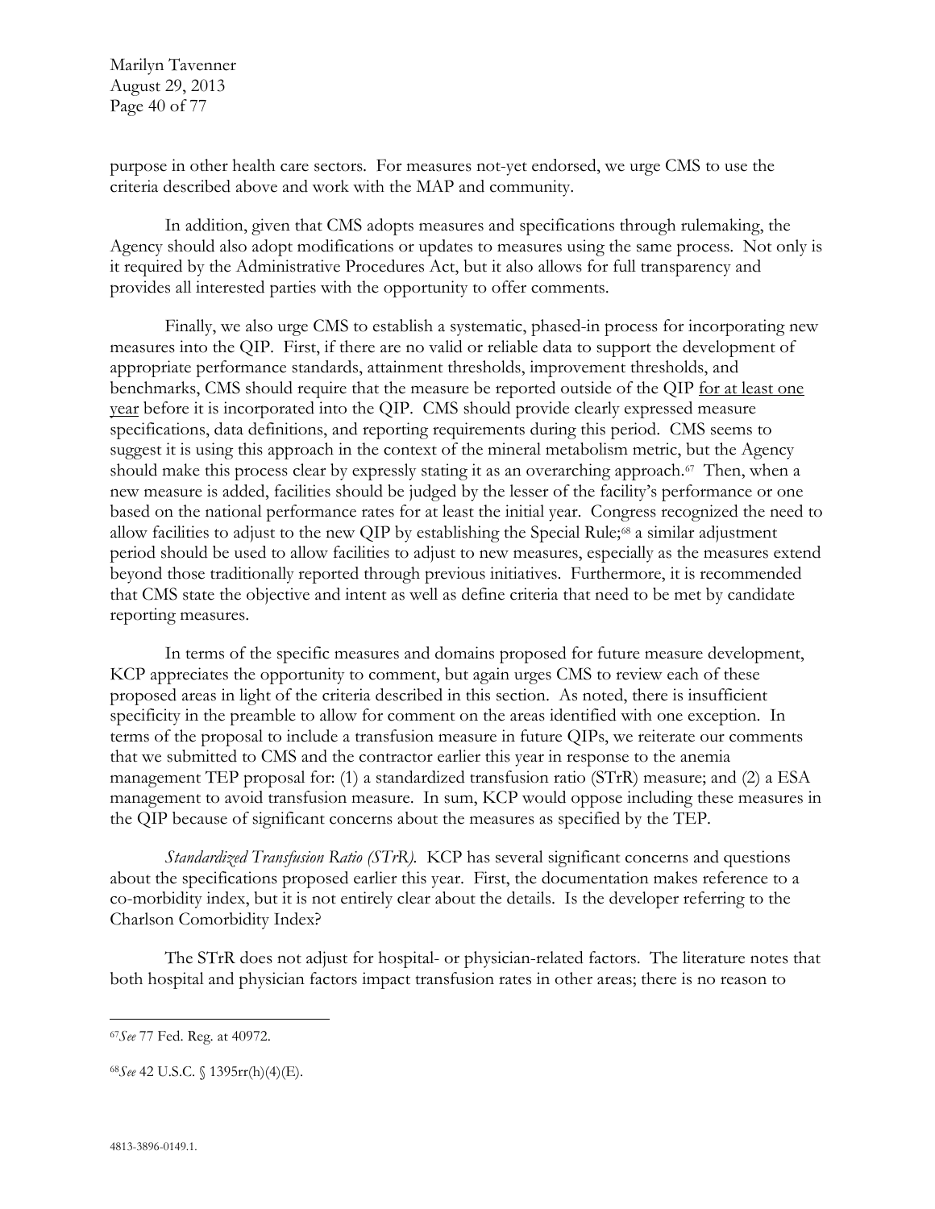purpose in other health care sectors. For measures not-yet endorsed, we urge CMS to use the criteria described above and work with the MAP and community.

In addition, given that CMS adopts measures and specifications through rulemaking, the Agency should also adopt modifications or updates to measures using the same process. Not only is it required by the Administrative Procedures Act, but it also allows for full transparency and provides all interested parties with the opportunity to offer comments.

Finally, we also urge CMS to establish a systematic, phased-in process for incorporating new measures into the QIP. First, if there are no valid or reliable data to support the development of appropriate performance standards, attainment thresholds, improvement thresholds, and benchmarks, CMS should require that the measure be reported outside of the QIP <u>for at least one year</u> before it is incorporated into the QIP. CMS should provide clearly expressed measure specifications, data definitions, and reporting requirements during this period. CMS seems to suggest it is using this approach in the context of the mineral metabolism metric, but the Agency should make this process clear by expressly stating it as an overarching approach.[67] Then, when a new measure is added, facilities should be judged by the lesser of the facility's performance or one based on the national performance rates for at least the initial year. Congress recognized the need to allow facilities to adjust to the new QIP by establishing the Special Rule;[68] a similar adjustment period should be used to allow facilities to adjust to new measures, especially as the measures extend beyond those traditionally reported through previous initiatives. Furthermore, it is recommended that CMS state the objective and intent as well as define criteria that need to be met by candidate reporting measures.

In terms of the specific measures and domains proposed for future measure development, KCP appreciates the opportunity to comment, but again urges CMS to review each of these proposed areas in light of the criteria described in this section. As noted, there is insufficient specificity in the preamble to allow for comment on the areas identified with one exception. In terms of the proposal to include a transfusion measure in future QIPs, we reiterate our comments that we submitted to CMS and the contractor earlier this year in response to the anemia management TEP proposal for: (1) a standardized transfusion ratio (STrR) measure; and (2) a ESA management to avoid transfusion measure. In sum, KCP would oppose including these measures in the QIP because of significant concerns about the measures as specified by the TEP.

*Standardized Transfusion Ratio (STrR).* KCP has several significant concerns and questions about the specifications proposed earlier this year. First, the documentation makes reference to a co-morbidity index, but it is not entirely clear about the details. Is the developer referring to the Charlson Comorbidity Index?

The STrR does not adjust for hospital- or physician-related factors. The literature notes that both hospital and physician factors impact transfusion rates in other areas; there is no reason to

---

[67] *See* 77 Fed. Reg. at 40972.

[68] *See* 42 U.S.C. § 1395rr(h)(4)(E).

4813-3896-0149.1.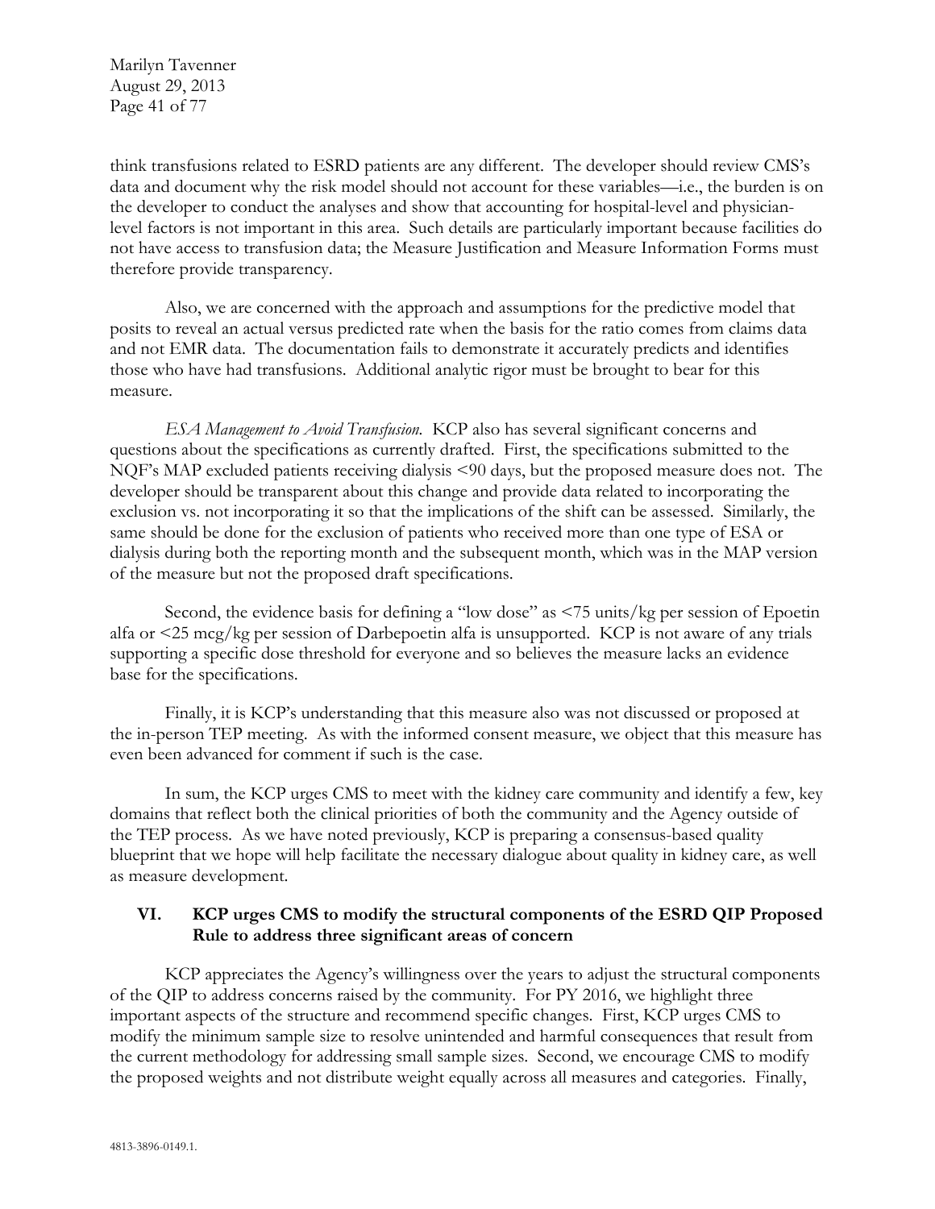think transfusions related to ESRD patients are any different. The developer should review CMS's data and document why the risk model should not account for these variables—i.e., the burden is on the developer to conduct the analyses and show that accounting for hospital-level and physician-level factors is not important in this area. Such details are particularly important because facilities do not have access to transfusion data; the Measure Justification and Measure Information Forms must therefore provide transparency.

Also, we are concerned with the approach and assumptions for the predictive model that posits to reveal an actual versus predicted rate when the basis for the ratio comes from claims data and not EMR data. The documentation fails to demonstrate it accurately predicts and identifies those who have had transfusions. Additional analytic rigor must be brought to bear for this measure.

*ESA Management to Avoid Transfusion.* KCP also has several significant concerns and questions about the specifications as currently drafted. First, the specifications submitted to the NQF's MAP excluded patients receiving dialysis <90 days, but the proposed measure does not. The developer should be transparent about this change and provide data related to incorporating the exclusion vs. not incorporating it so that the implications of the shift can be assessed. Similarly, the same should be done for the exclusion of patients who received more than one type of ESA or dialysis during both the reporting month and the subsequent month, which was in the MAP version of the measure but not the proposed draft specifications.

Second, the evidence basis for defining a "low dose" as <75 units/kg per session of Epoetin alfa or <25 mcg/kg per session of Darbepoetin alfa is unsupported. KCP is not aware of any trials supporting a specific dose threshold for everyone and so believes the measure lacks an evidence base for the specifications.

Finally, it is KCP's understanding that this measure also was not discussed or proposed at the in-person TEP meeting. As with the informed consent measure, we object that this measure has even been advanced for comment if such is the case.

In sum, the KCP urges CMS to meet with the kidney care community and identify a few, key domains that reflect both the clinical priorities of both the community and the Agency outside of the TEP process. As we have noted previously, KCP is preparing a consensus-based quality blueprint that we hope will help facilitate the necessary dialogue about quality in kidney care, as well as measure development.

## VI. KCP urges CMS to modify the structural components of the ESRD QIP Proposed Rule to address three significant areas of concern

KCP appreciates the Agency's willingness over the years to adjust the structural components of the QIP to address concerns raised by the community. For PY 2016, we highlight three important aspects of the structure and recommend specific changes. First, KCP urges CMS to modify the minimum sample size to resolve unintended and harmful consequences that result from the current methodology for addressing small sample sizes. Second, we encourage CMS to modify the proposed weights and not distribute weight equally across all measures and categories. Finally,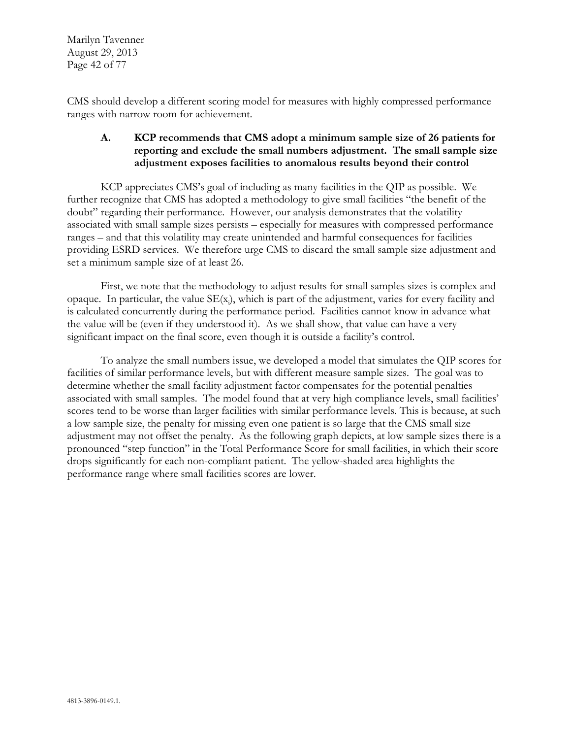CMS should develop a different scoring model for measures with highly compressed performance ranges with narrow room for achievement.

### A. KCP recommends that CMS adopt a minimum sample size of 26 patients for reporting and exclude the small numbers adjustment. The small sample size adjustment exposes facilities to anomalous results beyond their control

KCP appreciates CMS's goal of including as many facilities in the QIP as possible. We further recognize that CMS has adopted a methodology to give small facilities "the benefit of the doubt" regarding their performance. However, our analysis demonstrates that the volatility associated with small sample sizes persists – especially for measures with compressed performance ranges – and that this volatility may create unintended and harmful consequences for facilities providing ESRD services. We therefore urge CMS to discard the small sample size adjustment and set a minimum sample size of at least 26.

First, we note that the methodology to adjust results for small samples sizes is complex and opaque. In particular, the value $SE(x_i)$, which is part of the adjustment, varies for every facility and is calculated concurrently during the performance period. Facilities cannot know in advance what the value will be (even if they understood it). As we shall show, that value can have a very significant impact on the final score, even though it is outside a facility's control.

To analyze the small numbers issue, we developed a model that simulates the QIP scores for facilities of similar performance levels, but with different measure sample sizes. The goal was to determine whether the small facility adjustment factor compensates for the potential penalties associated with small samples. The model found that at very high compliance levels, small facilities' scores tend to be worse than larger facilities with similar performance levels. This is because, at such a low sample size, the penalty for missing even one patient is so large that the CMS small size adjustment may not offset the penalty. As the following graph depicts, at low sample sizes there is a pronounced "step function" in the Total Performance Score for small facilities, in which their score drops significantly for each non-compliant patient. The yellow-shaded area highlights the performance range where small facilities scores are lower.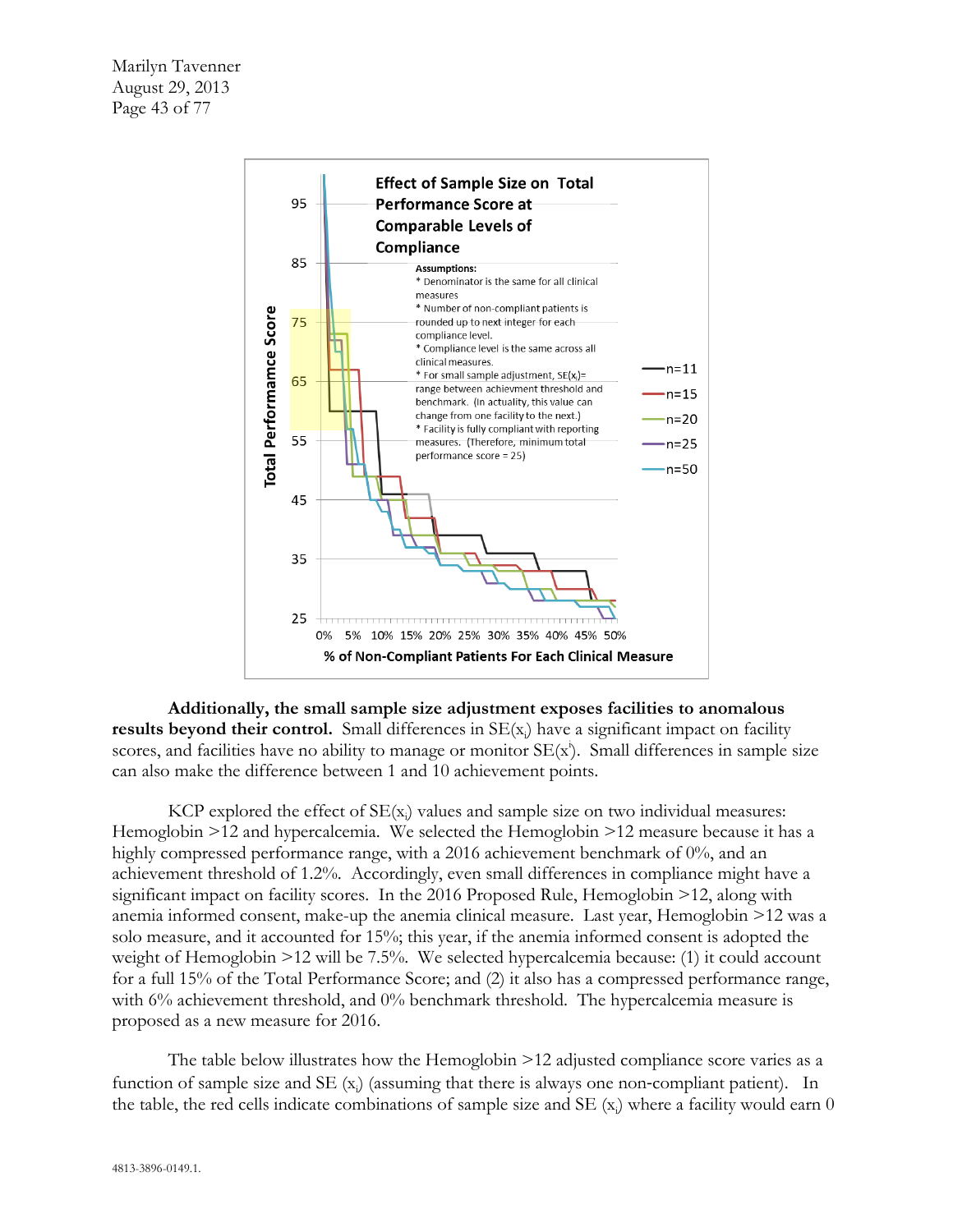**Effect of Sample Size on Total Performance Score at Comparable Levels of Compliance**

**Assumptions:**
* Denominator is the same for all clinical measures
* Number of non-compliant patients is rounded up to next integer for each compliance level.
* Compliance level is the same across all clinical measures.
* For small sample adjustment, $SE(x_i)$= range between achievment threshold and benchmark. (In actuality, this value can change from one facility to the next.)
* Facility is fully compliant with reporting measures. (Therefore, minimum total performance score = 25)

Legend: n=11, n=15, n=20, n=25, n=50

Y-axis: Total Performamce Score (25, 35, 45, 55, 65, 75, 85, 95)

X-axis: % of Non-Compliant Patients For Each Clinical Measure (0%, 5%, 10%, 15%, 20%, 25%, 30%, 35%, 40%, 45%, 50%)

**Additionally, the small sample size adjustment exposes facilities to anomalous results beyond their control.** Small differences in $SE(x_i)$ have a significant impact on facility scores, and facilities have no ability to manage or monitor $SE(x^i)$. Small differences in sample size can also make the difference between 1 and 10 achievement points.

KCP explored the effect of $SE(x_i)$ values and sample size on two individual measures: Hemoglobin >12 and hypercalcemia. We selected the Hemoglobin >12 measure because it has a highly compressed performance range, with a 2016 achievement benchmark of 0%, and an achievement threshold of 1.2%. Accordingly, even small differences in compliance might have a significant impact on facility scores. In the 2016 Proposed Rule, Hemoglobin >12, along with anemia informed consent, make-up the anemia clinical measure. Last year, Hemoglobin >12 was a solo measure, and it accounted for 15%; this year, if the anemia informed consent is adopted the weight of Hemoglobin >12 will be 7.5%. We selected hypercalcemia because: (1) it could account for a full 15% of the Total Performance Score; and (2) it also has a compressed performance range, with 6% achievement threshold, and 0% benchmark threshold. The hypercalcemia measure is proposed as a new measure for 2016.

The table below illustrates how the Hemoglobin >12 adjusted compliance score varies as a function of sample size and SE $(x_i)$ (assuming that there is always one non-compliant patient). In the table, the red cells indicate combinations of sample size and SE $(x_i)$ where a facility would earn 0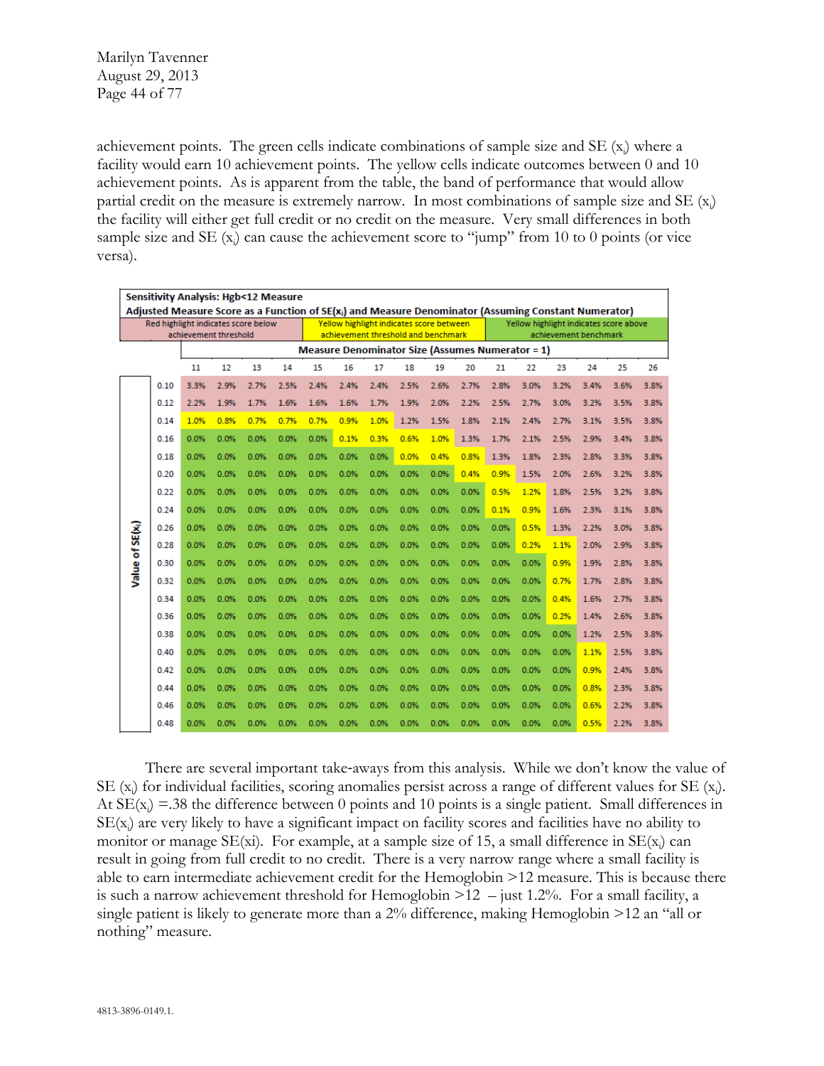achievement points. The green cells indicate combinations of sample size and SE ($x_i$) where a facility would earn 10 achievement points. The yellow cells indicate outcomes between 0 and 10 achievement points. As is apparent from the table, the band of performance that would allow partial credit on the measure is extremely narrow. In most combinations of sample size and SE ($x_i$) the facility will either get full credit or no credit on the measure. Very small differences in both sample size and SE ($x_i$) can cause the achievement score to "jump" from 10 to 0 points (or vice versa).

**Sensitivity Analysis: Hgb<12 Measure**
**Adjusted Measure Score as a Function of SE($x_i$) and Measure Denominator (Assuming Constant Numerator)**

Red highlight indicates score below achievement threshold | Yellow highlight indicates score between achievement threshold and benchmark | Yellow highlight indicates score above achievement benchmark

| Value of SE($x_i$) | Measure Denominator Size (Assumes Numerator = 1) | | | | | | | | | | | | | | | |
|---|---|---|---|---|---|---|---|---|---|---|---|---|---|---|---|---|
| | 11 | 12 | 13 | 14 | 15 | 16 | 17 | 18 | 19 | 20 | 21 | 22 | 23 | 24 | 25 | 26 |
| 0.10 | 3.3% | 2.9% | 2.7% | 2.5% | 2.4% | 2.4% | 2.4% | 2.5% | 2.6% | 2.7% | 2.8% | 3.0% | 3.2% | 3.4% | 3.6% | 3.8% |
| 0.12 | 2.2% | 1.9% | 1.7% | 1.6% | 1.6% | 1.6% | 1.7% | 1.9% | 2.0% | 2.2% | 2.5% | 2.7% | 3.0% | 3.2% | 3.5% | 3.8% |
| 0.14 | 1.0% | 0.8% | 0.7% | 0.7% | 0.7% | 0.9% | 1.0% | 1.2% | 1.5% | 1.8% | 2.1% | 2.4% | 2.7% | 3.1% | 3.5% | 3.8% |
| 0.16 | 0.0% | 0.0% | 0.0% | 0.0% | 0.0% | 0.1% | 0.3% | 0.6% | 1.0% | 1.3% | 1.7% | 2.1% | 2.5% | 2.9% | 3.4% | 3.8% |
| 0.18 | 0.0% | 0.0% | 0.0% | 0.0% | 0.0% | 0.0% | 0.0% | 0.0% | 0.4% | 0.8% | 1.3% | 1.8% | 2.3% | 2.8% | 3.3% | 3.8% |
| 0.20 | 0.0% | 0.0% | 0.0% | 0.0% | 0.0% | 0.0% | 0.0% | 0.0% | 0.0% | 0.4% | 0.9% | 1.5% | 2.0% | 2.6% | 3.2% | 3.8% |
| 0.22 | 0.0% | 0.0% | 0.0% | 0.0% | 0.0% | 0.0% | 0.0% | 0.0% | 0.0% | 0.0% | 0.5% | 1.2% | 1.8% | 2.5% | 3.2% | 3.8% |
| 0.24 | 0.0% | 0.0% | 0.0% | 0.0% | 0.0% | 0.0% | 0.0% | 0.0% | 0.0% | 0.0% | 0.1% | 0.9% | 1.6% | 2.3% | 3.1% | 3.8% |
| 0.26 | 0.0% | 0.0% | 0.0% | 0.0% | 0.0% | 0.0% | 0.0% | 0.0% | 0.0% | 0.0% | 0.0% | 0.5% | 1.3% | 2.2% | 3.0% | 3.8% |
| 0.28 | 0.0% | 0.0% | 0.0% | 0.0% | 0.0% | 0.0% | 0.0% | 0.0% | 0.0% | 0.0% | 0.0% | 0.2% | 1.1% | 2.0% | 2.9% | 3.8% |
| 0.30 | 0.0% | 0.0% | 0.0% | 0.0% | 0.0% | 0.0% | 0.0% | 0.0% | 0.0% | 0.0% | 0.0% | 0.0% | 0.9% | 1.9% | 2.8% | 3.8% |
| 0.32 | 0.0% | 0.0% | 0.0% | 0.0% | 0.0% | 0.0% | 0.0% | 0.0% | 0.0% | 0.0% | 0.0% | 0.0% | 0.7% | 1.7% | 2.8% | 3.8% |
| 0.34 | 0.0% | 0.0% | 0.0% | 0.0% | 0.0% | 0.0% | 0.0% | 0.0% | 0.0% | 0.0% | 0.0% | 0.0% | 0.4% | 1.6% | 2.7% | 3.8% |
| 0.36 | 0.0% | 0.0% | 0.0% | 0.0% | 0.0% | 0.0% | 0.0% | 0.0% | 0.0% | 0.0% | 0.0% | 0.0% | 0.2% | 1.4% | 2.6% | 3.8% |
| 0.38 | 0.0% | 0.0% | 0.0% | 0.0% | 0.0% | 0.0% | 0.0% | 0.0% | 0.0% | 0.0% | 0.0% | 0.0% | 0.0% | 1.2% | 2.5% | 3.8% |
| 0.40 | 0.0% | 0.0% | 0.0% | 0.0% | 0.0% | 0.0% | 0.0% | 0.0% | 0.0% | 0.0% | 0.0% | 0.0% | 0.0% | 1.1% | 2.5% | 3.8% |
| 0.42 | 0.0% | 0.0% | 0.0% | 0.0% | 0.0% | 0.0% | 0.0% | 0.0% | 0.0% | 0.0% | 0.0% | 0.0% | 0.0% | 0.9% | 2.4% | 3.8% |
| 0.44 | 0.0% | 0.0% | 0.0% | 0.0% | 0.0% | 0.0% | 0.0% | 0.0% | 0.0% | 0.0% | 0.0% | 0.0% | 0.0% | 0.8% | 2.3% | 3.8% |
| 0.46 | 0.0% | 0.0% | 0.0% | 0.0% | 0.0% | 0.0% | 0.0% | 0.0% | 0.0% | 0.0% | 0.0% | 0.0% | 0.0% | 0.6% | 2.2% | 3.8% |
| 0.48 | 0.0% | 0.0% | 0.0% | 0.0% | 0.0% | 0.0% | 0.0% | 0.0% | 0.0% | 0.0% | 0.0% | 0.0% | 0.0% | 0.5% | 2.2% | 3.8% |

There are several important take-aways from this analysis. While we don't know the value of SE ($x_i$) for individual facilities, scoring anomalies persist across a range of different values for SE ($x_i$). At SE($x_i$) =.38 the difference between 0 points and 10 points is a single patient. Small differences in SE($x_i$) are very likely to have a significant impact on facility scores and facilities have no ability to monitor or manage SE(xi). For example, at a sample size of 15, a small difference in SE($x_i$) can result in going from full credit to no credit. There is a very narrow range where a small facility is able to earn intermediate achievement credit for the Hemoglobin >12 measure. This is because there is such a narrow achievement threshold for Hemoglobin >12 – just 1.2%. For a small facility, a single patient is likely to generate more than a 2% difference, making Hemoglobin >12 an "all or nothing" measure.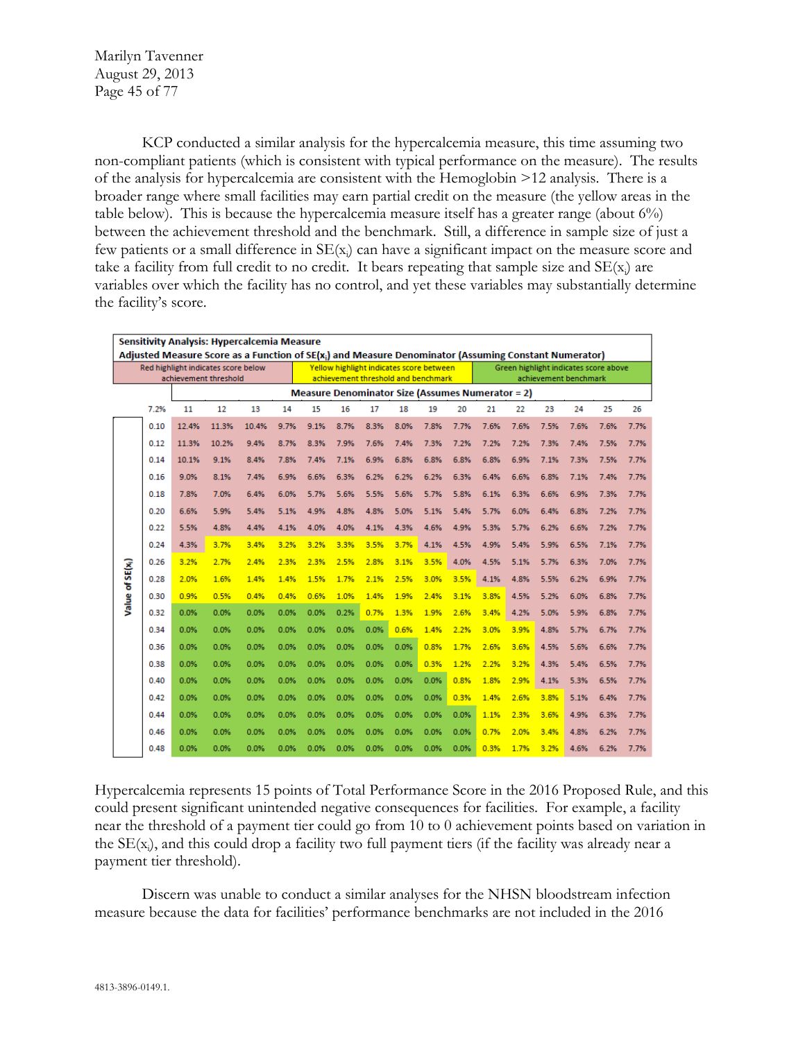KCP conducted a similar analysis for the hypercalcemia measure, this time assuming two non-compliant patients (which is consistent with typical performance on the measure). The results of the analysis for hypercalcemia are consistent with the Hemoglobin >12 analysis. There is a broader range where small facilities may earn partial credit on the measure (the yellow areas in the table below). This is because the hypercalcemia measure itself has a greater range (about 6%) between the achievement threshold and the benchmark. Still, a difference in sample size of just a few patients or a small difference in SE($x_i$) can have a significant impact on the measure score and take a facility from full credit to no credit. It bears repeating that sample size and SE($x_i$) are variables over which the facility has no control, and yet these variables may substantially determine the facility's score.

**Sensitivity Analysis: Hypercalcemia Measure**
**Adjusted Measure Score as a Function of SE($x_i$) and Measure Denominator (Assuming Constant Numerator)**

Red highlight indicates score below achievement threshold | Yellow highlight indicates score between achievement threshold and benchmark | Green highlight indicates score above achievement benchmark

Measure Denominator Size (Assumes Numerator = 2); rows: Value of SE($x_i$)

| 7.2% | 11 | 12 | 13 | 14 | 15 | 16 | 17 | 18 | 19 | 20 | 21 | 22 | 23 | 24 | 25 | 26 |
|---|---|---|---|---|---|---|---|---|---|---|---|---|---|---|---|---|
| 0.10 | 12.4% | 11.3% | 10.4% | 9.7% | 9.1% | 8.7% | 8.3% | 8.0% | 7.8% | 7.7% | 7.6% | 7.6% | 7.5% | 7.6% | 7.6% | 7.7% |
| 0.12 | 11.3% | 10.2% | 9.4% | 8.7% | 8.3% | 7.9% | 7.6% | 7.4% | 7.3% | 7.2% | 7.2% | 7.2% | 7.3% | 7.4% | 7.5% | 7.7% |
| 0.14 | 10.1% | 9.1% | 8.4% | 7.8% | 7.4% | 7.1% | 6.9% | 6.8% | 6.8% | 6.8% | 6.8% | 6.9% | 7.1% | 7.3% | 7.5% | 7.7% |
| 0.16 | 9.0% | 8.1% | 7.4% | 6.9% | 6.6% | 6.3% | 6.2% | 6.2% | 6.2% | 6.3% | 6.4% | 6.6% | 6.8% | 7.1% | 7.4% | 7.7% |
| 0.18 | 7.8% | 7.0% | 6.4% | 6.0% | 5.7% | 5.6% | 5.5% | 5.6% | 5.7% | 5.8% | 6.1% | 6.3% | 6.6% | 6.9% | 7.3% | 7.7% |
| 0.20 | 6.6% | 5.9% | 5.4% | 5.1% | 4.9% | 4.8% | 4.8% | 5.0% | 5.1% | 5.4% | 5.7% | 6.0% | 6.4% | 6.8% | 7.2% | 7.7% |
| 0.22 | 5.5% | 4.8% | 4.4% | 4.1% | 4.0% | 4.0% | 4.1% | 4.3% | 4.6% | 4.9% | 5.3% | 5.7% | 6.2% | 6.6% | 7.2% | 7.7% |
| 0.24 | 4.3% | 3.7% | 3.4% | 3.2% | 3.2% | 3.3% | 3.5% | 3.7% | 4.1% | 4.5% | 4.9% | 5.4% | 5.9% | 6.5% | 7.1% | 7.7% |
| 0.26 | 3.2% | 2.7% | 2.4% | 2.3% | 2.3% | 2.5% | 2.8% | 3.1% | 3.5% | 4.0% | 4.5% | 5.1% | 5.7% | 6.3% | 7.0% | 7.7% |
| 0.28 | 2.0% | 1.6% | 1.4% | 1.4% | 1.5% | 1.7% | 2.1% | 2.5% | 3.0% | 3.5% | 4.1% | 4.8% | 5.5% | 6.2% | 6.9% | 7.7% |
| 0.30 | 0.9% | 0.5% | 0.4% | 0.4% | 0.6% | 1.0% | 1.4% | 1.9% | 2.4% | 3.1% | 3.8% | 4.5% | 5.2% | 6.0% | 6.8% | 7.7% |
| 0.32 | 0.0% | 0.0% | 0.0% | 0.0% | 0.0% | 0.2% | 0.7% | 1.3% | 1.9% | 2.6% | 3.4% | 4.2% | 5.0% | 5.9% | 6.8% | 7.7% |
| 0.34 | 0.0% | 0.0% | 0.0% | 0.0% | 0.0% | 0.0% | 0.0% | 0.6% | 1.4% | 2.2% | 3.0% | 3.9% | 4.8% | 5.7% | 6.7% | 7.7% |
| 0.36 | 0.0% | 0.0% | 0.0% | 0.0% | 0.0% | 0.0% | 0.0% | 0.0% | 0.8% | 1.7% | 2.6% | 3.6% | 4.5% | 5.6% | 6.6% | 7.7% |
| 0.38 | 0.0% | 0.0% | 0.0% | 0.0% | 0.0% | 0.0% | 0.0% | 0.0% | 0.3% | 1.2% | 2.2% | 3.2% | 4.3% | 5.4% | 6.5% | 7.7% |
| 0.40 | 0.0% | 0.0% | 0.0% | 0.0% | 0.0% | 0.0% | 0.0% | 0.0% | 0.0% | 0.8% | 1.8% | 2.9% | 4.1% | 5.3% | 6.5% | 7.7% |
| 0.42 | 0.0% | 0.0% | 0.0% | 0.0% | 0.0% | 0.0% | 0.0% | 0.0% | 0.0% | 0.3% | 1.4% | 2.6% | 3.8% | 5.1% | 6.4% | 7.7% |
| 0.44 | 0.0% | 0.0% | 0.0% | 0.0% | 0.0% | 0.0% | 0.0% | 0.0% | 0.0% | 0.0% | 1.1% | 2.3% | 3.6% | 4.9% | 6.3% | 7.7% |
| 0.46 | 0.0% | 0.0% | 0.0% | 0.0% | 0.0% | 0.0% | 0.0% | 0.0% | 0.0% | 0.0% | 0.7% | 2.0% | 3.4% | 4.8% | 6.2% | 7.7% |
| 0.48 | 0.0% | 0.0% | 0.0% | 0.0% | 0.0% | 0.0% | 0.0% | 0.0% | 0.0% | 0.0% | 0.3% | 1.7% | 3.2% | 4.6% | 6.2% | 7.7% |

Hypercalcemia represents 15 points of Total Performance Score in the 2016 Proposed Rule, and this could present significant unintended negative consequences for facilities. For example, a facility near the threshold of a payment tier could go from 10 to 0 achievement points based on variation in the SE($x_i$), and this could drop a facility two full payment tiers (if the facility was already near a payment tier threshold).

Discern was unable to conduct a similar analyses for the NHSN bloodstream infection measure because the data for facilities' performance benchmarks are not included in the 2016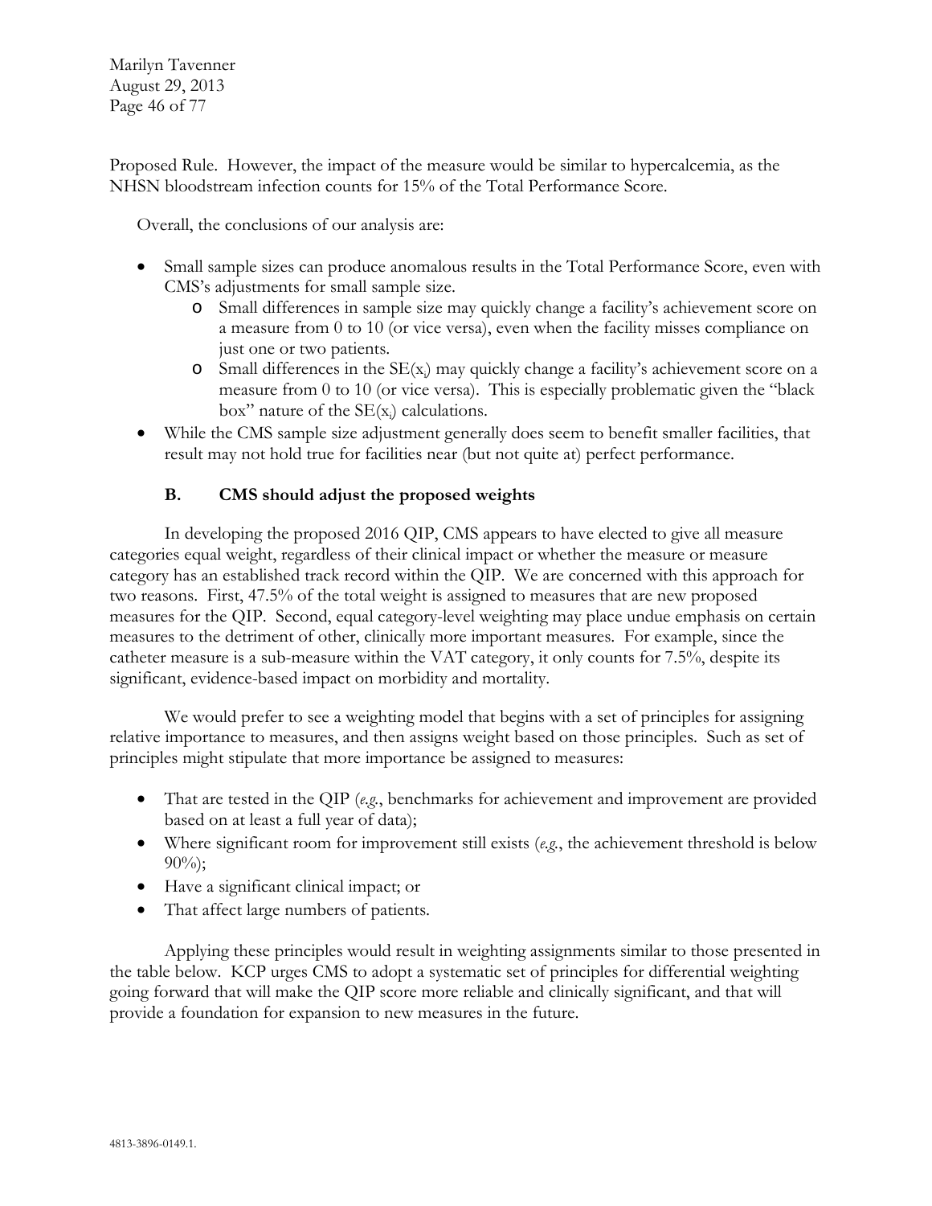Proposed Rule. However, the impact of the measure would be similar to hypercalcemia, as the NHSN bloodstream infection counts for 15% of the Total Performance Score.

Overall, the conclusions of our analysis are:

- Small sample sizes can produce anomalous results in the Total Performance Score, even with CMS's adjustments for small sample size.
  - Small differences in sample size may quickly change a facility's achievement score on a measure from 0 to 10 (or vice versa), even when the facility misses compliance on just one or two patients.
  - Small differences in the $SE(x_i)$ may quickly change a facility's achievement score on a measure from 0 to 10 (or vice versa). This is especially problematic given the "black box" nature of the $SE(x_i)$ calculations.
- While the CMS sample size adjustment generally does seem to benefit smaller facilities, that result may not hold true for facilities near (but not quite at) perfect performance.

### B. CMS should adjust the proposed weights

In developing the proposed 2016 QIP, CMS appears to have elected to give all measure categories equal weight, regardless of their clinical impact or whether the measure or measure category has an established track record within the QIP. We are concerned with this approach for two reasons. First, 47.5% of the total weight is assigned to measures that are new proposed measures for the QIP. Second, equal category-level weighting may place undue emphasis on certain measures to the detriment of other, clinically more important measures. For example, since the catheter measure is a sub-measure within the VAT category, it only counts for 7.5%, despite its significant, evidence-based impact on morbidity and mortality.

We would prefer to see a weighting model that begins with a set of principles for assigning relative importance to measures, and then assigns weight based on those principles. Such as set of principles might stipulate that more importance be assigned to measures:

- That are tested in the QIP (*e.g.*, benchmarks for achievement and improvement are provided based on at least a full year of data);
- Where significant room for improvement still exists (*e.g.*, the achievement threshold is below 90%);
- Have a significant clinical impact; or
- That affect large numbers of patients.

Applying these principles would result in weighting assignments similar to those presented in the table below. KCP urges CMS to adopt a systematic set of principles for differential weighting going forward that will make the QIP score more reliable and clinically significant, and that will provide a foundation for expansion to new measures in the future.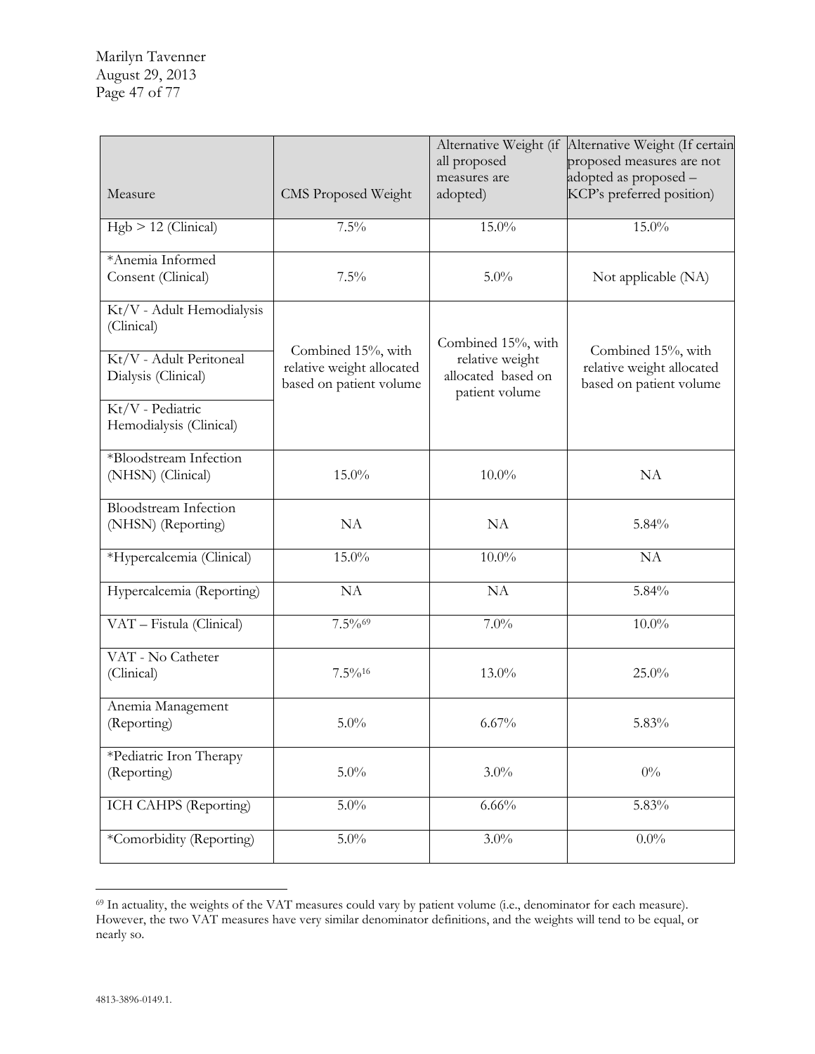| Measure | CMS Proposed Weight | Alternative Weight (if all proposed measures are adopted) | Alternative Weight (If certain proposed measures are not adopted as proposed – KCP's preferred position) |
|---|---|---|---|
| Hgb > 12 (Clinical) | 7.5% | 15.0% | 15.0% |
| *Anemia Informed Consent (Clinical) | 7.5% | 5.0% | Not applicable (NA) |
| Kt/V - Adult Hemodialysis (Clinical) | Combined 15%, with relative weight allocated based on patient volume | Combined 15%, with relative weight allocated based on patient volume | Combined 15%, with relative weight allocated based on patient volume |
| Kt/V - Adult Peritoneal Dialysis (Clinical) | | | |
| Kt/V - Pediatric Hemodialysis (Clinical) | | | |
| *Bloodstream Infection (NHSN) (Clinical) | 15.0% | 10.0% | NA |
| Bloodstream Infection (NHSN) (Reporting) | NA | NA | 5.84% |
| *Hypercalcemia (Clinical) | 15.0% | 10.0% | NA |
| Hypercalcemia (Reporting) | NA | NA | 5.84% |
| VAT – Fistula (Clinical) | 7.5%[69] | 7.0% | 10.0% |
| VAT - No Catheter (Clinical) | 7.5%[16] | 13.0% | 25.0% |
| Anemia Management (Reporting) | 5.0% | 6.67% | 5.83% |
| *Pediatric Iron Therapy (Reporting) | 5.0% | 3.0% | 0% |
| ICH CAHPS (Reporting) | 5.0% | 6.66% | 5.83% |
| *Comorbidity (Reporting) | 5.0% | 3.0% | 0.0% |

[69] In actuality, the weights of the VAT measures could vary by patient volume (i.e., denominator for each measure). However, the two VAT measures have very similar denominator definitions, and the weights will tend to be equal, or nearly so.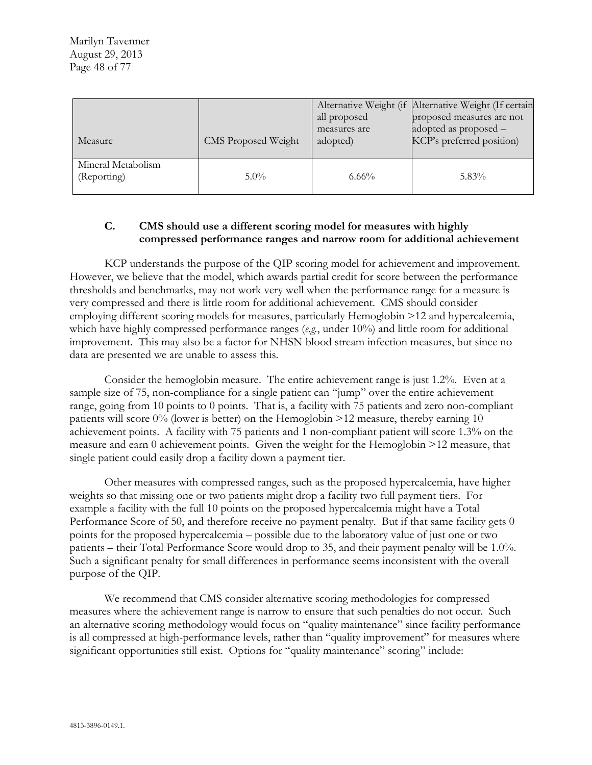| Measure | CMS Proposed Weight | Alternative Weight (if all proposed measures are adopted) | Alternative Weight (If certain proposed measures are not adopted as proposed – KCP's preferred position) |
|---|---|---|---|
| Mineral Metabolism (Reporting) | 5.0% | 6.66% | 5.83% |

### C. CMS should use a different scoring model for measures with highly compressed performance ranges and narrow room for additional achievement

KCP understands the purpose of the QIP scoring model for achievement and improvement. However, we believe that the model, which awards partial credit for score between the performance thresholds and benchmarks, may not work very well when the performance range for a measure is very compressed and there is little room for additional achievement. CMS should consider employing different scoring models for measures, particularly Hemoglobin >12 and hypercalcemia, which have highly compressed performance ranges (*e.g.*, under 10%) and little room for additional improvement. This may also be a factor for NHSN blood stream infection measures, but since no data are presented we are unable to assess this.

Consider the hemoglobin measure. The entire achievement range is just 1.2%. Even at a sample size of 75, non-compliance for a single patient can "jump" over the entire achievement range, going from 10 points to 0 points. That is, a facility with 75 patients and zero non-compliant patients will score 0% (lower is better) on the Hemoglobin >12 measure, thereby earning 10 achievement points. A facility with 75 patients and 1 non-compliant patient will score 1.3% on the measure and earn 0 achievement points. Given the weight for the Hemoglobin >12 measure, that single patient could easily drop a facility down a payment tier.

Other measures with compressed ranges, such as the proposed hypercalcemia, have higher weights so that missing one or two patients might drop a facility two full payment tiers. For example a facility with the full 10 points on the proposed hypercalcemia might have a Total Performance Score of 50, and therefore receive no payment penalty. But if that same facility gets 0 points for the proposed hypercalcemia – possible due to the laboratory value of just one or two patients – their Total Performance Score would drop to 35, and their payment penalty will be 1.0%. Such a significant penalty for small differences in performance seems inconsistent with the overall purpose of the QIP.

We recommend that CMS consider alternative scoring methodologies for compressed measures where the achievement range is narrow to ensure that such penalties do not occur. Such an alternative scoring methodology would focus on "quality maintenance" since facility performance is all compressed at high-performance levels, rather than "quality improvement" for measures where significant opportunities still exist. Options for "quality maintenance" scoring" include: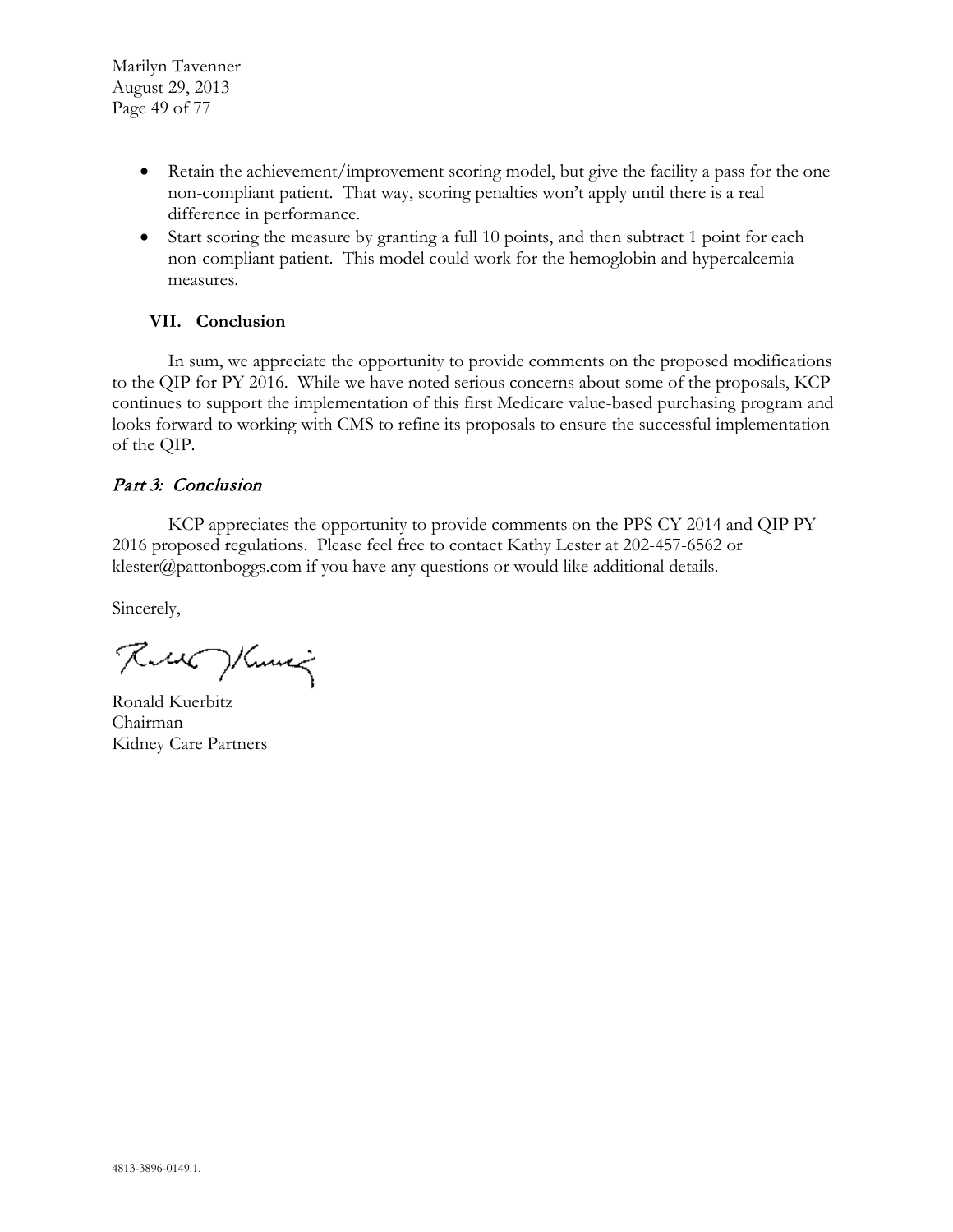- Retain the achievement/improvement scoring model, but give the facility a pass for the one non-compliant patient. That way, scoring penalties won't apply until there is a real difference in performance.
- Start scoring the measure by granting a full 10 points, and then subtract 1 point for each non-compliant patient. This model could work for the hemoglobin and hypercalcemia measures.

### VII. Conclusion

In sum, we appreciate the opportunity to provide comments on the proposed modifications to the QIP for PY 2016. While we have noted serious concerns about some of the proposals, KCP continues to support the implementation of this first Medicare value-based purchasing program and looks forward to working with CMS to refine its proposals to ensure the successful implementation of the QIP.

## *Part 3: Conclusion*

KCP appreciates the opportunity to provide comments on the PPS CY 2014 and QIP PY 2016 proposed regulations. Please feel free to contact Kathy Lester at 202-457-6562 or klester@pattonboggs.com if you have any questions or would like additional details.

Sincerely,

Ronald Kuerbitz
Chairman
Kidney Care Partners

4813-3896-0149.1.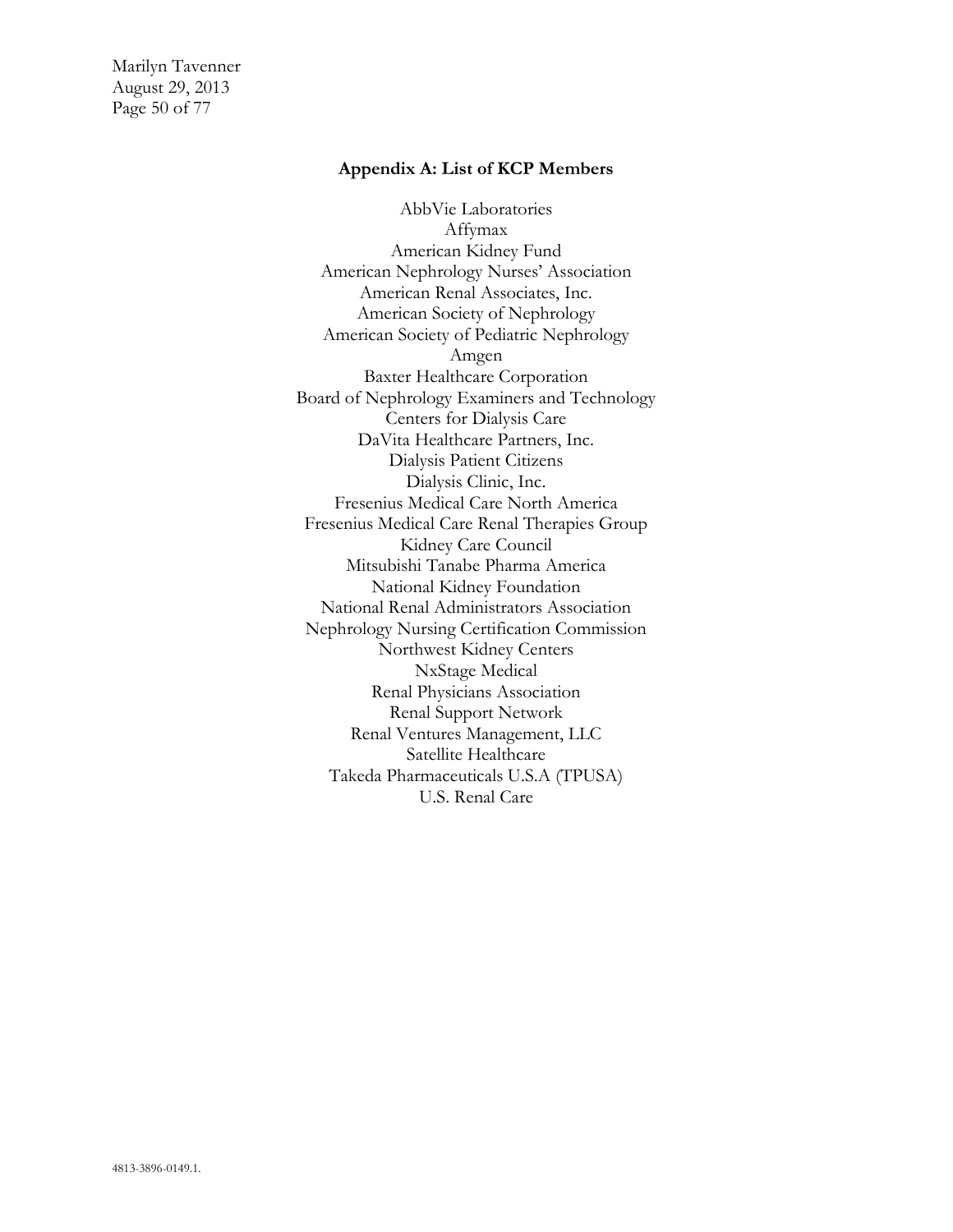## Appendix A: List of KCP Members

AbbVie Laboratories
Affymax
American Kidney Fund
American Nephrology Nurses' Association
American Renal Associates, Inc.
American Society of Nephrology
American Society of Pediatric Nephrology
Amgen
Baxter Healthcare Corporation
Board of Nephrology Examiners and Technology
Centers for Dialysis Care
DaVita Healthcare Partners, Inc.
Dialysis Patient Citizens
Dialysis Clinic, Inc.
Fresenius Medical Care North America
Fresenius Medical Care Renal Therapies Group
Kidney Care Council
Mitsubishi Tanabe Pharma America
National Kidney Foundation
National Renal Administrators Association
Nephrology Nursing Certification Commission
Northwest Kidney Centers
NxStage Medical
Renal Physicians Association
Renal Support Network
Renal Ventures Management, LLC
Satellite Healthcare
Takeda Pharmaceuticals U.S.A (TPUSA)
U.S. Renal Care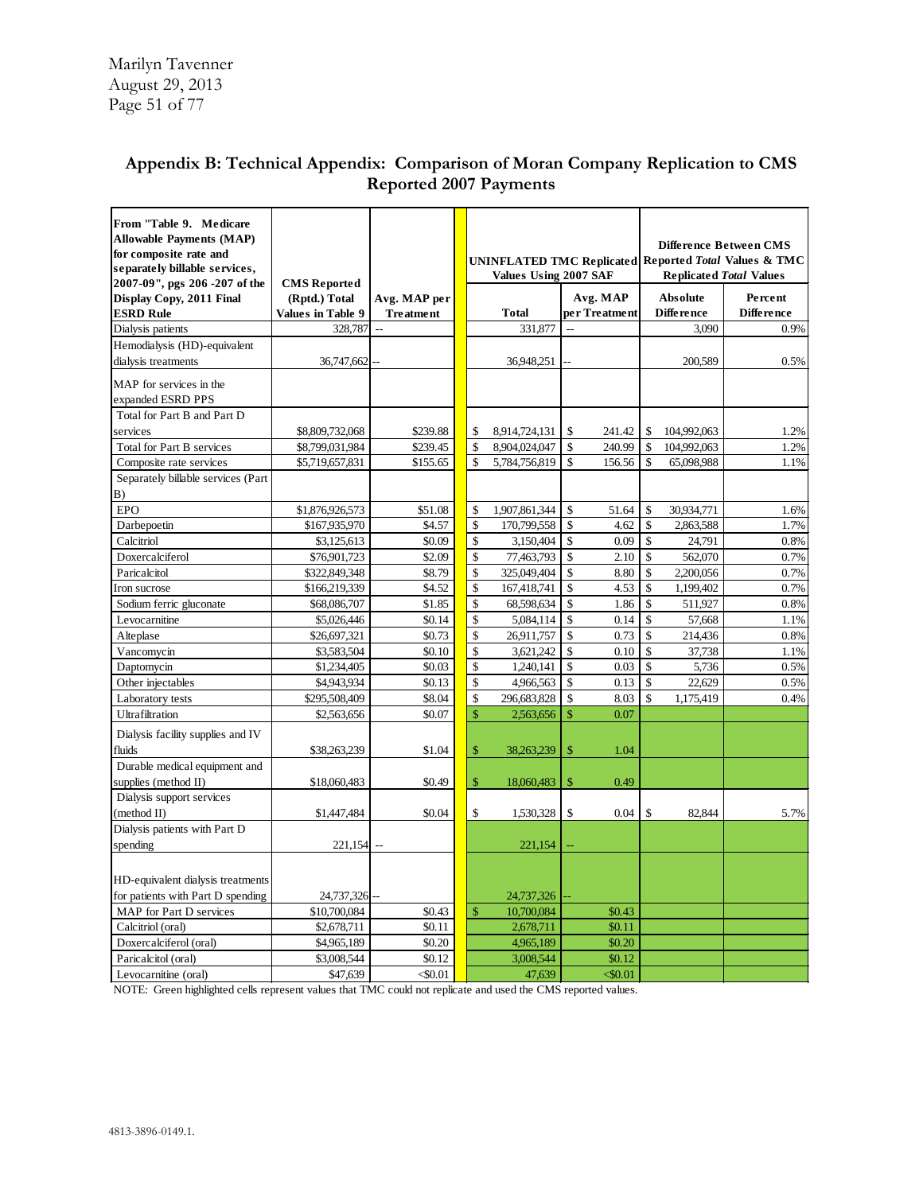## Appendix B: Technical Appendix: Comparison of Moran Company Replication to CMS Reported 2007 Payments

| From "Table 9. Medicare Allowable Payments (MAP) for composite rate and separately billable services, 2007-09", pgs 206 -207 of the Display Copy, 2011 Final ESRD Rule | CMS Reported (Rptd.) Total Values in Table 9 | Avg. MAP per Treatment | UNINFLATED TMC Replicated Values Using 2007 SAF | | Difference Between CMS Reported *Total* Values & TMC Replicated *Total* Values | |
|---|---|---|---|---|---|---|
| | | | Total | Avg. MAP per Treatment | Absolute Difference | Percent Difference |
| Dialysis patients | 328,787 | -- | 331,877 | -- | 3,090 | 0.9% |
| Hemodialysis (HD)-equivalent dialysis treatments | 36,747,662 | -- | 36,948,251 | -- | 200,589 | 0.5% |
| MAP for services in the expanded ESRD PPS | | | | | | |
| Total for Part B and Part D services | $8,809,732,068 | $239.88 | $ 8,914,724,131 | $ 241.42 | $ 104,992,063 | 1.2% |
| Total for Part B services | $8,799,031,984 | $239.45 | $ 8,904,024,047 | $ 240.99 | $ 104,992,063 | 1.2% |
| Composite rate services | $5,719,657,831 | $155.65 | $ 5,784,756,819 | $ 156.56 | $ 65,098,988 | 1.1% |
| Separately billable services (Part B) | | | | | | |
| EPO | $1,876,926,573 | $51.08 | $ 1,907,861,344 | $ 51.64 | $ 30,934,771 | 1.6% |
| Darbepoetin | $167,935,970 | $4.57 | $ 170,799,558 | $ 4.62 | $ 2,863,588 | 1.7% |
| Calcitriol | $3,125,613 | $0.09 | $ 3,150,404 | $ 0.09 | $ 24,791 | 0.8% |
| Doxercalciferol | $76,901,723 | $2.09 | $ 77,463,793 | $ 2.10 | $ 562,070 | 0.7% |
| Paricalcitol | $322,849,348 | $8.79 | $ 325,049,404 | $ 8.80 | $ 2,200,056 | 0.7% |
| Iron sucrose | $166,219,339 | $4.52 | $ 167,418,741 | $ 4.53 | $ 1,199,402 | 0.7% |
| Sodium ferric gluconate | $68,086,707 | $1.85 | $ 68,598,634 | $ 1.86 | $ 511,927 | 0.8% |
| Levocarnitine | $5,026,446 | $0.14 | $ 5,084,114 | $ 0.14 | $ 57,668 | 1.1% |
| Alteplase | $26,697,321 | $0.73 | $ 26,911,757 | $ 0.73 | $ 214,436 | 0.8% |
| Vancomycin | $3,583,504 | $0.10 | $ 3,621,242 | $ 0.10 | $ 37,738 | 1.1% |
| Daptomycin | $1,234,405 | $0.03 | $ 1,240,141 | $ 0.03 | $ 5,736 | 0.5% |
| Other injectables | $4,943,934 | $0.13 | $ 4,966,563 | $ 0.13 | $ 22,629 | 0.5% |
| Laboratory tests | $295,508,409 | $8.04 | $ 296,683,828 | $ 8.03 | $ 1,175,419 | 0.4% |
| Ultrafiltration | $2,563,656 | $0.07 | $ 2,563,656 | $ 0.07 | | |
| Dialysis facility supplies and IV fluids | $38,263,239 | $1.04 | $ 38,263,239 | $ 1.04 | | |
| Durable medical equipment and supplies (method II) | $18,060,483 | $0.49 | $ 18,060,483 | $ 0.49 | | |
| Dialysis support services (method II) | $1,447,484 | $0.04 | $ 1,530,328 | $ 0.04 | $ 82,844 | 5.7% |
| Dialysis patients with Part D spending | 221,154 | -- | 221,154 | -- | | |
| HD-equivalent dialysis treatments for patients with Part D spending | 24,737,326 | -- | 24,737,326 | -- | | |
| MAP for Part D services | $10,700,084 | $0.43 | $ 10,700,084 | $0.43 | | |
| Calcitriol (oral) | $2,678,711 | $0.11 | 2,678,711 | $0.11 | | |
| Doxercalciferol (oral) | $4,965,189 | $0.20 | 4,965,189 | $0.20 | | |
| Paricalcitol (oral) | $3,008,544 | $0.12 | 3,008,544 | $0.12 | | |
| Levocarnitine (oral) | $47,639 | <$0.01 | 47,639 | <$0.01 | | |

NOTE: Green highlighted cells represent values that TMC could not replicate and used the CMS reported values.

4813-3896-0149.1.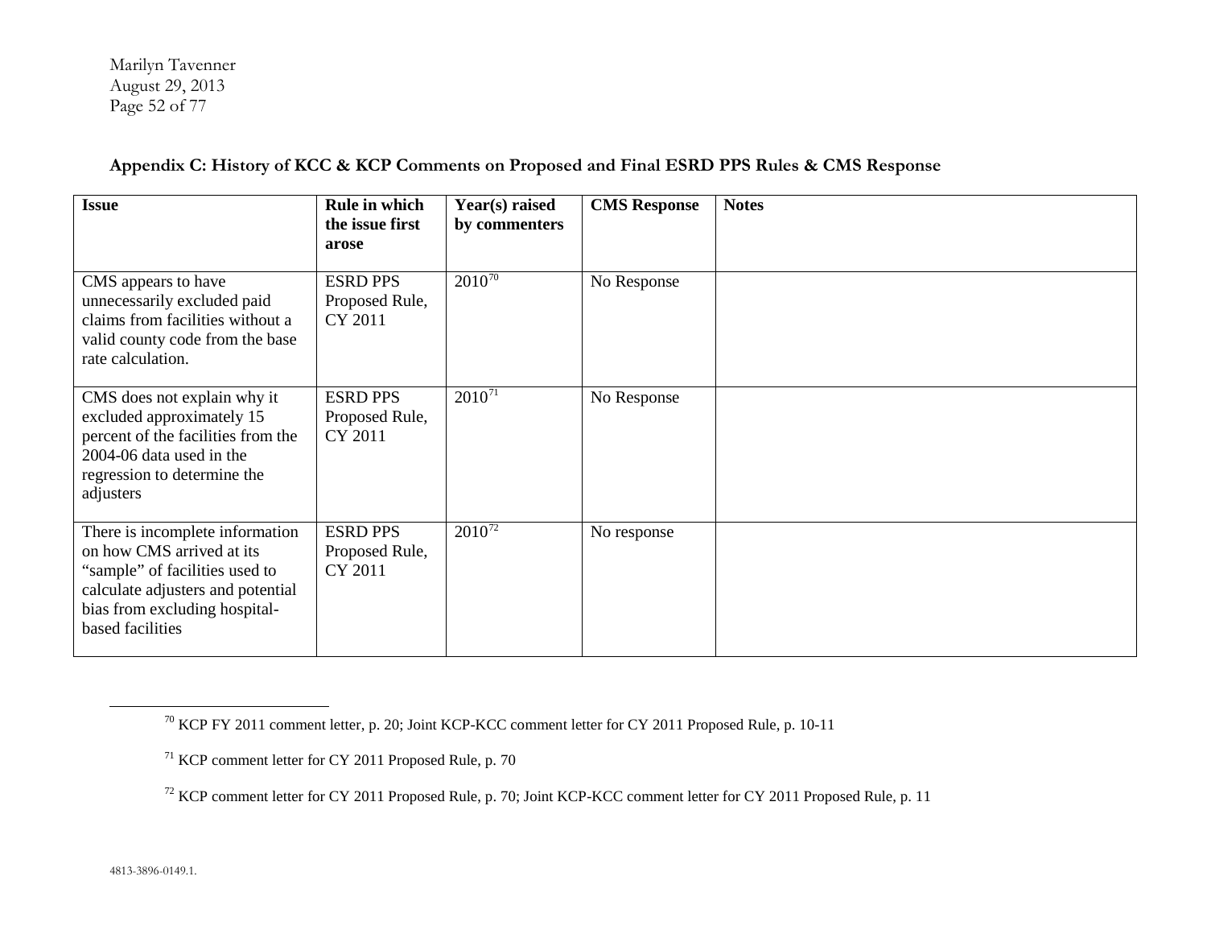## Appendix C: History of KCC & KCP Comments on Proposed and Final ESRD PPS Rules & CMS Response

| Issue | Rule in which the issue first arose | Year(s) raised by commenters | CMS Response | Notes |
|---|---|---|---|---|
| CMS appears to have unnecessarily excluded paid claims from facilities without a valid county code from the base rate calculation. | ESRD PPS Proposed Rule, CY 2011 | 2010[70] | No Response | |
| CMS does not explain why it excluded approximately 15 percent of the facilities from the 2004-06 data used in the regression to determine the adjusters | ESRD PPS Proposed Rule, CY 2011 | 2010[71] | No Response | |
| There is incomplete information on how CMS arrived at its "sample" of facilities used to calculate adjusters and potential bias from excluding hospital-based facilities | ESRD PPS Proposed Rule, CY 2011 | 2010[72] | No response | |

[70] KCP FY 2011 comment letter, p. 20; Joint KCP-KCC comment letter for CY 2011 Proposed Rule, p. 10-11

[71] KCP comment letter for CY 2011 Proposed Rule, p. 70

[72] KCP comment letter for CY 2011 Proposed Rule, p. 70; Joint KCP-KCC comment letter for CY 2011 Proposed Rule, p. 11

4813-3896-0149.1.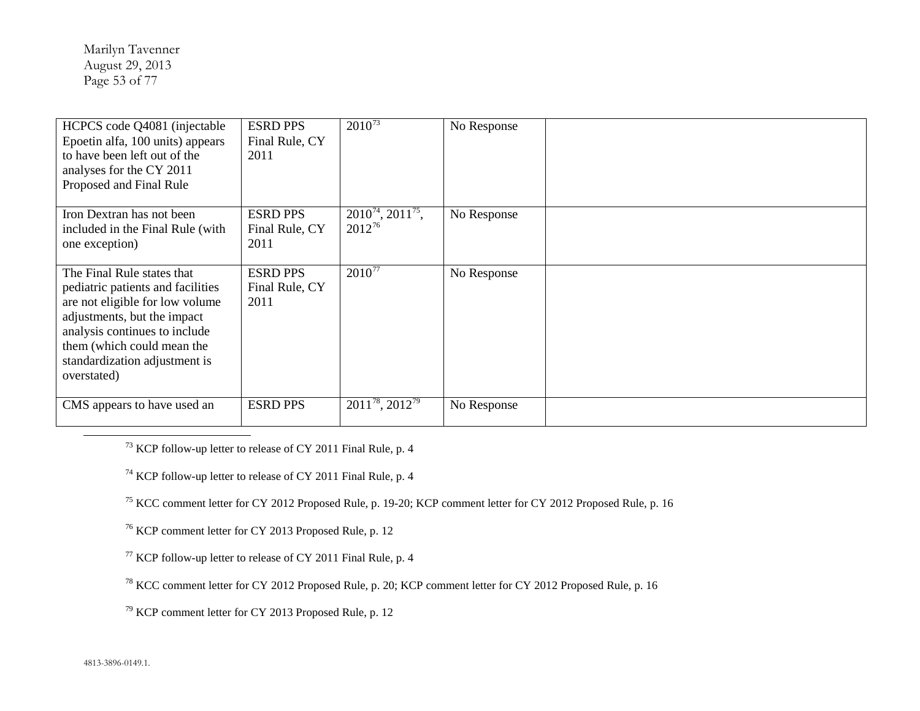| | | | | |
|---|---|---|---|---|
| HCPCS code Q4081 (injectable Epoetin alfa, 100 units) appears to have been left out of the analyses for the CY 2011 Proposed and Final Rule | ESRD PPS Final Rule, CY 2011 | 2010[73] | No Response | |
| Iron Dextran has not been included in the Final Rule (with one exception) | ESRD PPS Final Rule, CY 2011 | 2010[74], 2011[75], 2012[76] | No Response | |
| The Final Rule states that pediatric patients and facilities are not eligible for low volume adjustments, but the impact analysis continues to include them (which could mean the standardization adjustment is overstated) | ESRD PPS Final Rule, CY 2011 | 2010[77] | No Response | |
| CMS appears to have used an | ESRD PPS | 2011[78], 2012[79] | No Response | |

[73] KCP follow-up letter to release of CY 2011 Final Rule, p. 4

[74] KCP follow-up letter to release of CY 2011 Final Rule, p. 4

[75] KCC comment letter for CY 2012 Proposed Rule, p. 19-20; KCP comment letter for CY 2012 Proposed Rule, p. 16

[76] KCP comment letter for CY 2013 Proposed Rule, p. 12

[77] KCP follow-up letter to release of CY 2011 Final Rule, p. 4

[78] KCC comment letter for CY 2012 Proposed Rule, p. 20; KCP comment letter for CY 2012 Proposed Rule, p. 16

[79] KCP comment letter for CY 2013 Proposed Rule, p. 12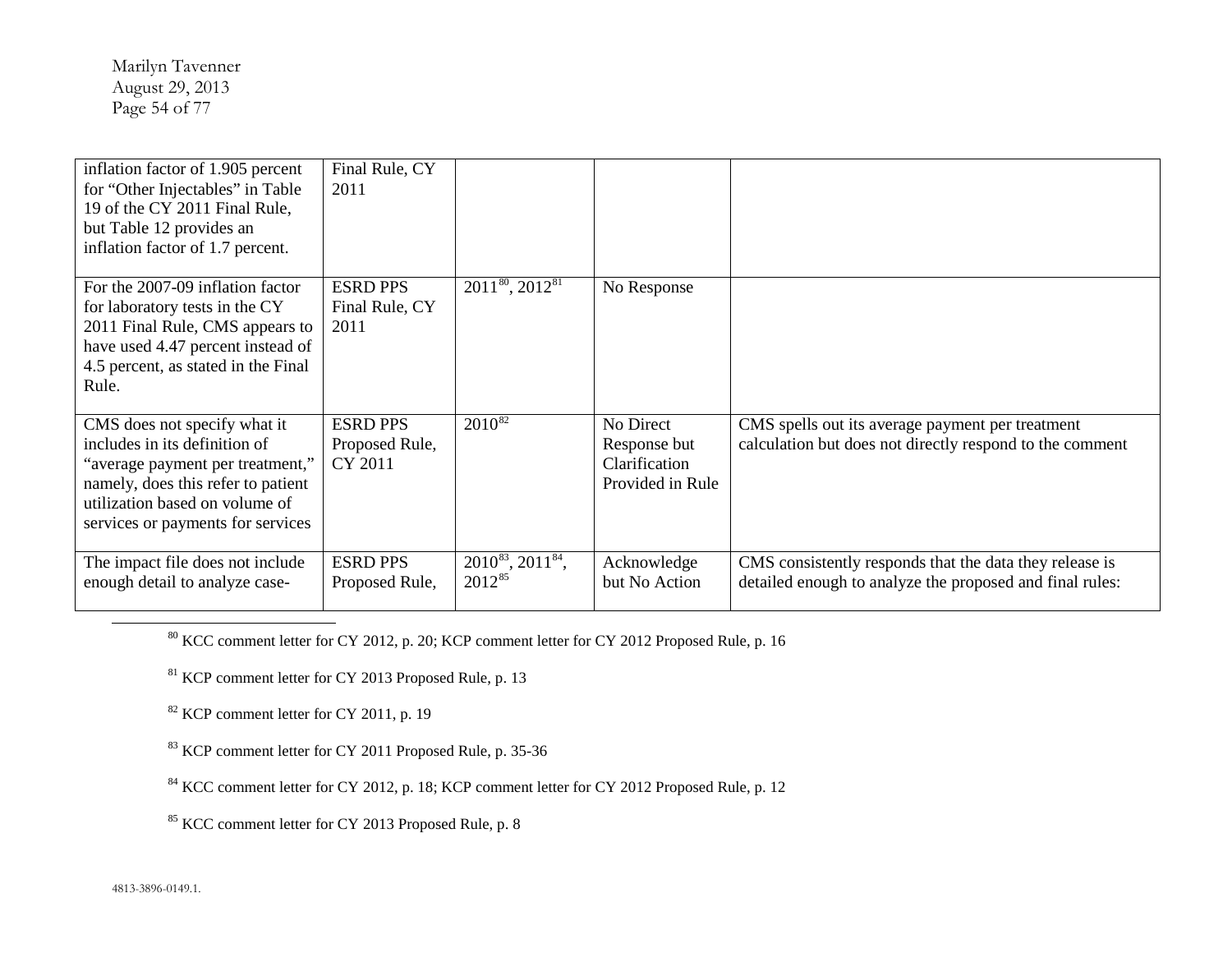| | | | | |
|---|---|---|---|---|
| inflation factor of 1.905 percent for "Other Injectables" in Table 19 of the CY 2011 Final Rule, but Table 12 provides an inflation factor of 1.7 percent. | Final Rule, CY 2011 | | | |
| For the 2007-09 inflation factor for laboratory tests in the CY 2011 Final Rule, CMS appears to have used 4.47 percent instead of 4.5 percent, as stated in the Final Rule. | ESRD PPS Final Rule, CY 2011 | 2011[80], 2012[81] | No Response | |
| CMS does not specify what it includes in its definition of "average payment per treatment," namely, does this refer to patient utilization based on volume of services or payments for services | ESRD PPS Proposed Rule, CY 2011 | 2010[82] | No Direct Response but Clarification Provided in Rule | CMS spells out its average payment per treatment calculation but does not directly respond to the comment |
| The impact file does not include enough detail to analyze case- | ESRD PPS Proposed Rule, | 2010[83], 2011[84], 2012[85] | Acknowledge but No Action | CMS consistently responds that the data they release is detailed enough to analyze the proposed and final rules: |

[80] KCC comment letter for CY 2012, p. 20; KCP comment letter for CY 2012 Proposed Rule, p. 16

[81] KCP comment letter for CY 2013 Proposed Rule, p. 13

[82] KCP comment letter for CY 2011, p. 19

[83] KCP comment letter for CY 2011 Proposed Rule, p. 35-36

[84] KCC comment letter for CY 2012, p. 18; KCP comment letter for CY 2012 Proposed Rule, p. 12

[85] KCC comment letter for CY 2013 Proposed Rule, p. 8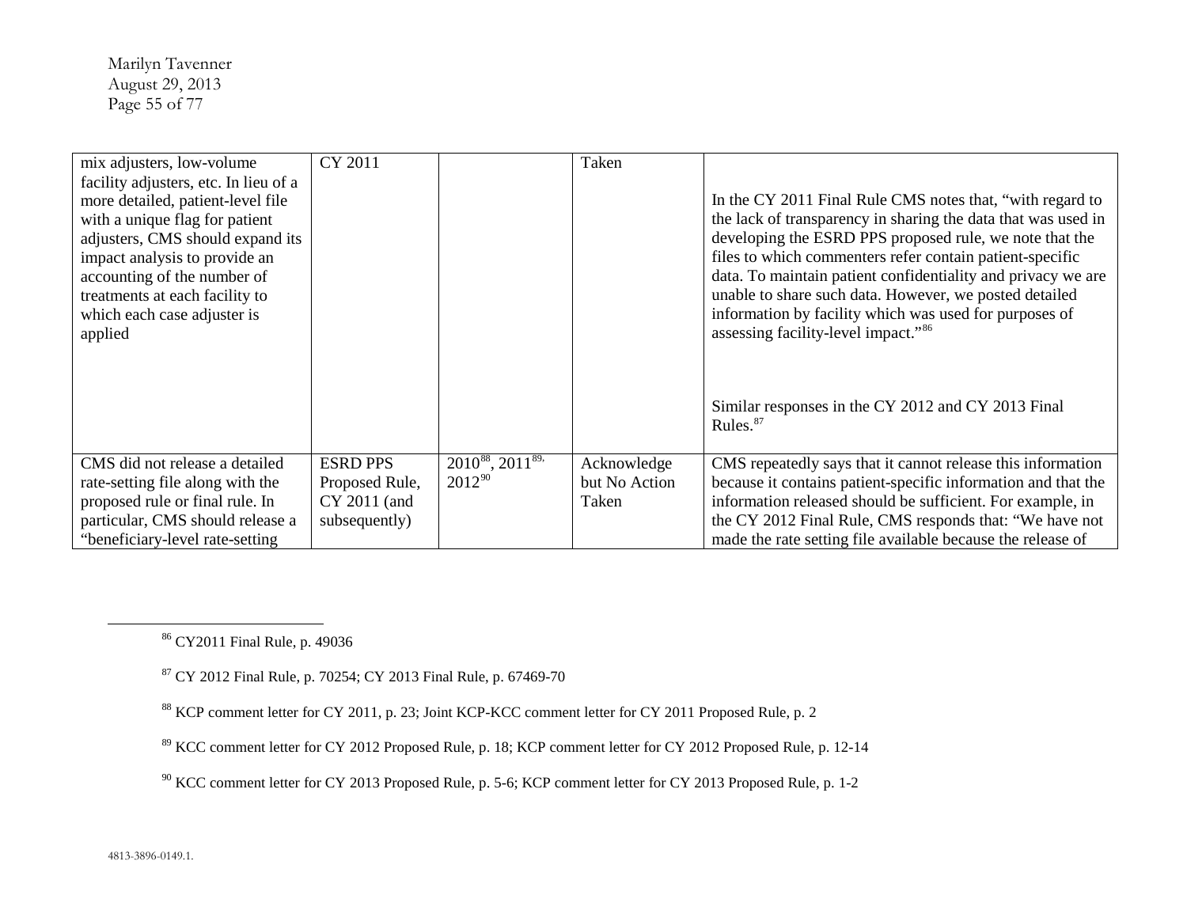| | | | | |
|---|---|---|---|---|
| mix adjusters, low-volume facility adjusters, etc. In lieu of a more detailed, patient-level file with a unique flag for patient adjusters, CMS should expand its impact analysis to provide an accounting of the number of treatments at each facility to which each case adjuster is applied | CY 2011 | | Taken | In the CY 2011 Final Rule CMS notes that, "with regard to the lack of transparency in sharing the data that was used in developing the ESRD PPS proposed rule, we note that the files to which commenters refer contain patient-specific data. To maintain patient confidentiality and privacy we are unable to share such data. However, we posted detailed information by facility which was used for purposes of assessing facility-level impact."[86]<br><br>Similar responses in the CY 2012 and CY 2013 Final Rules.[87] |
| CMS did not release a detailed rate-setting file along with the proposed rule or final rule. In particular, CMS should release a "beneficiary-level rate-setting | ESRD PPS Proposed Rule, CY 2011 (and subsequently) | 2010[88], 2011[89], 2012[90] | Acknowledge but No Action Taken | CMS repeatedly says that it cannot release this information because it contains patient-specific information and that the information released should be sufficient. For example, in the CY 2012 Final Rule, CMS responds that: "We have not made the rate setting file available because the release of |

[86] CY2011 Final Rule, p. 49036

[87] CY 2012 Final Rule, p. 70254; CY 2013 Final Rule, p. 67469-70

[88] KCP comment letter for CY 2011, p. 23; Joint KCP-KCC comment letter for CY 2011 Proposed Rule, p. 2

[89] KCC comment letter for CY 2012 Proposed Rule, p. 18; KCP comment letter for CY 2012 Proposed Rule, p. 12-14

[90] KCC comment letter for CY 2013 Proposed Rule, p. 5-6; KCP comment letter for CY 2013 Proposed Rule, p. 1-2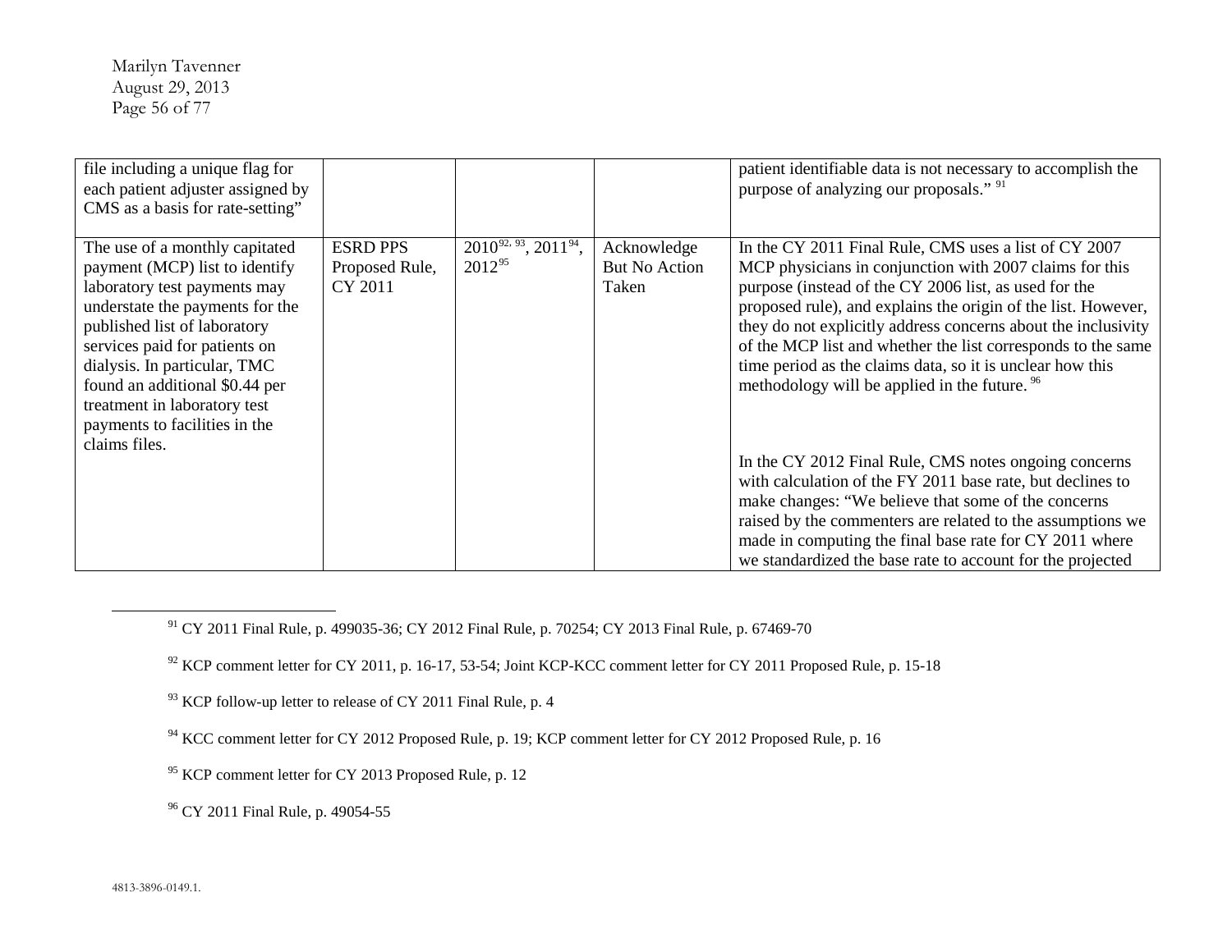| | | | | |
|---|---|---|---|---|
| file including a unique flag for each patient adjuster assigned by CMS as a basis for rate-setting" | | | | patient identifiable data is not necessary to accomplish the purpose of analyzing our proposals." [91] |
| The use of a monthly capitated payment (MCP) list to identify laboratory test payments may understate the payments for the published list of laboratory services paid for patients on dialysis. In particular, TMC found an additional $0.44 per treatment in laboratory test payments to facilities in the claims files. | ESRD PPS Proposed Rule, CY 2011 | 2010[92, 93], 2011[94], 2012[95] | Acknowledge But No Action Taken | In the CY 2011 Final Rule, CMS uses a list of CY 2007 MCP physicians in conjunction with 2007 claims for this purpose (instead of the CY 2006 list, as used for the proposed rule), and explains the origin of the list. However, they do not explicitly address concerns about the inclusivity of the MCP list and whether the list corresponds to the same time period as the claims data, so it is unclear how this methodology will be applied in the future. [96]<br><br>In the CY 2012 Final Rule, CMS notes ongoing concerns with calculation of the FY 2011 base rate, but declines to make changes: "We believe that some of the concerns raised by the commenters are related to the assumptions we made in computing the final base rate for CY 2011 where we standardized the base rate to account for the projected |

[91] CY 2011 Final Rule, p. 499035-36; CY 2012 Final Rule, p. 70254; CY 2013 Final Rule, p. 67469-70

[92] KCP comment letter for CY 2011, p. 16-17, 53-54; Joint KCP-KCC comment letter for CY 2011 Proposed Rule, p. 15-18

[93] KCP follow-up letter to release of CY 2011 Final Rule, p. 4

[94] KCC comment letter for CY 2012 Proposed Rule, p. 19; KCP comment letter for CY 2012 Proposed Rule, p. 16

[95] KCP comment letter for CY 2013 Proposed Rule, p. 12

[96] CY 2011 Final Rule, p. 49054-55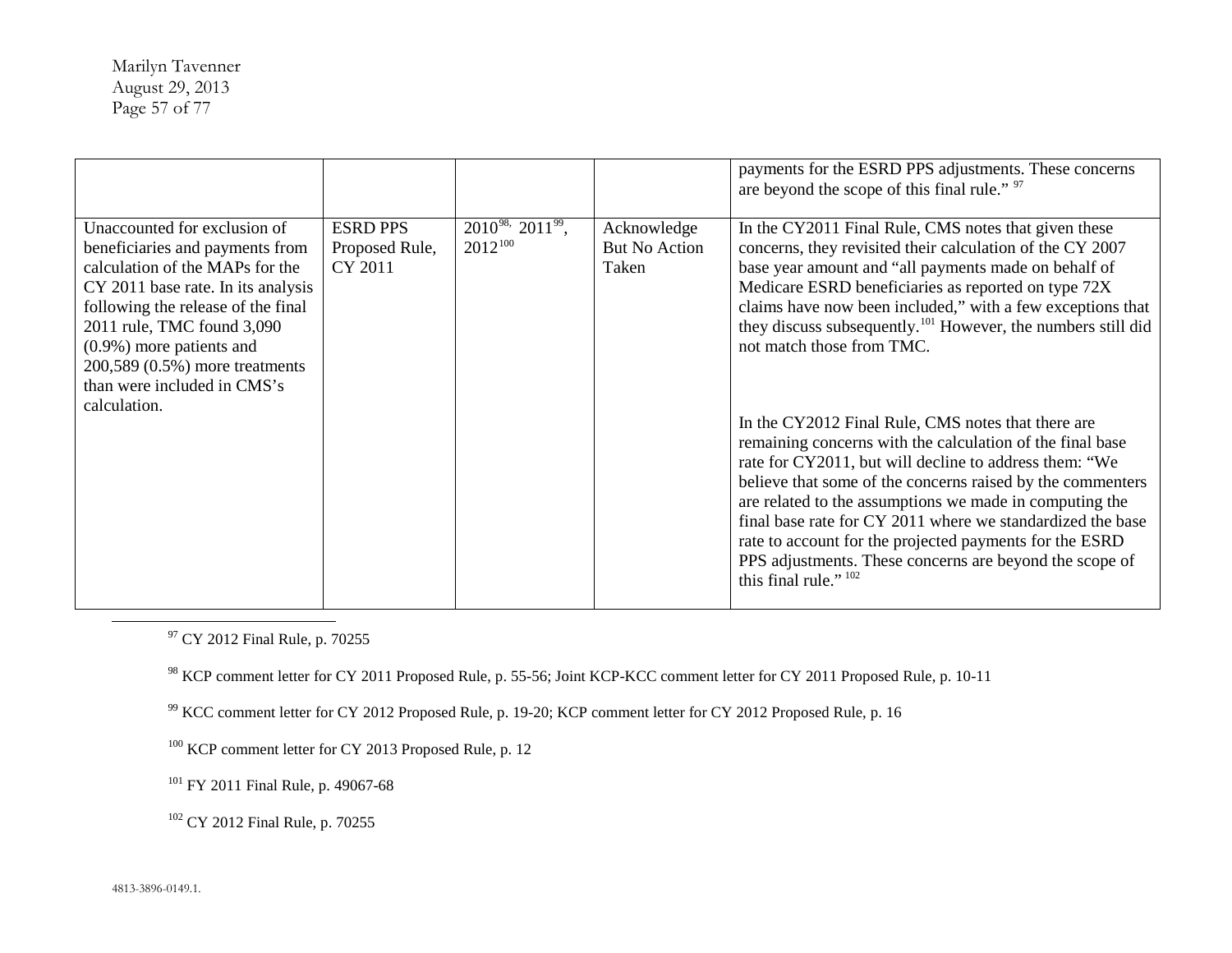|  |  |  |  | payments for the ESRD PPS adjustments. These concerns are beyond the scope of this final rule." [97] |
|---|---|---|---|---|
| Unaccounted for exclusion of beneficiaries and payments from calculation of the MAPs for the CY 2011 base rate. In its analysis following the release of the final 2011 rule, TMC found 3,090 (0.9%) more patients and 200,589 (0.5%) more treatments than were included in CMS's calculation. | ESRD PPS Proposed Rule, CY 2011 | 2010[98], 2011[99], 2012[100] | Acknowledge But No Action Taken | In the CY2011 Final Rule, CMS notes that given these concerns, they revisited their calculation of the CY 2007 base year amount and "all payments made on behalf of Medicare ESRD beneficiaries as reported on type 72X claims have now been included," with a few exceptions that they discuss subsequently.[101] However, the numbers still did not match those from TMC.<br><br>In the CY2012 Final Rule, CMS notes that there are remaining concerns with the calculation of the final base rate for CY2011, but will decline to address them: "We believe that some of the concerns raised by the commenters are related to the assumptions we made in computing the final base rate for CY 2011 where we standardized the base rate to account for the projected payments for the ESRD PPS adjustments. These concerns are beyond the scope of this final rule." [102] |

[97] CY 2012 Final Rule, p. 70255

[98] KCP comment letter for CY 2011 Proposed Rule, p. 55-56; Joint KCP-KCC comment letter for CY 2011 Proposed Rule, p. 10-11

[99] KCC comment letter for CY 2012 Proposed Rule, p. 19-20; KCP comment letter for CY 2012 Proposed Rule, p. 16

[100] KCP comment letter for CY 2013 Proposed Rule, p. 12

[101] FY 2011 Final Rule, p. 49067-68

[102] CY 2012 Final Rule, p. 70255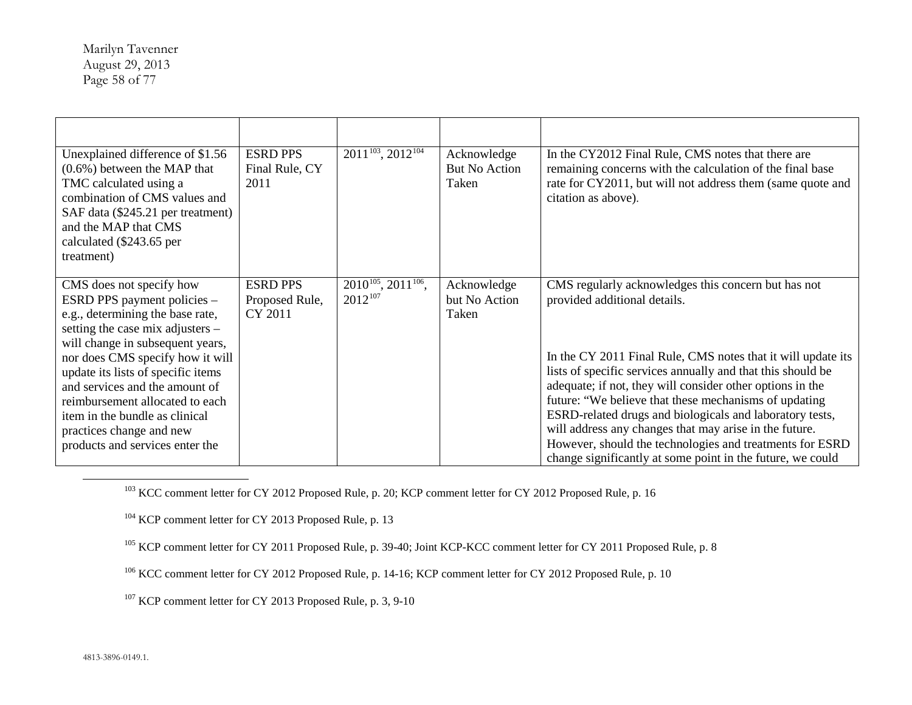| | | | | |
|---|---|---|---|---|
| Unexplained difference of $1.56 (0.6%) between the MAP that TMC calculated using a combination of CMS values and SAF data ($245.21 per treatment) and the MAP that CMS calculated ($243.65 per treatment) | ESRD PPS Final Rule, CY 2011 | 2011[103], 2012[104] | Acknowledge But No Action Taken | In the CY2012 Final Rule, CMS notes that there are remaining concerns with the calculation of the final base rate for CY2011, but will not address them (same quote and citation as above). |
| CMS does not specify how ESRD PPS payment policies – e.g., determining the base rate, setting the case mix adjusters – will change in subsequent years, nor does CMS specify how it will update its lists of specific items and services and the amount of reimbursement allocated to each item in the bundle as clinical practices change and new products and services enter the | ESRD PPS Proposed Rule, CY 2011 | 2010[105], 2011[106], 2012[107] | Acknowledge but No Action Taken | CMS regularly acknowledges this concern but has not provided additional details.<br><br>In the CY 2011 Final Rule, CMS notes that it will update its lists of specific services annually and that this should be adequate; if not, they will consider other options in the future: "We believe that these mechanisms of updating ESRD-related drugs and biologicals and laboratory tests, will address any changes that may arise in the future. However, should the technologies and treatments for ESRD change significantly at some point in the future, we could |

[103] KCC comment letter for CY 2012 Proposed Rule, p. 20; KCP comment letter for CY 2012 Proposed Rule, p. 16

[104] KCP comment letter for CY 2013 Proposed Rule, p. 13

[105] KCP comment letter for CY 2011 Proposed Rule, p. 39-40; Joint KCP-KCC comment letter for CY 2011 Proposed Rule, p. 8

[106] KCC comment letter for CY 2012 Proposed Rule, p. 14-16; KCP comment letter for CY 2012 Proposed Rule, p. 10

[107] KCP comment letter for CY 2013 Proposed Rule, p. 3, 9-10

4813-3896-0149.1.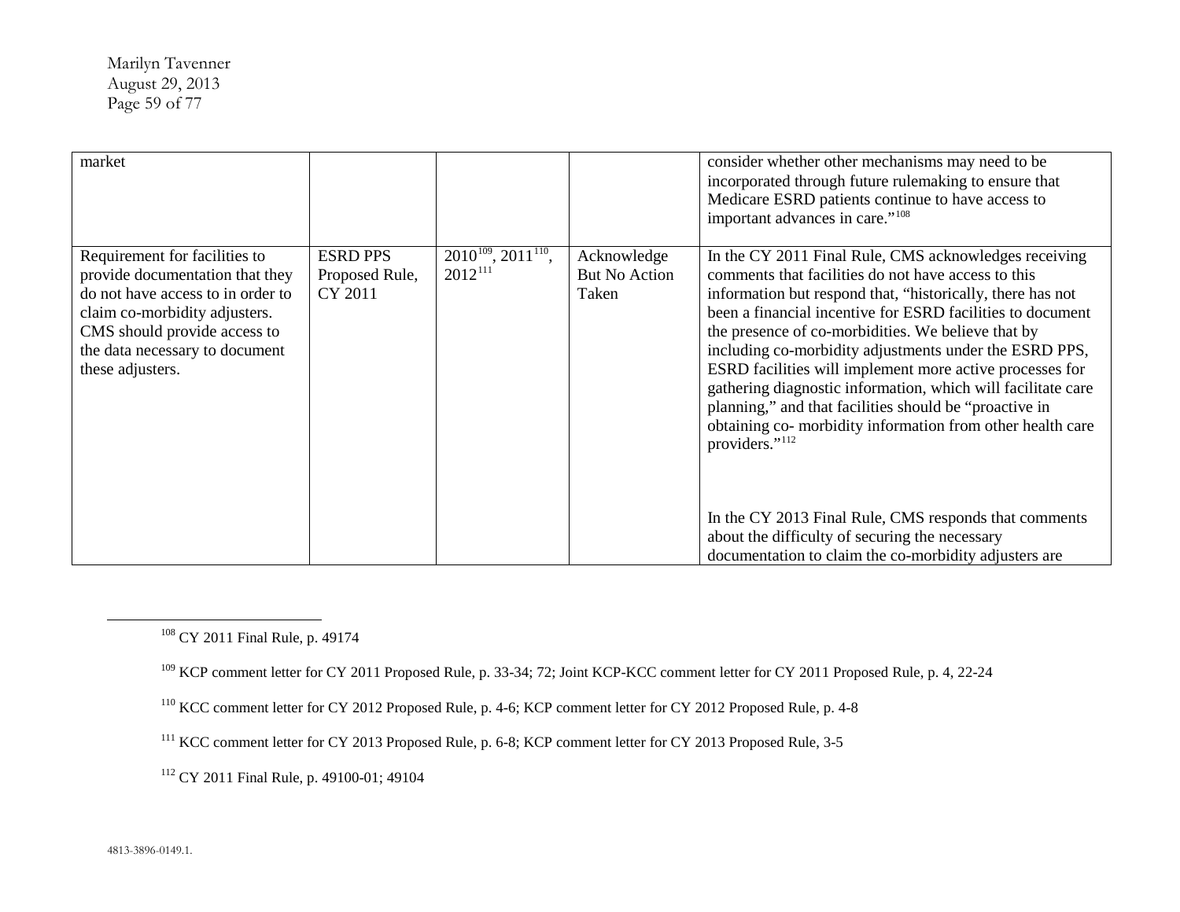| | | | | |
|---|---|---|---|---|
| market | | | | consider whether other mechanisms may need to be incorporated through future rulemaking to ensure that Medicare ESRD patients continue to have access to important advances in care."[108] |
| Requirement for facilities to provide documentation that they do not have access to in order to claim co-morbidity adjusters. CMS should provide access to the data necessary to document these adjusters. | ESRD PPS Proposed Rule, CY 2011 | 2010[109], 2011[110], 2012[111] | Acknowledge But No Action Taken | In the CY 2011 Final Rule, CMS acknowledges receiving comments that facilities do not have access to this information but respond that, "historically, there has not been a financial incentive for ESRD facilities to document the presence of co-morbidities. We believe that by including co-morbidity adjustments under the ESRD PPS, ESRD facilities will implement more active processes for gathering diagnostic information, which will facilitate care planning," and that facilities should be "proactive in obtaining co- morbidity information from other health care providers."[112]<br><br>In the CY 2013 Final Rule, CMS responds that comments about the difficulty of securing the necessary documentation to claim the co-morbidity adjusters are |

[108] CY 2011 Final Rule, p. 49174

[109] KCP comment letter for CY 2011 Proposed Rule, p. 33-34; 72; Joint KCP-KCC comment letter for CY 2011 Proposed Rule, p. 4, 22-24

[110] KCC comment letter for CY 2012 Proposed Rule, p. 4-6; KCP comment letter for CY 2012 Proposed Rule, p. 4-8

[111] KCC comment letter for CY 2013 Proposed Rule, p. 6-8; KCP comment letter for CY 2013 Proposed Rule, 3-5

[112] CY 2011 Final Rule, p. 49100-01; 49104

4813-3896-0149.1.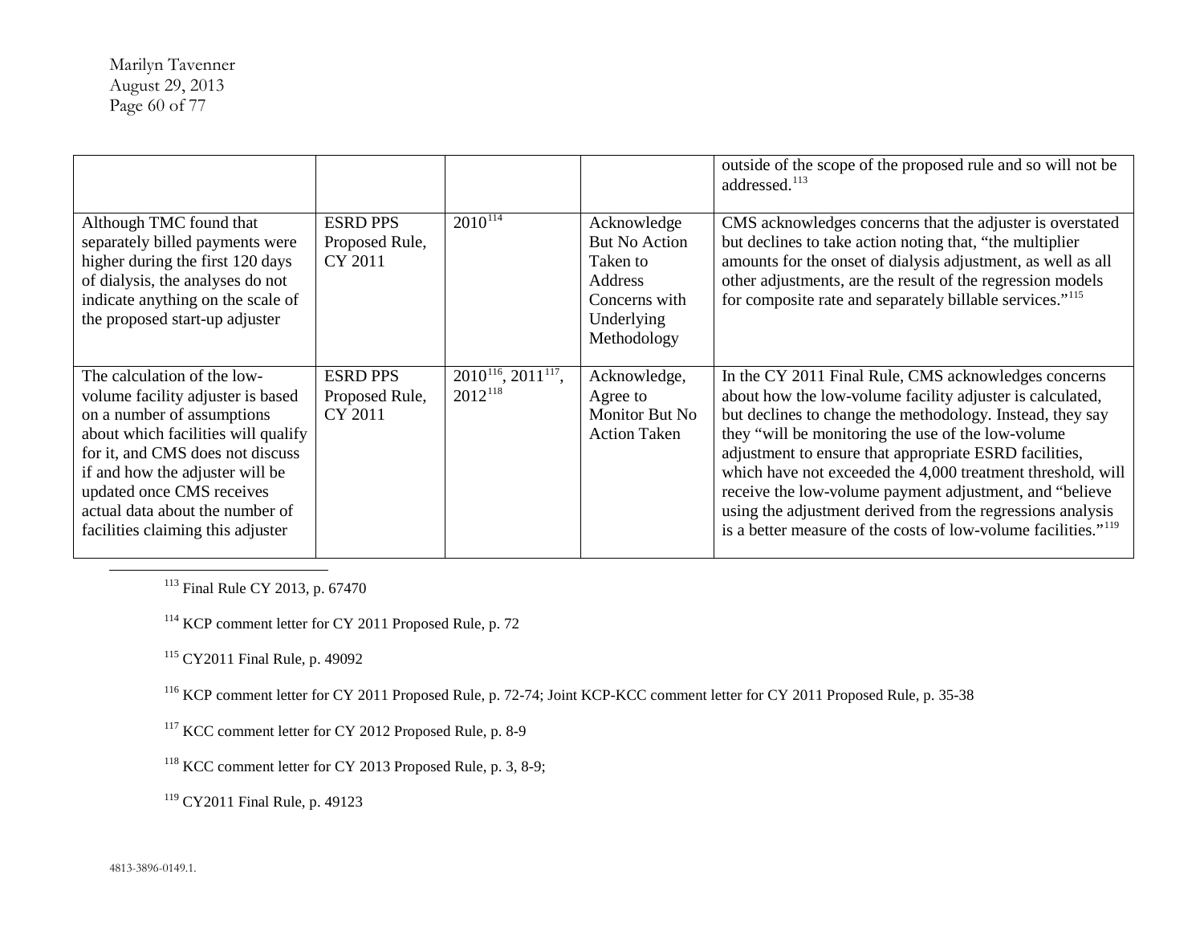|  |  |  |  | outside of the scope of the proposed rule and so will not be addressed.[113] |
|---|---|---|---|---|
| Although TMC found that separately billed payments were higher during the first 120 days of dialysis, the analyses do not indicate anything on the scale of the proposed start-up adjuster | ESRD PPS Proposed Rule, CY 2011 | 2010[114] | Acknowledge But No Action Taken to Address Concerns with Underlying Methodology | CMS acknowledges concerns that the adjuster is overstated but declines to take action noting that, "the multiplier amounts for the onset of dialysis adjustment, as well as all other adjustments, are the result of the regression models for composite rate and separately billable services."[115] |
| The calculation of the low-volume facility adjuster is based on a number of assumptions about which facilities will qualify for it, and CMS does not discuss if and how the adjuster will be updated once CMS receives actual data about the number of facilities claiming this adjuster | ESRD PPS Proposed Rule, CY 2011 | 2010[116], 2011[117], 2012[118] | Acknowledge, Agree to Monitor But No Action Taken | In the CY 2011 Final Rule, CMS acknowledges concerns about how the low-volume facility adjuster is calculated, but declines to change the methodology. Instead, they say they "will be monitoring the use of the low-volume adjustment to ensure that appropriate ESRD facilities, which have not exceeded the 4,000 treatment threshold, will receive the low-volume payment adjustment, and "believe using the adjustment derived from the regressions analysis is a better measure of the costs of low-volume facilities."[119] |

[113] Final Rule CY 2013, p. 67470

[114] KCP comment letter for CY 2011 Proposed Rule, p. 72

[115] CY2011 Final Rule, p. 49092

[116] KCP comment letter for CY 2011 Proposed Rule, p. 72-74; Joint KCP-KCC comment letter for CY 2011 Proposed Rule, p. 35-38

[117] KCC comment letter for CY 2012 Proposed Rule, p. 8-9

[118] KCC comment letter for CY 2013 Proposed Rule, p. 3, 8-9;

[119] CY2011 Final Rule, p. 49123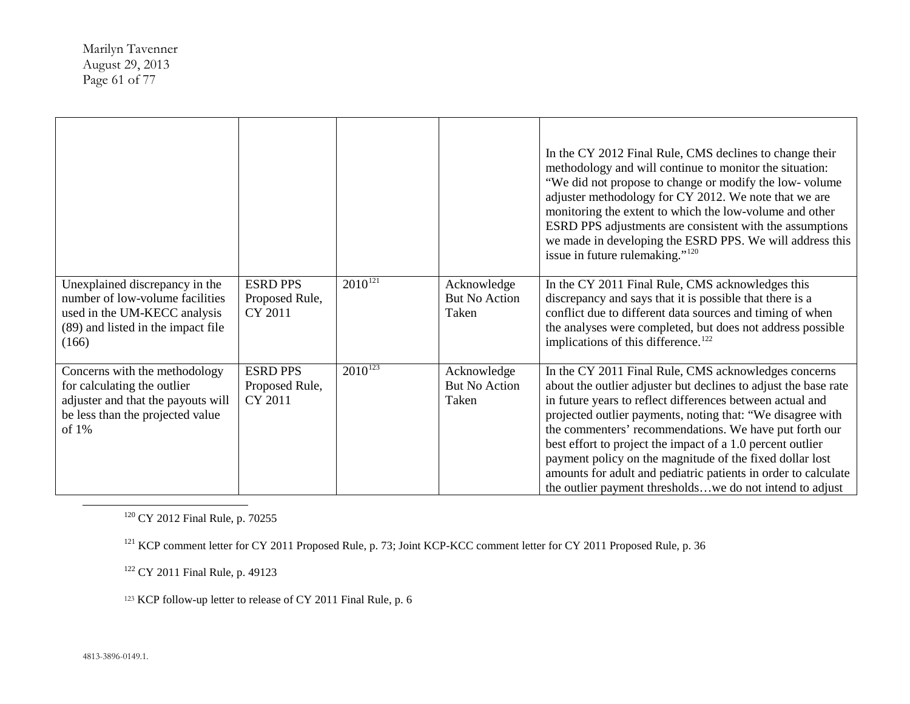| | | | | |
|---|---|---|---|---|
| | | | | In the CY 2012 Final Rule, CMS declines to change their methodology and will continue to monitor the situation: "We did not propose to change or modify the low- volume adjuster methodology for CY 2012. We note that we are monitoring the extent to which the low-volume and other ESRD PPS adjustments are consistent with the assumptions we made in developing the ESRD PPS. We will address this issue in future rulemaking."[120] |
| Unexplained discrepancy in the number of low-volume facilities used in the UM-KECC analysis (89) and listed in the impact file (166) | ESRD PPS Proposed Rule, CY 2011 | 2010[121] | Acknowledge But No Action Taken | In the CY 2011 Final Rule, CMS acknowledges this discrepancy and says that it is possible that there is a conflict due to different data sources and timing of when the analyses were completed, but does not address possible implications of this difference.[122] |
| Concerns with the methodology for calculating the outlier adjuster and that the payouts will be less than the projected value of 1% | ESRD PPS Proposed Rule, CY 2011 | 2010[123] | Acknowledge But No Action Taken | In the CY 2011 Final Rule, CMS acknowledges concerns about the outlier adjuster but declines to adjust the base rate in future years to reflect differences between actual and projected outlier payments, noting that: "We disagree with the commenters' recommendations. We have put forth our best effort to project the impact of a 1.0 percent outlier payment policy on the magnitude of the fixed dollar lost amounts for adult and pediatric patients in order to calculate the outlier payment thresholds…we do not intend to adjust |

[120] CY 2012 Final Rule, p. 70255

[121] KCP comment letter for CY 2011 Proposed Rule, p. 73; Joint KCP-KCC comment letter for CY 2011 Proposed Rule, p. 36

[122] CY 2011 Final Rule, p. 49123

[123] KCP follow-up letter to release of CY 2011 Final Rule, p. 6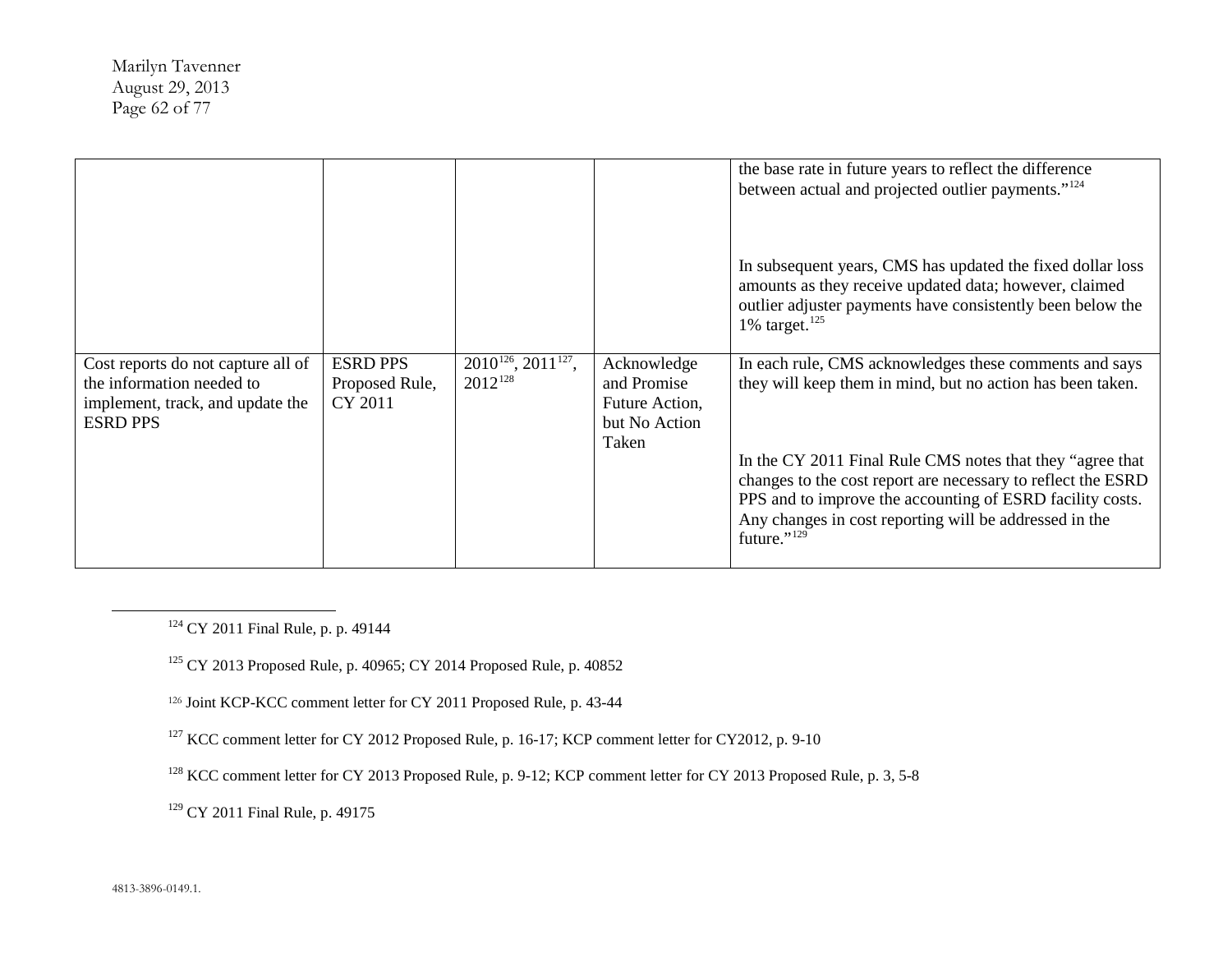| | | | | |
|---|---|---|---|---|
| | | | | the base rate in future years to reflect the difference between actual and projected outlier payments."[124]<br><br>In subsequent years, CMS has updated the fixed dollar loss amounts as they receive updated data; however, claimed outlier adjuster payments have consistently been below the 1% target.[125] |
| Cost reports do not capture all of the information needed to implement, track, and update the ESRD PPS | ESRD PPS Proposed Rule, CY 2011 | 2010[126], 2011[127], 2012[128] | Acknowledge and Promise Future Action, but No Action Taken | In each rule, CMS acknowledges these comments and says they will keep them in mind, but no action has been taken.<br><br>In the CY 2011 Final Rule CMS notes that they "agree that changes to the cost report are necessary to reflect the ESRD PPS and to improve the accounting of ESRD facility costs. Any changes in cost reporting will be addressed in the future."[129] |

[124] CY 2011 Final Rule, p. p. 49144

[125] CY 2013 Proposed Rule, p. 40965; CY 2014 Proposed Rule, p. 40852

[126] Joint KCP-KCC comment letter for CY 2011 Proposed Rule, p. 43-44

[127] KCC comment letter for CY 2012 Proposed Rule, p. 16-17; KCP comment letter for CY2012, p. 9-10

[128] KCC comment letter for CY 2013 Proposed Rule, p. 9-12; KCP comment letter for CY 2013 Proposed Rule, p. 3, 5-8

[129] CY 2011 Final Rule, p. 49175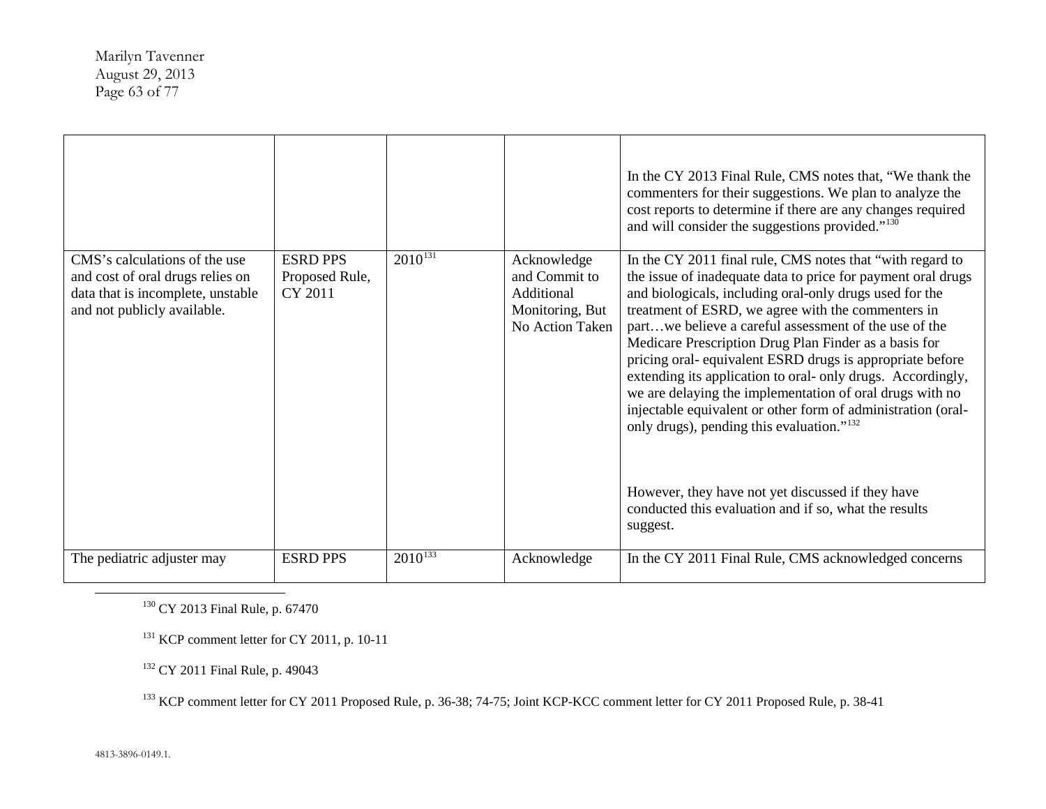| | | | | |
|---|---|---|---|---|
| | | | | In the CY 2013 Final Rule, CMS notes that, "We thank the commenters for their suggestions. We plan to analyze the cost reports to determine if there are any changes required and will consider the suggestions provided."[130] |
| CMS's calculations of the use and cost of oral drugs relies on data that is incomplete, unstable and not publicly available. | ESRD PPS Proposed Rule, CY 2011 | 2010[131] | Acknowledge and Commit to Additional Monitoring, But No Action Taken | In the CY 2011 final rule, CMS notes that "with regard to the issue of inadequate data to price for payment oral drugs and biologicals, including oral-only drugs used for the treatment of ESRD, we agree with the commenters in part…we believe a careful assessment of the use of the Medicare Prescription Drug Plan Finder as a basis for pricing oral- equivalent ESRD drugs is appropriate before extending its application to oral- only drugs. Accordingly, we are delaying the implementation of oral drugs with no injectable equivalent or other form of administration (oral-only drugs), pending this evaluation."[132]<br><br>However, they have not yet discussed if they have conducted this evaluation and if so, what the results suggest. |
| The pediatric adjuster may | ESRD PPS | 2010[133] | Acknowledge | In the CY 2011 Final Rule, CMS acknowledged concerns |

[130] CY 2013 Final Rule, p. 67470

[131] KCP comment letter for CY 2011, p. 10-11

[132] CY 2011 Final Rule, p. 49043

[133] KCP comment letter for CY 2011 Proposed Rule, p. 36-38; 74-75; Joint KCP-KCC comment letter for CY 2011 Proposed Rule, p. 38-41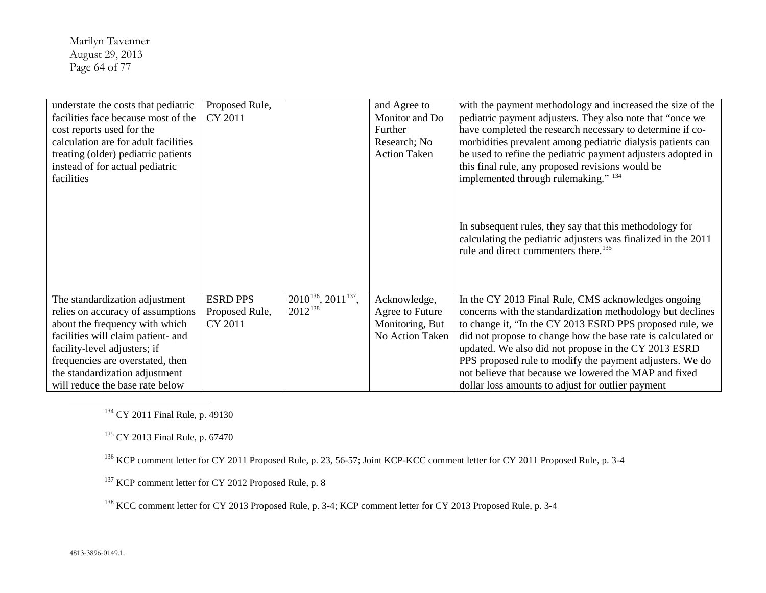| | | | | |
|---|---|---|---|---|
| understate the costs that pediatric facilities face because most of the cost reports used for the calculation are for adult facilities treating (older) pediatric patients instead of for actual pediatric facilities | Proposed Rule, CY 2011 | | and Agree to Monitor and Do Further Research; No Action Taken | with the payment methodology and increased the size of the pediatric payment adjusters. They also note that "once we have completed the research necessary to determine if co-morbidities prevalent among pediatric dialysis patients can be used to refine the pediatric payment adjusters adopted in this final rule, any proposed revisions would be implemented through rulemaking." [134]<br><br>In subsequent rules, they say that this methodology for calculating the pediatric adjusters was finalized in the 2011 rule and direct commenters there.[135] |
| The standardization adjustment relies on accuracy of assumptions about the frequency with which facilities will claim patient- and facility-level adjusters; if frequencies are overstated, then the standardization adjustment will reduce the base rate below | ESRD PPS Proposed Rule, CY 2011 | 2010[136], 2011[137], 2012[138] | Acknowledge, Agree to Future Monitoring, But No Action Taken | In the CY 2013 Final Rule, CMS acknowledges ongoing concerns with the standardization methodology but declines to change it, "In the CY 2013 ESRD PPS proposed rule, we did not propose to change how the base rate is calculated or updated. We also did not propose in the CY 2013 ESRD PPS proposed rule to modify the payment adjusters. We do not believe that because we lowered the MAP and fixed dollar loss amounts to adjust for outlier payment |

[134] CY 2011 Final Rule, p. 49130

[135] CY 2013 Final Rule, p. 67470

[136] KCP comment letter for CY 2011 Proposed Rule, p. 23, 56-57; Joint KCP-KCC comment letter for CY 2011 Proposed Rule, p. 3-4

[137] KCP comment letter for CY 2012 Proposed Rule, p. 8

[138] KCC comment letter for CY 2013 Proposed Rule, p. 3-4; KCP comment letter for CY 2013 Proposed Rule, p. 3-4

4813-3896-0149.1.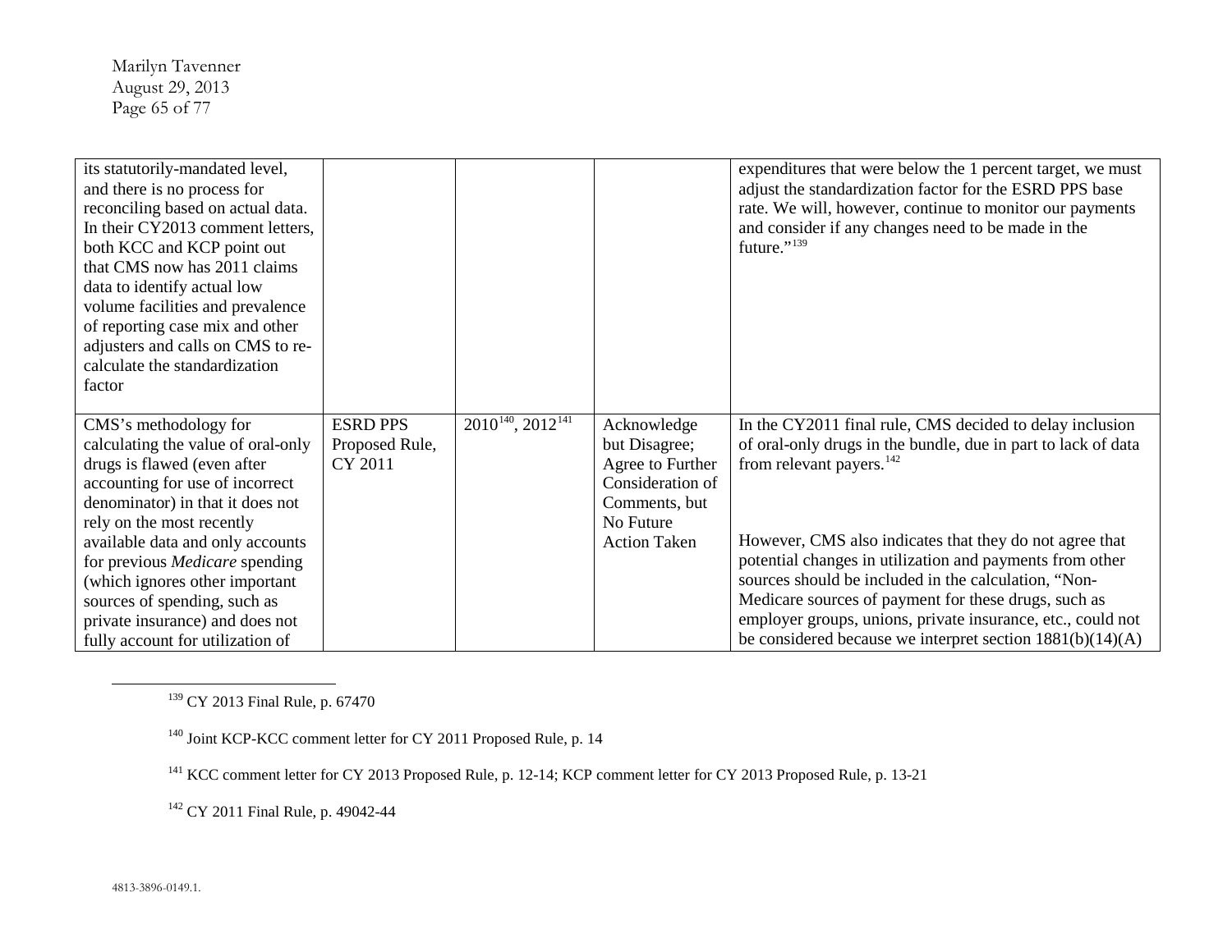| | | | | |
|---|---|---|---|---|
| its statutorily-mandated level, and there is no process for reconciling based on actual data. In their CY2013 comment letters, both KCC and KCP point out that CMS now has 2011 claims data to identify actual low volume facilities and prevalence of reporting case mix and other adjusters and calls on CMS to re-calculate the standardization factor | | | | expenditures that were below the 1 percent target, we must adjust the standardization factor for the ESRD PPS base rate. We will, however, continue to monitor our payments and consider if any changes need to be made in the future."[139] |
| CMS's methodology for calculating the value of oral-only drugs is flawed (even after accounting for use of incorrect denominator) in that it does not rely on the most recently available data and only accounts for previous *Medicare* spending (which ignores other important sources of spending, such as private insurance) and does not fully account for utilization of | ESRD PPS Proposed Rule, CY 2011 | 2010[140], 2012[141] | Acknowledge but Disagree; Agree to Further Consideration of Comments, but No Future Action Taken | In the CY2011 final rule, CMS decided to delay inclusion of oral-only drugs in the bundle, due in part to lack of data from relevant payers.[142]<br><br>However, CMS also indicates that they do not agree that potential changes in utilization and payments from other sources should be included in the calculation, "Non-Medicare sources of payment for these drugs, such as employer groups, unions, private insurance, etc., could not be considered because we interpret section 1881(b)(14)(A) |

[139] CY 2013 Final Rule, p. 67470

[140] Joint KCP-KCC comment letter for CY 2011 Proposed Rule, p. 14

[141] KCC comment letter for CY 2013 Proposed Rule, p. 12-14; KCP comment letter for CY 2013 Proposed Rule, p. 13-21

[142] CY 2011 Final Rule, p. 49042-44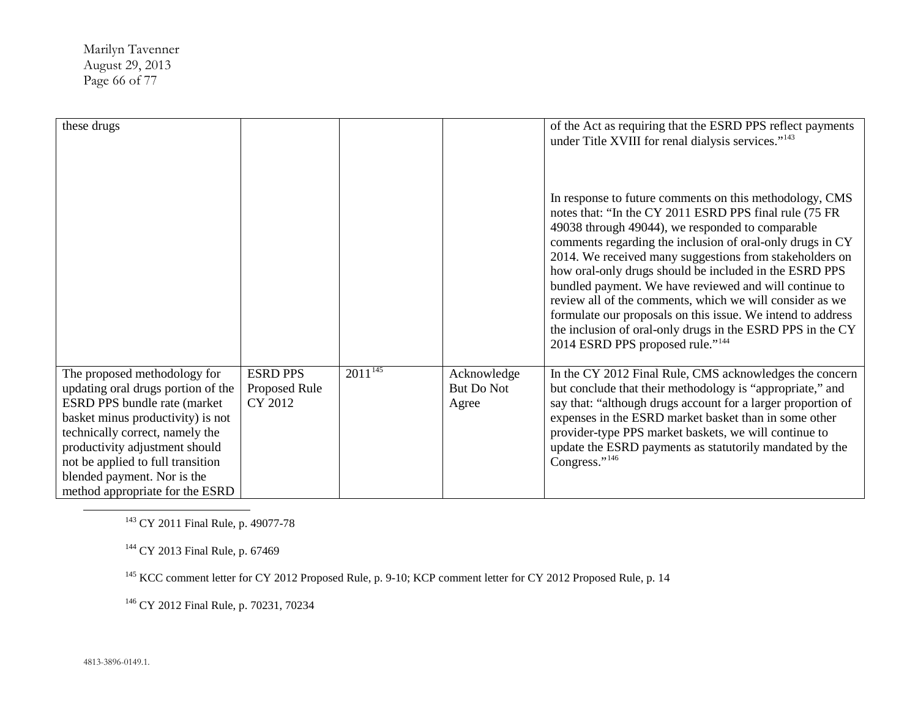| | | | | |
|---|---|---|---|---|
| these drugs | | | | of the Act as requiring that the ESRD PPS reflect payments under Title XVIII for renal dialysis services."[143]<br><br>In response to future comments on this methodology, CMS notes that: "In the CY 2011 ESRD PPS final rule (75 FR 49038 through 49044), we responded to comparable comments regarding the inclusion of oral-only drugs in CY 2014. We received many suggestions from stakeholders on how oral-only drugs should be included in the ESRD PPS bundled payment. We have reviewed and will continue to review all of the comments, which we will consider as we formulate our proposals on this issue. We intend to address the inclusion of oral-only drugs in the ESRD PPS in the CY 2014 ESRD PPS proposed rule."[144] |
| The proposed methodology for updating oral drugs portion of the ESRD PPS bundle rate (market basket minus productivity) is not technically correct, namely the productivity adjustment should not be applied to full transition blended payment. Nor is the method appropriate for the ESRD | ESRD PPS Proposed Rule CY 2012 | 2011[145] | Acknowledge But Do Not Agree | In the CY 2012 Final Rule, CMS acknowledges the concern but conclude that their methodology is "appropriate," and say that: "although drugs account for a larger proportion of expenses in the ESRD market basket than in some other provider-type PPS market baskets, we will continue to update the ESRD payments as statutorily mandated by the Congress."[146] |

[143] CY 2011 Final Rule, p. 49077-78

[144] CY 2013 Final Rule, p. 67469

[145] KCC comment letter for CY 2012 Proposed Rule, p. 9-10; KCP comment letter for CY 2012 Proposed Rule, p. 14

[146] CY 2012 Final Rule, p. 70231, 70234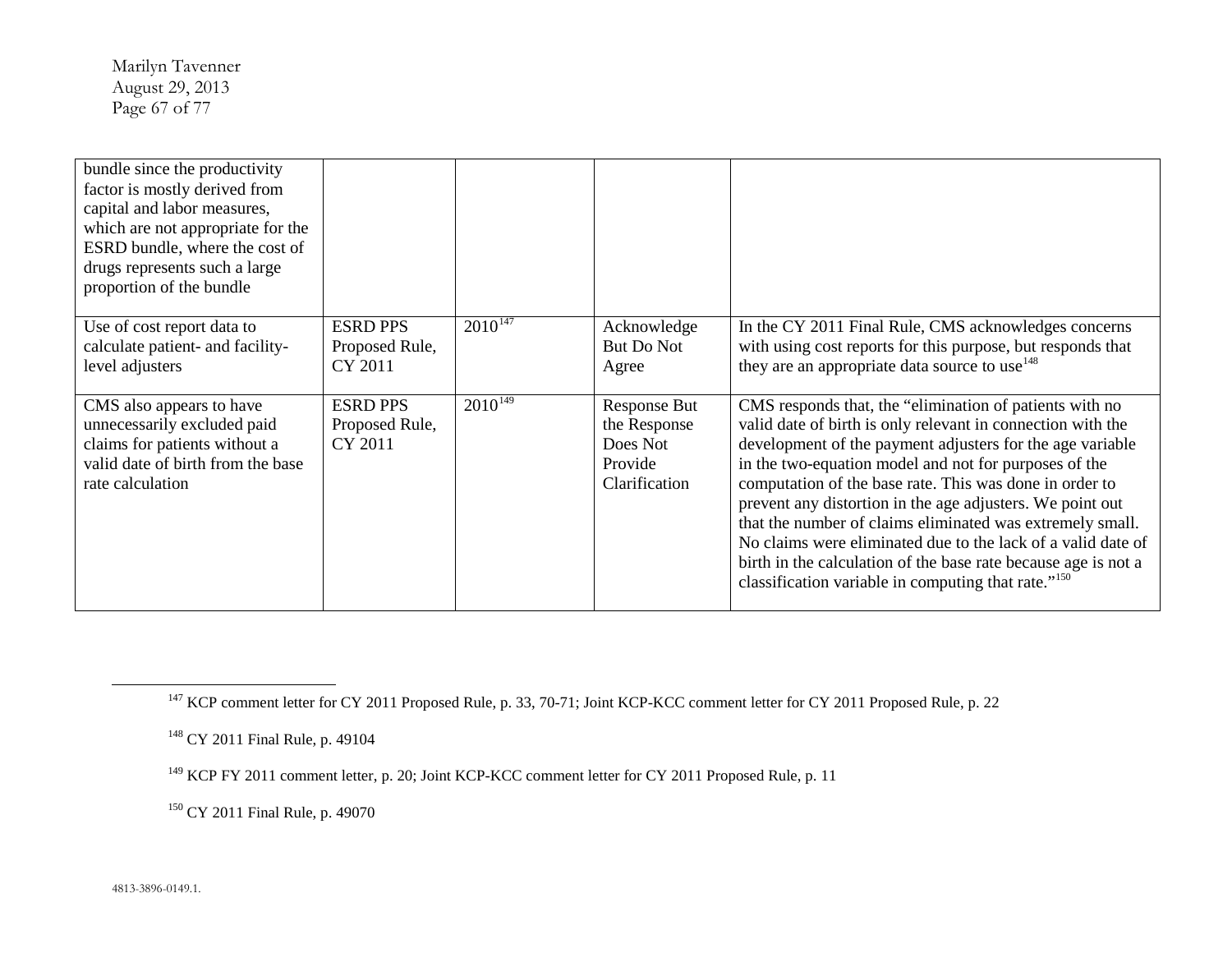| | | | | |
|---|---|---|---|---|
| bundle since the productivity factor is mostly derived from capital and labor measures, which are not appropriate for the ESRD bundle, where the cost of drugs represents such a large proportion of the bundle | | | | |
| Use of cost report data to calculate patient- and facility-level adjusters | ESRD PPS Proposed Rule, CY 2011 | 2010[147] | Acknowledge But Do Not Agree | In the CY 2011 Final Rule, CMS acknowledges concerns with using cost reports for this purpose, but responds that they are an appropriate data source to use[148] |
| CMS also appears to have unnecessarily excluded paid claims for patients without a valid date of birth from the base rate calculation | ESRD PPS Proposed Rule, CY 2011 | 2010[149] | Response But the Response Does Not Provide Clarification | CMS responds that, the "elimination of patients with no valid date of birth is only relevant in connection with the development of the payment adjusters for the age variable in the two-equation model and not for purposes of the computation of the base rate. This was done in order to prevent any distortion in the age adjusters. We point out that the number of claims eliminated was extremely small. No claims were eliminated due to the lack of a valid date of birth in the calculation of the base rate because age is not a classification variable in computing that rate."[150] |

[147] KCP comment letter for CY 2011 Proposed Rule, p. 33, 70-71; Joint KCP-KCC comment letter for CY 2011 Proposed Rule, p. 22

[148] CY 2011 Final Rule, p. 49104

[149] KCP FY 2011 comment letter, p. 20; Joint KCP-KCC comment letter for CY 2011 Proposed Rule, p. 11

[150] CY 2011 Final Rule, p. 49070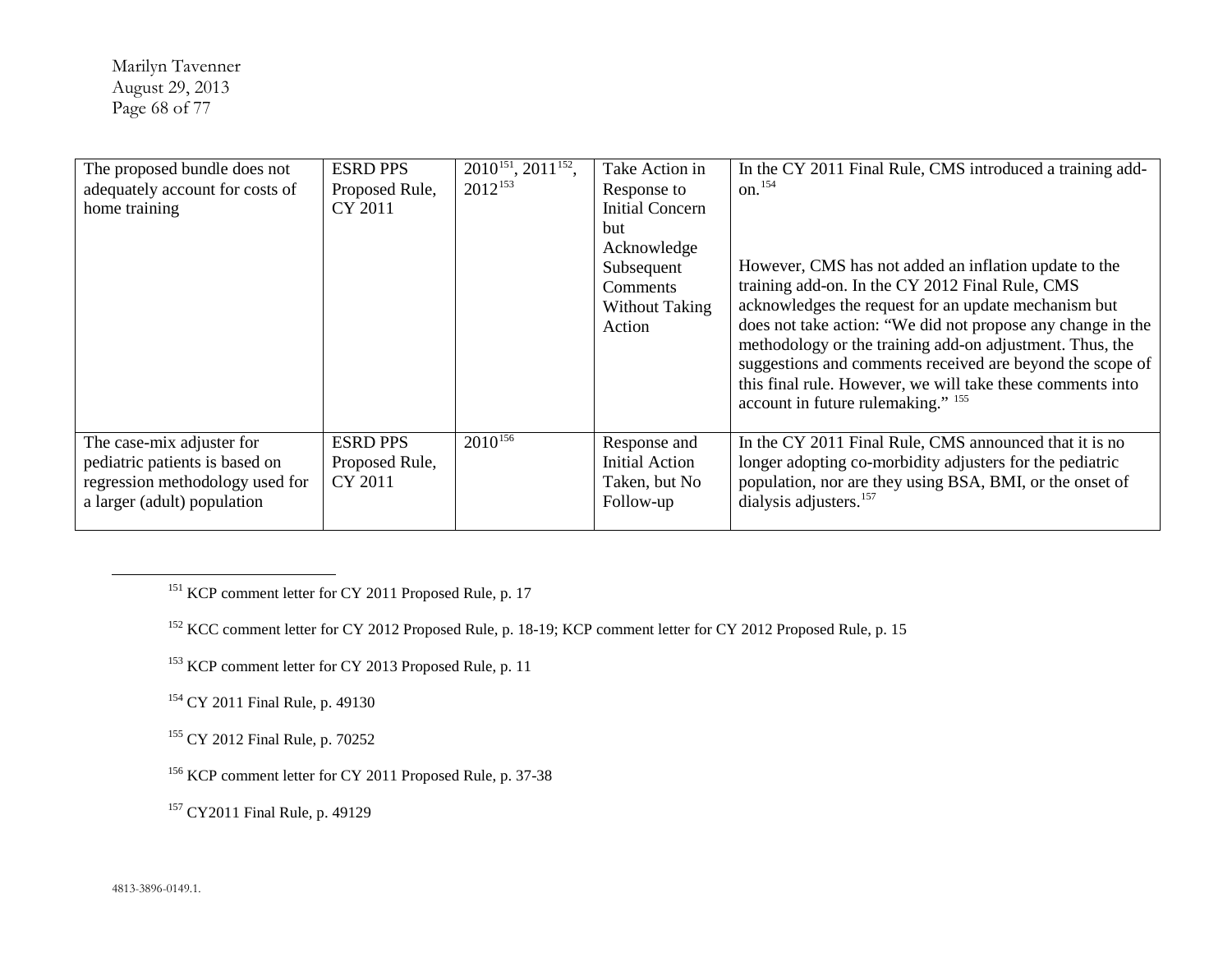| | | | | |
|---|---|---|---|---|
| The proposed bundle does not adequately account for costs of home training | ESRD PPS Proposed Rule, CY 2011 | 2010[151], 2011[152], 2012[153] | Take Action in Response to Initial Concern but Acknowledge Subsequent Comments Without Taking Action | In the CY 2011 Final Rule, CMS introduced a training add-on.[154]<br><br>However, CMS has not added an inflation update to the training add-on. In the CY 2012 Final Rule, CMS acknowledges the request for an update mechanism but does not take action: "We did not propose any change in the methodology or the training add-on adjustment. Thus, the suggestions and comments received are beyond the scope of this final rule. However, we will take these comments into account in future rulemaking." [155] |
| The case-mix adjuster for pediatric patients is based on regression methodology used for a larger (adult) population | ESRD PPS Proposed Rule, CY 2011 | 2010[156] | Response and Initial Action Taken, but No Follow-up | In the CY 2011 Final Rule, CMS announced that it is no longer adopting co-morbidity adjusters for the pediatric population, nor are they using BSA, BMI, or the onset of dialysis adjusters.[157] |

[151] KCP comment letter for CY 2011 Proposed Rule, p. 17

[152] KCC comment letter for CY 2012 Proposed Rule, p. 18-19; KCP comment letter for CY 2012 Proposed Rule, p. 15

[153] KCP comment letter for CY 2013 Proposed Rule, p. 11

[154] CY 2011 Final Rule, p. 49130

[155] CY 2012 Final Rule, p. 70252

[156] KCP comment letter for CY 2011 Proposed Rule, p. 37-38

[157] CY2011 Final Rule, p. 49129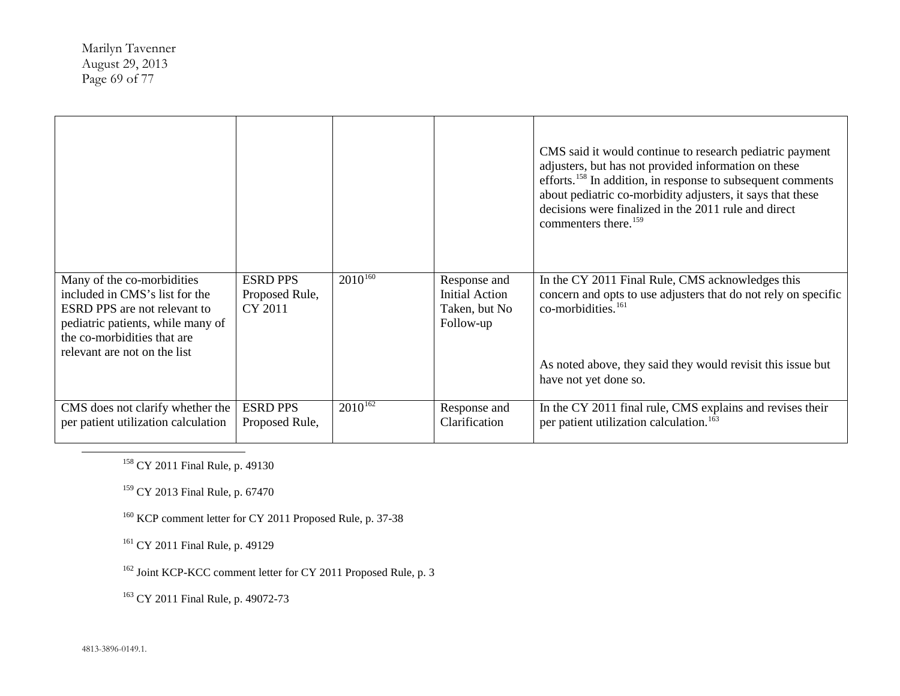| | | | | |
|---|---|---|---|---|
| | | | | CMS said it would continue to research pediatric payment adjusters, but has not provided information on these efforts.[158] In addition, in response to subsequent comments about pediatric co-morbidity adjusters, it says that these decisions were finalized in the 2011 rule and direct commenters there.[159] |
| Many of the co-morbidities included in CMS's list for the ESRD PPS are not relevant to pediatric patients, while many of the co-morbidities that are relevant are not on the list | ESRD PPS Proposed Rule, CY 2011 | 2010[160] | Response and Initial Action Taken, but No Follow-up | In the CY 2011 Final Rule, CMS acknowledges this concern and opts to use adjusters that do not rely on specific co-morbidities.[161]<br><br>As noted above, they said they would revisit this issue but have not yet done so. |
| CMS does not clarify whether the per patient utilization calculation | ESRD PPS Proposed Rule, | 2010[162] | Response and Clarification | In the CY 2011 final rule, CMS explains and revises their per patient utilization calculation.[163] |

[158] CY 2011 Final Rule, p. 49130

[159] CY 2013 Final Rule, p. 67470

[160] KCP comment letter for CY 2011 Proposed Rule, p. 37-38

[161] CY 2011 Final Rule, p. 49129

[162] Joint KCP-KCC comment letter for CY 2011 Proposed Rule, p. 3

[163] CY 2011 Final Rule, p. 49072-73

4813-3896-0149.1.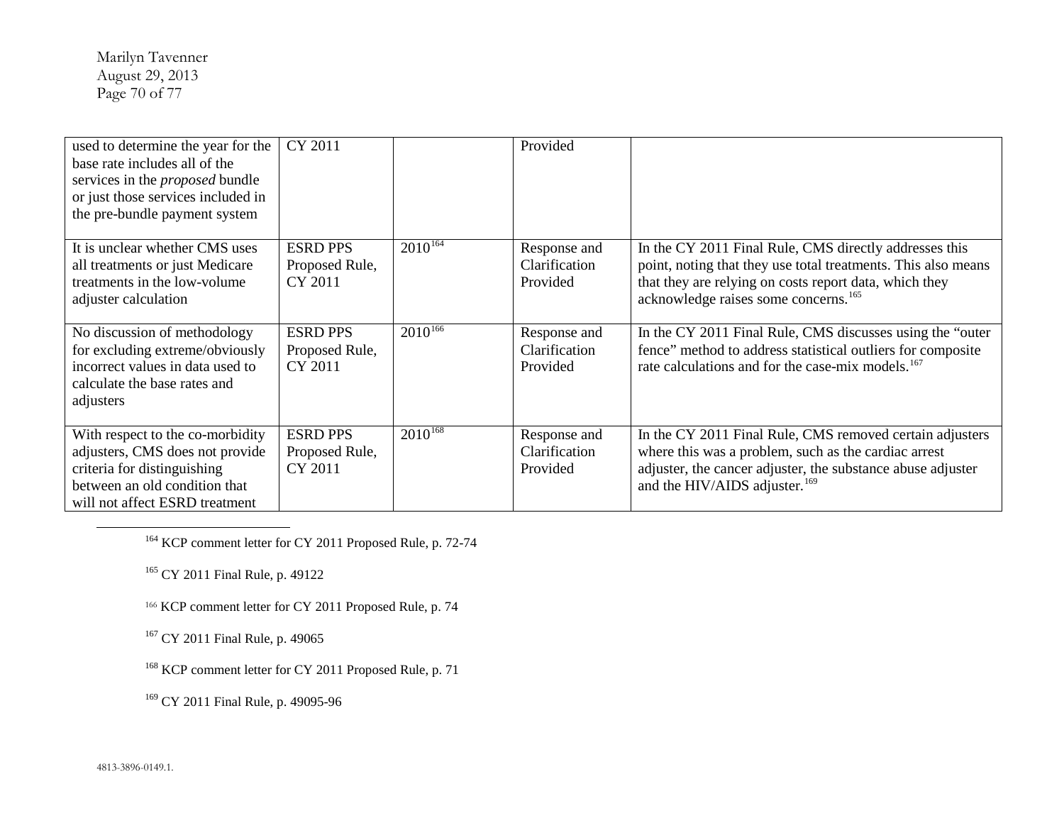| | | | | |
|---|---|---|---|---|
| used to determine the year for the base rate includes all of the services in the *proposed* bundle or just those services included in the pre-bundle payment system | CY 2011 | | Provided | |
| It is unclear whether CMS uses all treatments or just Medicare treatments in the low-volume adjuster calculation | ESRD PPS Proposed Rule, CY 2011 | 2010[164] | Response and Clarification Provided | In the CY 2011 Final Rule, CMS directly addresses this point, noting that they use total treatments. This also means that they are relying on costs report data, which they acknowledge raises some concerns.[165] |
| No discussion of methodology for excluding extreme/obviously incorrect values in data used to calculate the base rates and adjusters | ESRD PPS Proposed Rule, CY 2011 | 2010[166] | Response and Clarification Provided | In the CY 2011 Final Rule, CMS discusses using the "outer fence" method to address statistical outliers for composite rate calculations and for the case-mix models.[167] |
| With respect to the co-morbidity adjusters, CMS does not provide criteria for distinguishing between an old condition that will not affect ESRD treatment | ESRD PPS Proposed Rule, CY 2011 | 2010[168] | Response and Clarification Provided | In the CY 2011 Final Rule, CMS removed certain adjusters where this was a problem, such as the cardiac arrest adjuster, the cancer adjuster, the substance abuse adjuster and the HIV/AIDS adjuster.[169] |

[164] KCP comment letter for CY 2011 Proposed Rule, p. 72-74

[165] CY 2011 Final Rule, p. 49122

[166] KCP comment letter for CY 2011 Proposed Rule, p. 74

[167] CY 2011 Final Rule, p. 49065

[168] KCP comment letter for CY 2011 Proposed Rule, p. 71

[169] CY 2011 Final Rule, p. 49095-96

4813-3896-0149.1.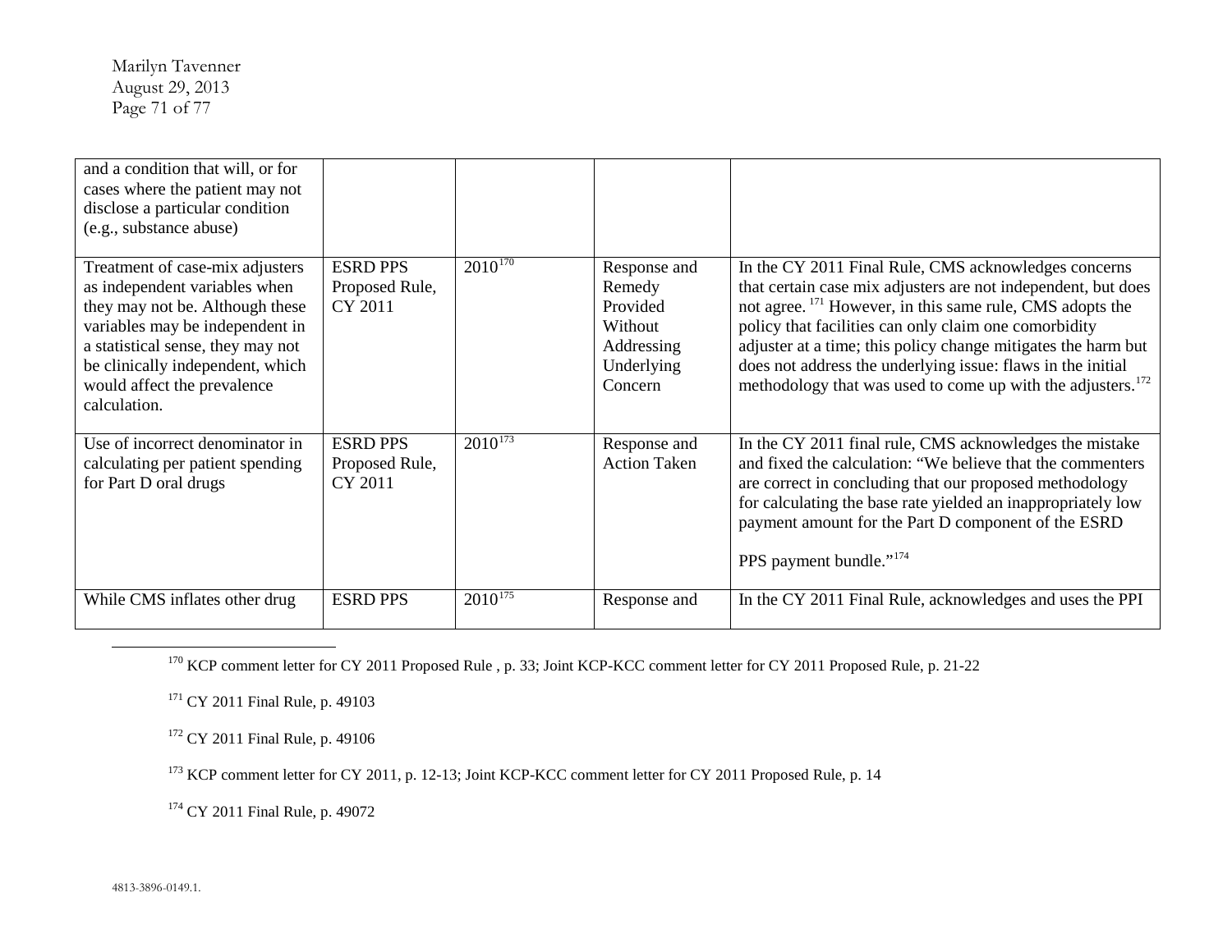| | | | | |
|---|---|---|---|---|
| and a condition that will, or for cases where the patient may not disclose a particular condition (e.g., substance abuse) | | | | |
| Treatment of case-mix adjusters as independent variables when they may not be. Although these variables may be independent in a statistical sense, they may not be clinically independent, which would affect the prevalence calculation. | ESRD PPS Proposed Rule, CY 2011 | 2010[170] | Response and Remedy Provided Without Addressing Underlying Concern | In the CY 2011 Final Rule, CMS acknowledges concerns that certain case mix adjusters are not independent, but does not agree. [171] However, in this same rule, CMS adopts the policy that facilities can only claim one comorbidity adjuster at a time; this policy change mitigates the harm but does not address the underlying issue: flaws in the initial methodology that was used to come up with the adjusters.[172] |
| Use of incorrect denominator in calculating per patient spending for Part D oral drugs | ESRD PPS Proposed Rule, CY 2011 | 2010[173] | Response and Action Taken | In the CY 2011 final rule, CMS acknowledges the mistake and fixed the calculation: "We believe that the commenters are correct in concluding that our proposed methodology for calculating the base rate yielded an inappropriately low payment amount for the Part D component of the ESRD PPS payment bundle."[174] |
| While CMS inflates other drug | ESRD PPS | 2010[175] | Response and | In the CY 2011 Final Rule, acknowledges and uses the PPI |

[170] KCP comment letter for CY 2011 Proposed Rule , p. 33; Joint KCP-KCC comment letter for CY 2011 Proposed Rule, p. 21-22

[171] CY 2011 Final Rule, p. 49103

[172] CY 2011 Final Rule, p. 49106

[173] KCP comment letter for CY 2011, p. 12-13; Joint KCP-KCC comment letter for CY 2011 Proposed Rule, p. 14

[174] CY 2011 Final Rule, p. 49072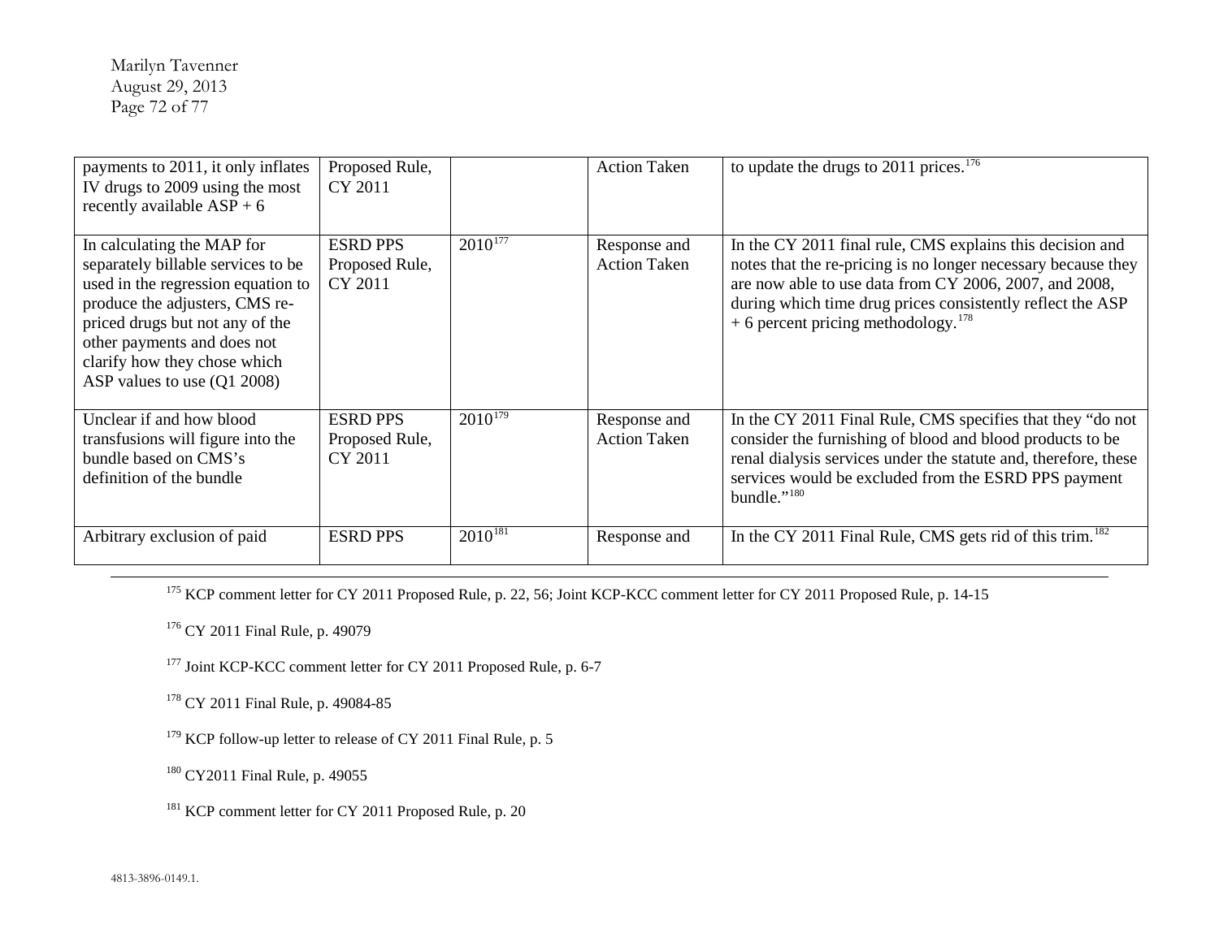| payments to 2011, it only inflates IV drugs to 2009 using the most recently available ASP + 6 | Proposed Rule, CY 2011 | | Action Taken | to update the drugs to 2011 prices.[176] |
|---|---|---|---|---|
| In calculating the MAP for separately billable services to be used in the regression equation to produce the adjusters, CMS re-priced drugs but not any of the other payments and does not clarify how they chose which ASP values to use (Q1 2008) | ESRD PPS Proposed Rule, CY 2011 | 2010[177] | Response and Action Taken | In the CY 2011 final rule, CMS explains this decision and notes that the re-pricing is no longer necessary because they are now able to use data from CY 2006, 2007, and 2008, during which time drug prices consistently reflect the ASP + 6 percent pricing methodology.[178] |
| Unclear if and how blood transfusions will figure into the bundle based on CMS's definition of the bundle | ESRD PPS Proposed Rule, CY 2011 | 2010[179] | Response and Action Taken | In the CY 2011 Final Rule, CMS specifies that they "do not consider the furnishing of blood and blood products to be renal dialysis services under the statute and, therefore, these services would be excluded from the ESRD PPS payment bundle."[180] |
| Arbitrary exclusion of paid | ESRD PPS | 2010[181] | Response and | In the CY 2011 Final Rule, CMS gets rid of this trim.[182] |

[175] KCP comment letter for CY 2011 Proposed Rule, p. 22, 56; Joint KCP-KCC comment letter for CY 2011 Proposed Rule, p. 14-15

[176] CY 2011 Final Rule, p. 49079

[177] Joint KCP-KCC comment letter for CY 2011 Proposed Rule, p. 6-7

[178] CY 2011 Final Rule, p. 49084-85

[179] KCP follow-up letter to release of CY 2011 Final Rule, p. 5

[180] CY2011 Final Rule, p. 49055

[181] KCP comment letter for CY 2011 Proposed Rule, p. 20

4813-3896-0149.1.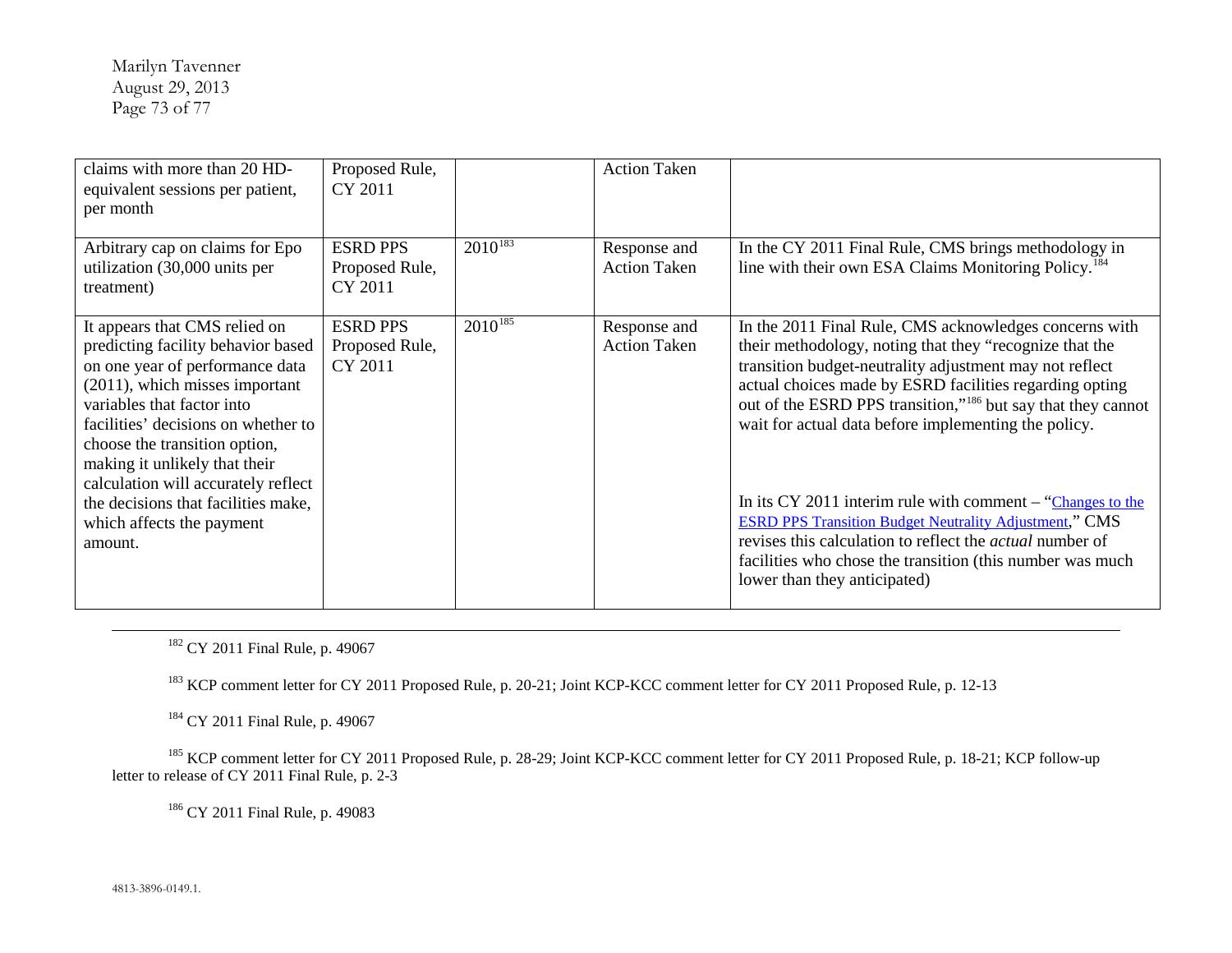| | | | | |
|---|---|---|---|---|
| claims with more than 20 HD-equivalent sessions per patient, per month | Proposed Rule, CY 2011 | | Action Taken | |
| Arbitrary cap on claims for Epo utilization (30,000 units per treatment) | ESRD PPS Proposed Rule, CY 2011 | 2010[183] | Response and Action Taken | In the CY 2011 Final Rule, CMS brings methodology in line with their own ESA Claims Monitoring Policy.[184] |
| It appears that CMS relied on predicting facility behavior based on one year of performance data (2011), which misses important variables that factor into facilities' decisions on whether to choose the transition option, making it unlikely that their calculation will accurately reflect the decisions that facilities make, which affects the payment amount. | ESRD PPS Proposed Rule, CY 2011 | 2010[185] | Response and Action Taken | In the 2011 Final Rule, CMS acknowledges concerns with their methodology, noting that they "recognize that the transition budget-neutrality adjustment may not reflect actual choices made by ESRD facilities regarding opting out of the ESRD PPS transition,"[186] but say that they cannot wait for actual data before implementing the policy.<br><br>In its CY 2011 interim rule with comment – "Changes to the ESRD PPS Transition Budget Neutrality Adjustment," CMS revises this calculation to reflect the *actual* number of facilities who chose the transition (this number was much lower than they anticipated) |

[182] CY 2011 Final Rule, p. 49067

[183] KCP comment letter for CY 2011 Proposed Rule, p. 20-21; Joint KCP-KCC comment letter for CY 2011 Proposed Rule, p. 12-13

[184] CY 2011 Final Rule, p. 49067

[185] KCP comment letter for CY 2011 Proposed Rule, p. 28-29; Joint KCP-KCC comment letter for CY 2011 Proposed Rule, p. 18-21; KCP follow-up letter to release of CY 2011 Final Rule, p. 2-3

[186] CY 2011 Final Rule, p. 49083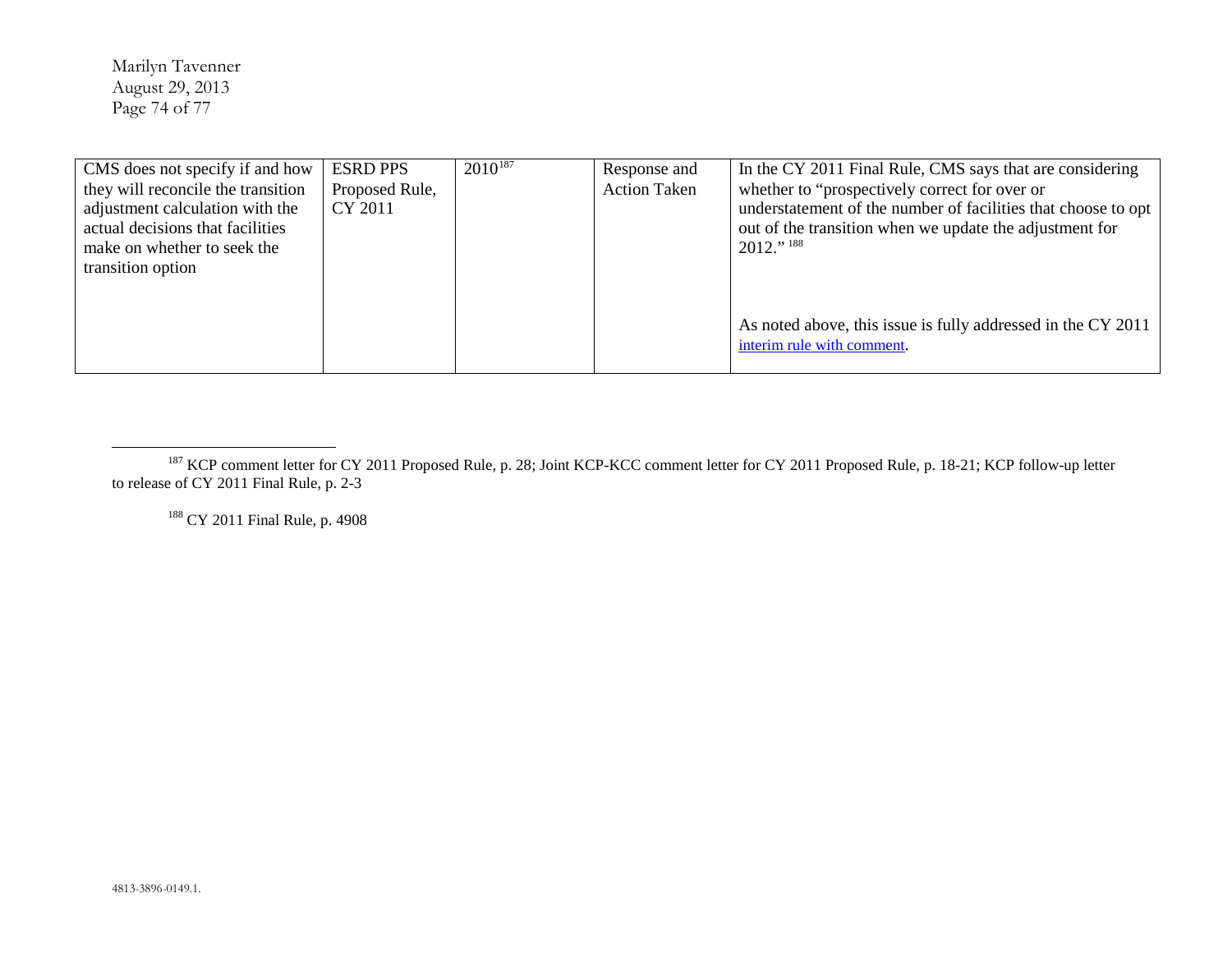| | | | | |
|---|---|---|---|---|
| CMS does not specify if and how they will reconcile the transition adjustment calculation with the actual decisions that facilities make on whether to seek the transition option | ESRD PPS Proposed Rule, CY 2011 | 2010[187] | Response and Action Taken | In the CY 2011 Final Rule, CMS says that are considering whether to "prospectively correct for over or understatement of the number of facilities that choose to opt out of the transition when we update the adjustment for 2012." [188]<br><br>As noted above, this issue is fully addressed in the CY 2011 interim rule with comment. |

[187] KCP comment letter for CY 2011 Proposed Rule, p. 28; Joint KCP-KCC comment letter for CY 2011 Proposed Rule, p. 18-21; KCP follow-up letter to release of CY 2011 Final Rule, p. 2-3

[188] CY 2011 Final Rule, p. 4908

4813-3896-0149.1.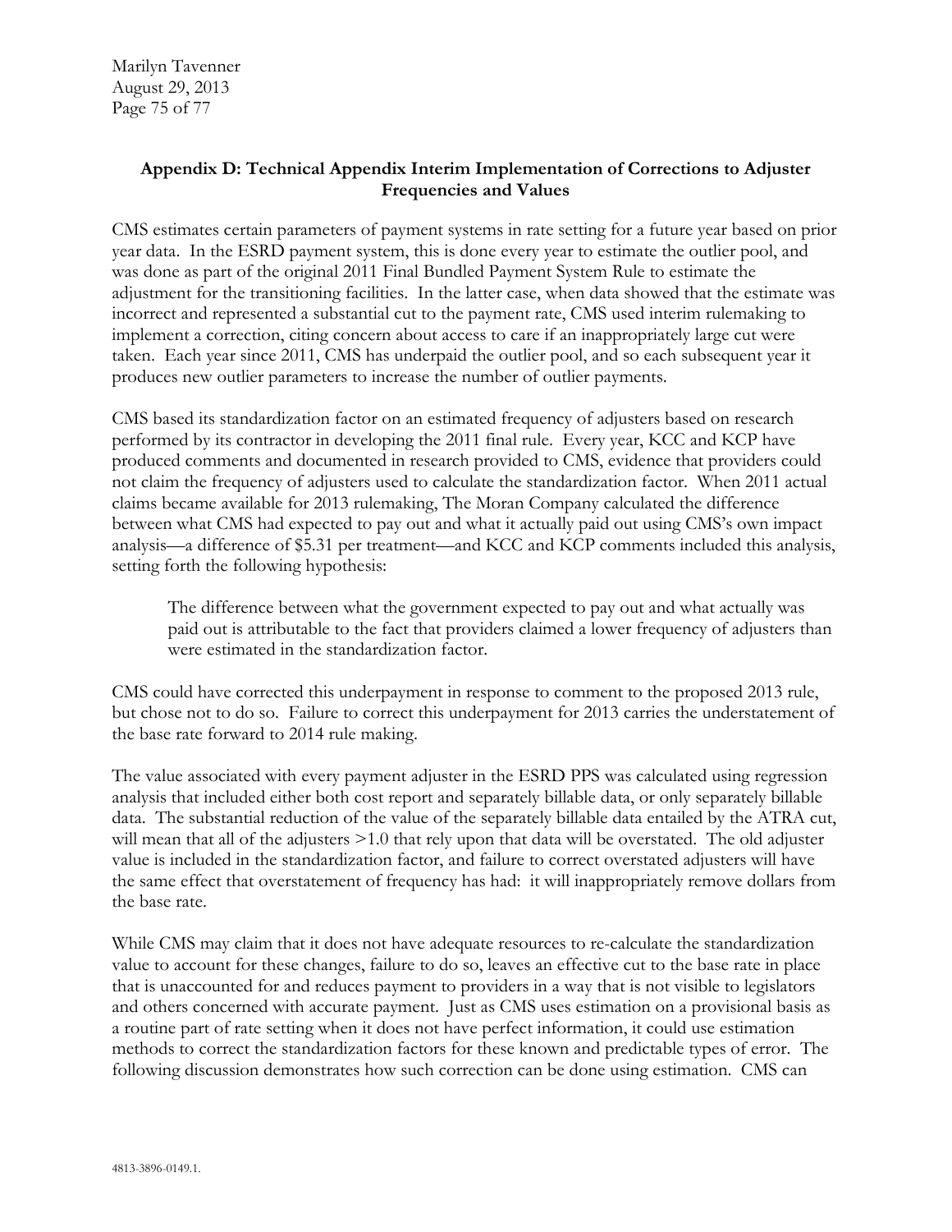## Appendix D: Technical Appendix Interim Implementation of Corrections to Adjuster Frequencies and Values

CMS estimates certain parameters of payment systems in rate setting for a future year based on prior year data. In the ESRD payment system, this is done every year to estimate the outlier pool, and was done as part of the original 2011 Final Bundled Payment System Rule to estimate the adjustment for the transitioning facilities. In the latter case, when data showed that the estimate was incorrect and represented a substantial cut to the payment rate, CMS used interim rulemaking to implement a correction, citing concern about access to care if an inappropriately large cut were taken. Each year since 2011, CMS has underpaid the outlier pool, and so each subsequent year it produces new outlier parameters to increase the number of outlier payments.

CMS based its standardization factor on an estimated frequency of adjusters based on research performed by its contractor in developing the 2011 final rule. Every year, KCC and KCP have produced comments and documented in research provided to CMS, evidence that providers could not claim the frequency of adjusters used to calculate the standardization factor. When 2011 actual claims became available for 2013 rulemaking, The Moran Company calculated the difference between what CMS had expected to pay out and what it actually paid out using CMS's own impact analysis—a difference of $5.31 per treatment—and KCC and KCP comments included this analysis, setting forth the following hypothesis:

> The difference between what the government expected to pay out and what actually was paid out is attributable to the fact that providers claimed a lower frequency of adjusters than were estimated in the standardization factor.

CMS could have corrected this underpayment in response to comment to the proposed 2013 rule, but chose not to do so. Failure to correct this underpayment for 2013 carries the understatement of the base rate forward to 2014 rule making.

The value associated with every payment adjuster in the ESRD PPS was calculated using regression analysis that included either both cost report and separately billable data, or only separately billable data. The substantial reduction of the value of the separately billable data entailed by the ATRA cut, will mean that all of the adjusters >1.0 that rely upon that data will be overstated. The old adjuster value is included in the standardization factor, and failure to correct overstated adjusters will have the same effect that overstatement of frequency has had: it will inappropriately remove dollars from the base rate.

While CMS may claim that it does not have adequate resources to re-calculate the standardization value to account for these changes, failure to do so, leaves an effective cut to the base rate in place that is unaccounted for and reduces payment to providers in a way that is not visible to legislators and others concerned with accurate payment. Just as CMS uses estimation on a provisional basis as a routine part of rate setting when it does not have perfect information, it could use estimation methods to correct the standardization factors for these known and predictable types of error. The following discussion demonstrates how such correction can be done using estimation. CMS can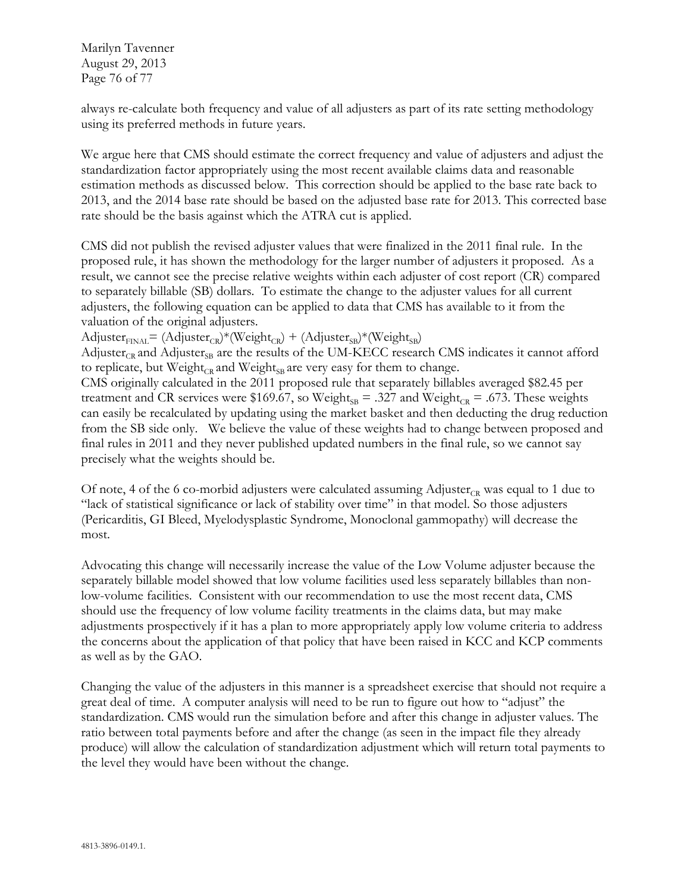always re-calculate both frequency and value of all adjusters as part of its rate setting methodology using its preferred methods in future years.

We argue here that CMS should estimate the correct frequency and value of adjusters and adjust the standardization factor appropriately using the most recent available claims data and reasonable estimation methods as discussed below. This correction should be applied to the base rate back to 2013, and the 2014 base rate should be based on the adjusted base rate for 2013. This corrected base rate should be the basis against which the ATRA cut is applied.

CMS did not publish the revised adjuster values that were finalized in the 2011 final rule. In the proposed rule, it has shown the methodology for the larger number of adjusters it proposed. As a result, we cannot see the precise relative weights within each adjuster of cost report (CR) compared to separately billable (SB) dollars. To estimate the change to the adjuster values for all current adjusters, the following equation can be applied to data that CMS has available to it from the valuation of the original adjusters.

$Adjuster_{FINAL} = (Adjuster_{CR})*(Weight_{CR}) + (Adjuster_{SB})*(Weight_{SB})$

$Adjuster_{CR}$ and $Adjuster_{SB}$ are the results of the UM-KECC research CMS indicates it cannot afford to replicate, but $Weight_{CR}$ and $Weight_{SB}$ are very easy for them to change.

CMS originally calculated in the 2011 proposed rule that separately billables averaged \$82.45 per treatment and CR services were \$169.67, so $Weight_{SB} = .327$ and $Weight_{CR} = .673$. These weights can easily be recalculated by updating using the market basket and then deducting the drug reduction from the SB side only. We believe the value of these weights had to change between proposed and final rules in 2011 and they never published updated numbers in the final rule, so we cannot say precisely what the weights should be.

Of note, 4 of the 6 co-morbid adjusters were calculated assuming $Adjuster_{CR}$ was equal to 1 due to "lack of statistical significance or lack of stability over time" in that model. So those adjusters (Pericarditis, GI Bleed, Myelodysplastic Syndrome, Monoclonal gammopathy) will decrease the most.

Advocating this change will necessarily increase the value of the Low Volume adjuster because the separately billable model showed that low volume facilities used less separately billables than non-low-volume facilities. Consistent with our recommendation to use the most recent data, CMS should use the frequency of low volume facility treatments in the claims data, but may make adjustments prospectively if it has a plan to more appropriately apply low volume criteria to address the concerns about the application of that policy that have been raised in KCC and KCP comments as well as by the GAO.

Changing the value of the adjusters in this manner is a spreadsheet exercise that should not require a great deal of time. A computer analysis will need to be run to figure out how to "adjust" the standardization. CMS would run the simulation before and after this change in adjuster values. The ratio between total payments before and after the change (as seen in the impact file they already produce) will allow the calculation of standardization adjustment which will return total payments to the level they would have been without the change.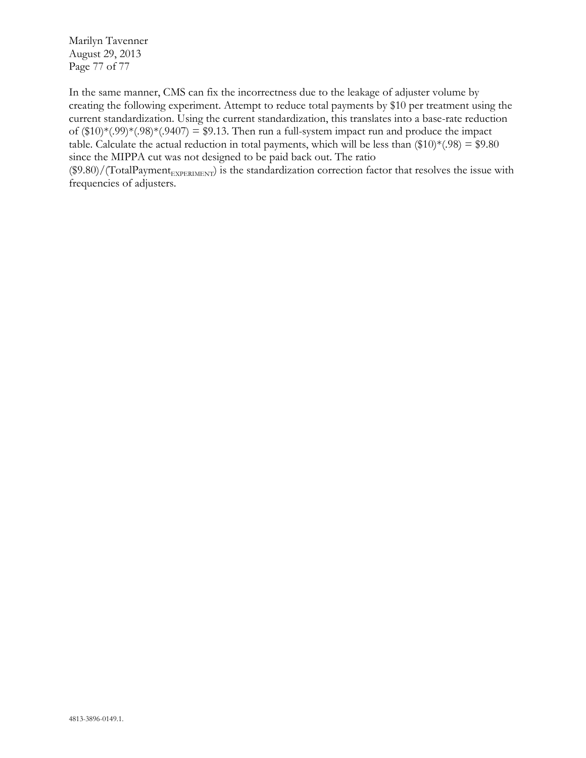In the same manner, CMS can fix the incorrectness due to the leakage of adjuster volume by creating the following experiment. Attempt to reduce total payments by $10 per treatment using the current standardization. Using the current standardization, this translates into a base-rate reduction of ($10)*(.99)*(.98)*(.9407) = $9.13. Then run a full-system impact run and produce the impact table. Calculate the actual reduction in total payments, which will be less than ($10)*(.98) = $9.80 since the MIPPA cut was not designed to be paid back out. The ratio ($9.80)/($\text{TotalPayment}_{\text{EXPERIMENT}}$) is the standardization correction factor that resolves the issue with frequencies of adjusters.

4813-3896-0149.1.